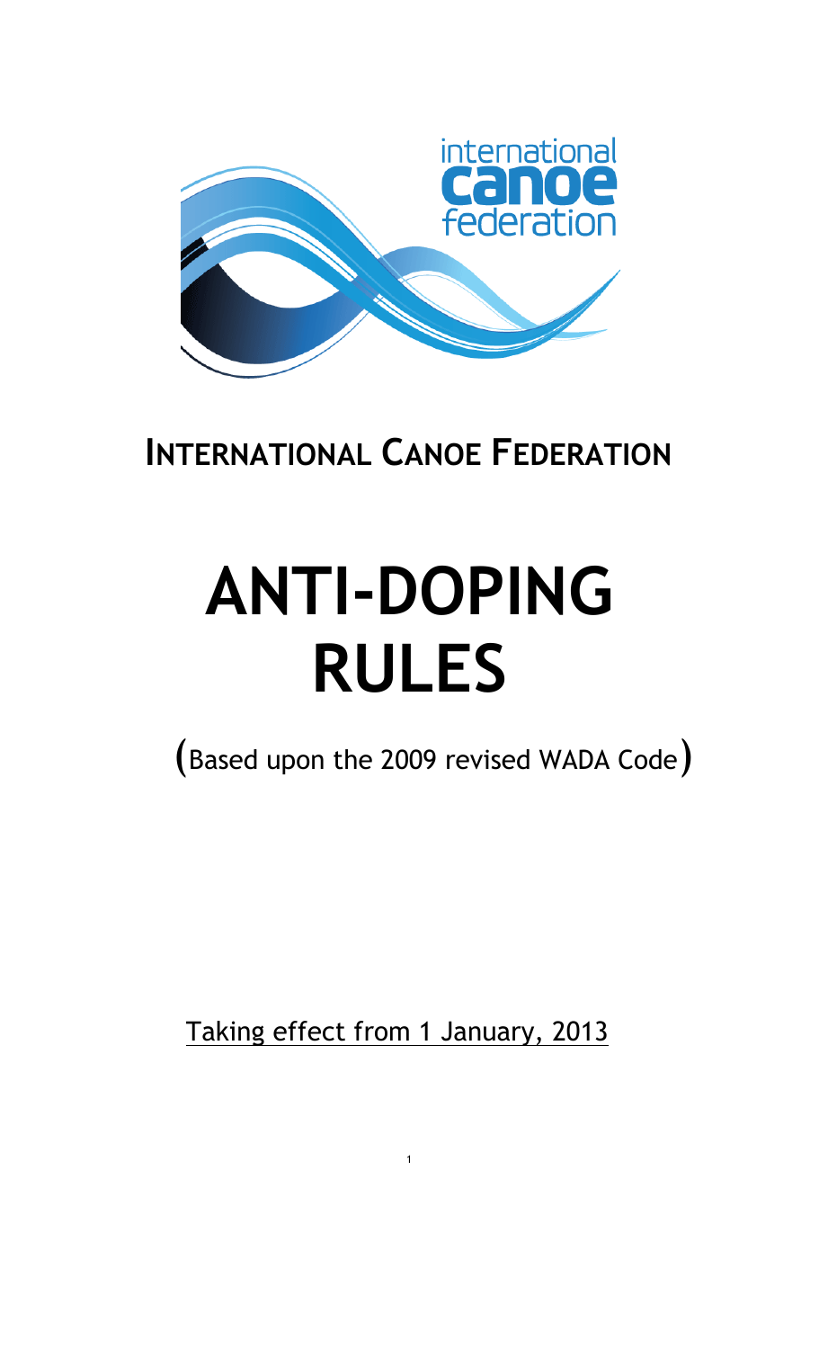# INTERNATIONAL CANOE FEDERATION

# ANTI-DOPING RULES

(Based upon the 2009 revised WADA Code)

Taking effect from 1 January, 2013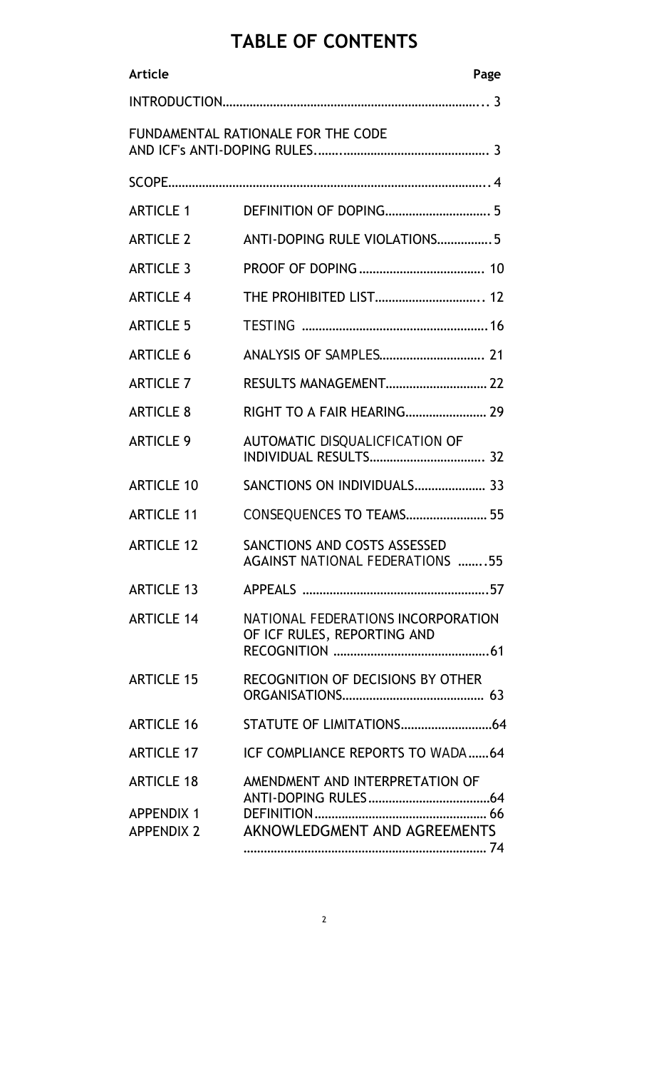# TABLE OF CONTENTS

| Article | | Page |
|---|---|---|
| INTRODUCTION | | 3 |
| FUNDAMENTAL RATIONALE FOR THE CODE AND ICF's ANTI-DOPING RULES | | 3 |
| SCOPE | | 4 |
| ARTICLE 1 | DEFINITION OF DOPING | 5 |
| ARTICLE 2 | ANTI-DOPING RULE VIOLATIONS | 5 |
| ARTICLE 3 | PROOF OF DOPING | 10 |
| ARTICLE 4 | THE PROHIBITED LIST | 12 |
| ARTICLE 5 | TESTING | 16 |
| ARTICLE 6 | ANALYSIS OF SAMPLES | 21 |
| ARTICLE 7 | RESULTS MANAGEMENT | 22 |
| ARTICLE 8 | RIGHT TO A FAIR HEARING | 29 |
| ARTICLE 9 | AUTOMATIC DISQUALICFICATION OF INDIVIDUAL RESULTS | 32 |
| ARTICLE 10 | SANCTIONS ON INDIVIDUALS | 33 |
| ARTICLE 11 | CONSEQUENCES TO TEAMS | 55 |
| ARTICLE 12 | SANCTIONS AND COSTS ASSESSED AGAINST NATIONAL FEDERATIONS | 55 |
| ARTICLE 13 | APPEALS | 57 |
| ARTICLE 14 | NATIONAL FEDERATIONS INCORPORATION OF ICF RULES, REPORTING AND RECOGNITION | 61 |
| ARTICLE 15 | RECOGNITION OF DECISIONS BY OTHER ORGANISATIONS | 63 |
| ARTICLE 16 | STATUTE OF LIMITATIONS | 64 |
| ARTICLE 17 | ICF COMPLIANCE REPORTS TO WADA | 64 |
| ARTICLE 18 | AMENDMENT AND INTERPRETATION OF ANTI-DOPING RULES | 64 |
| APPENDIX 1 | DEFINITION | 66 |
| APPENDIX 2 | AKNOWLEDGMENT AND AGREEMENTS | 74 |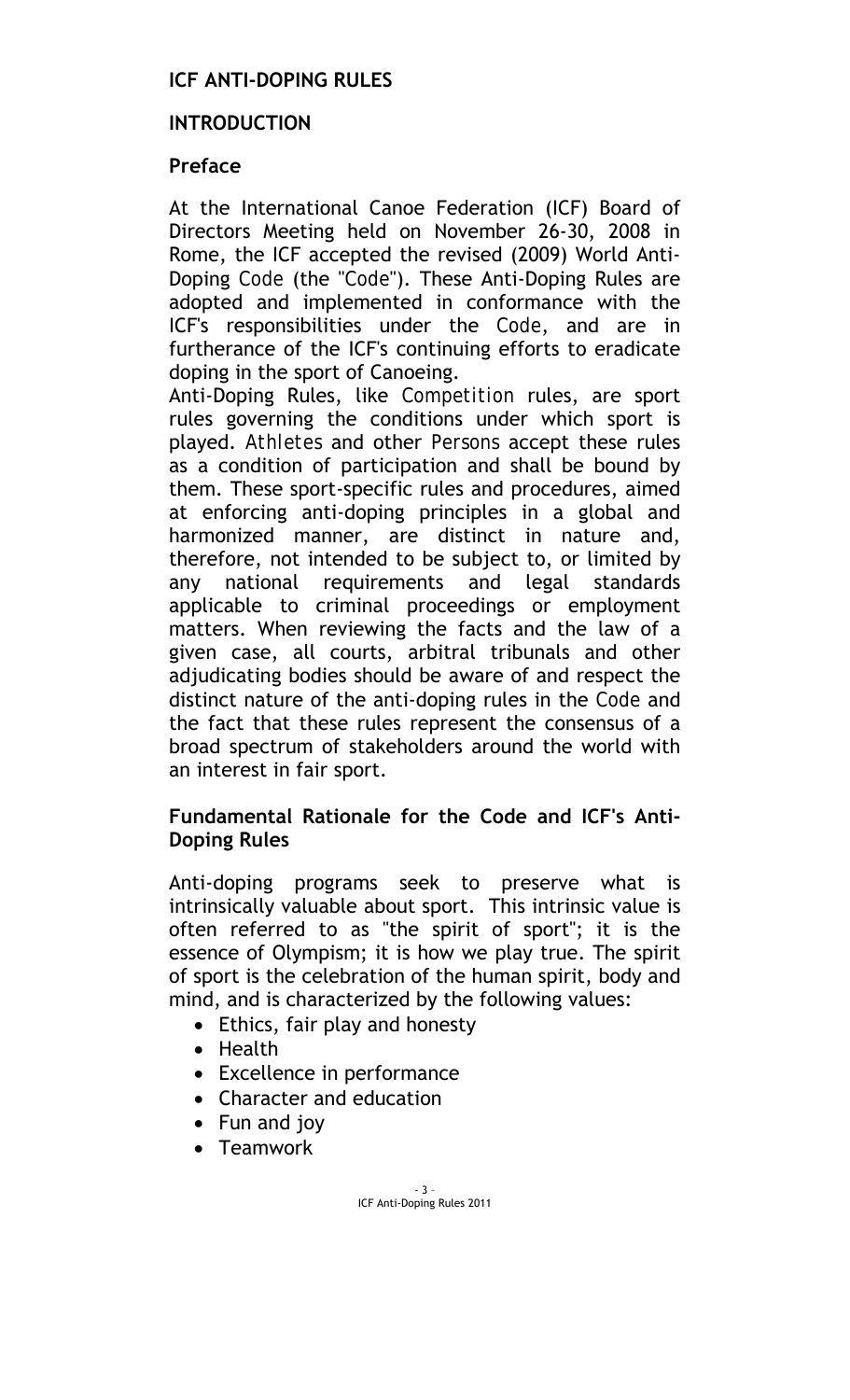## ICF ANTI-DOPING RULES

## INTRODUCTION

### Preface

At the International Canoe Federation (ICF) Board of Directors Meeting held on November 26-30, 2008 in Rome, the ICF accepted the revised (2009) World Anti-Doping *Code* (the "*Code*"). These Anti-Doping Rules are adopted and implemented in conformance with the ICF's responsibilities under the *Code*, and are in furtherance of the ICF's continuing efforts to eradicate doping in the sport of Canoeing.

Anti-Doping Rules, like *Competition* rules, are sport rules governing the conditions under which sport is played. *Athletes* and other *Persons* accept these rules as a condition of participation and shall be bound by them. These sport-specific rules and procedures, aimed at enforcing anti-doping principles in a global and harmonized manner, are distinct in nature and, therefore, not intended to be subject to, or limited by any national requirements and legal standards applicable to criminal proceedings or employment matters. When reviewing the facts and the law of a given case, all courts, arbitral tribunals and other adjudicating bodies should be aware of and respect the distinct nature of the anti-doping rules in the *Code* and the fact that these rules represent the consensus of a broad spectrum of stakeholders around the world with an interest in fair sport.

### Fundamental Rationale for the Code and ICF's Anti-Doping Rules

Anti-doping programs seek to preserve what is intrinsically valuable about sport. This intrinsic value is often referred to as "the spirit of sport"; it is the essence of Olympism; it is how we play true. The spirit of sport is the celebration of the human spirit, body and mind, and is characterized by the following values:

- Ethics, fair play and honesty
- Health
- Excellence in performance
- Character and education
- Fun and joy
- Teamwork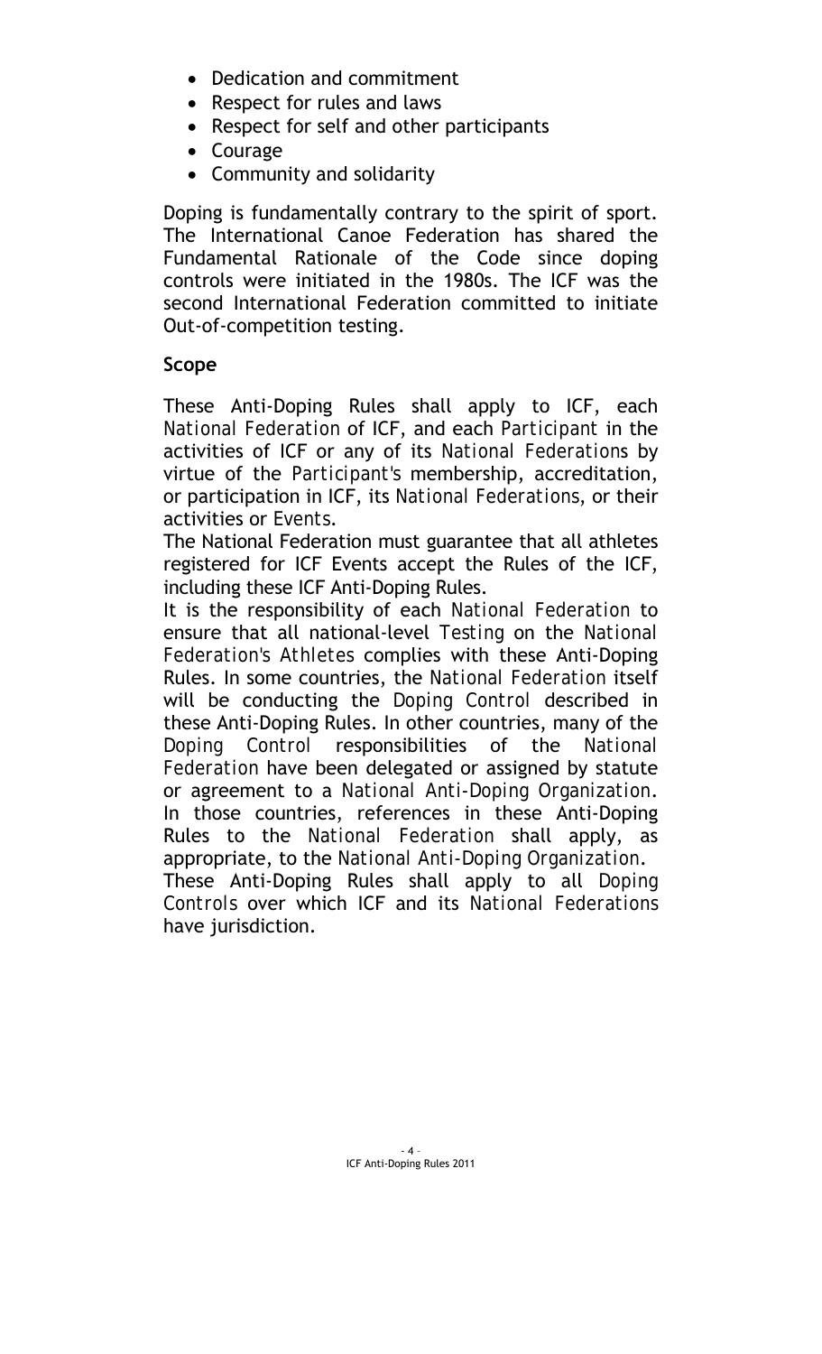- Dedication and commitment
- Respect for rules and laws
- Respect for self and other participants
- Courage
- Community and solidarity

Doping is fundamentally contrary to the spirit of sport. The International Canoe Federation has shared the Fundamental Rationale of the Code since doping controls were initiated in the 1980s. The ICF was the second International Federation committed to initiate Out-of-competition testing.

**Scope**

These Anti-Doping Rules shall apply to ICF, each *National Federation* of ICF, and each *Participant* in the activities of ICF or any of its *National Federations* by virtue of the *Participant's* membership, accreditation, or participation in ICF, its *National Federations*, or their activities or *Events*.

The National Federation must guarantee that all athletes registered for ICF Events accept the Rules of the ICF, including these ICF Anti-Doping Rules.

It is the responsibility of each *National Federation* to ensure that all national-level *Testing* on the *National Federation's Athletes* complies with these Anti-Doping Rules. In some countries, the *National Federation* itself will be conducting the *Doping Control* described in these Anti-Doping Rules. In other countries, many of the *Doping Control* responsibilities of the *National Federation* have been delegated or assigned by statute or agreement to a *National Anti-Doping Organization*. In those countries, references in these Anti-Doping Rules to the *National Federation* shall apply, as appropriate, to the *National Anti-Doping Organization*.

These Anti-Doping Rules shall apply to all *Doping Controls* over which ICF and its *National Federations* have jurisdiction.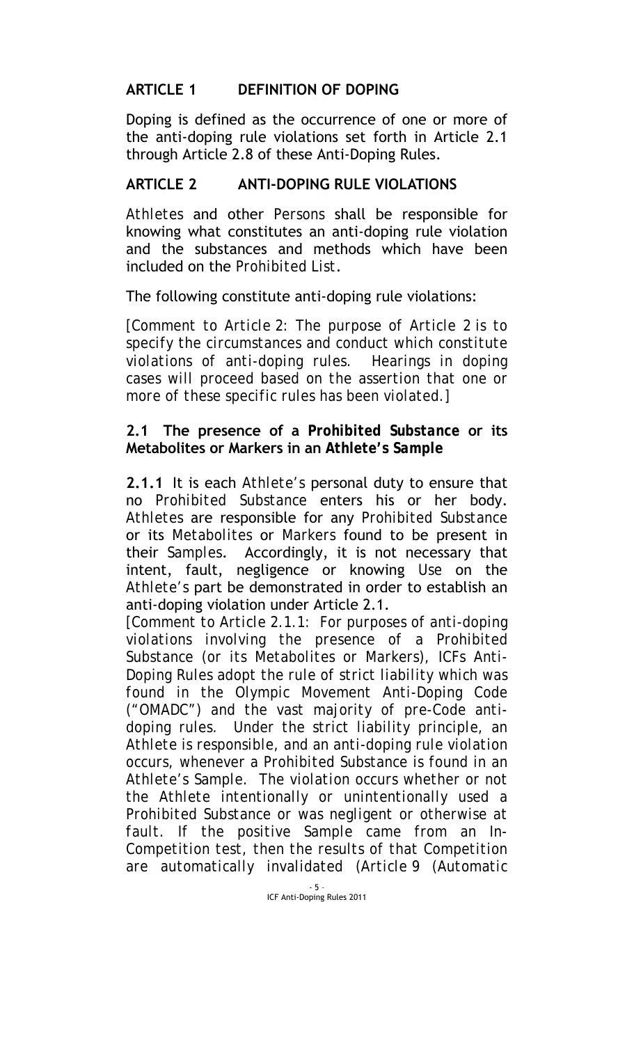## ARTICLE 1 DEFINITION OF DOPING

Doping is defined as the occurrence of one or more of the anti-doping rule violations set forth in Article 2.1 through Article 2.8 of these Anti-Doping Rules.

## ARTICLE 2 ANTI-DOPING RULE VIOLATIONS

*Athletes* and other *Persons* shall be responsible for knowing what constitutes an anti-doping rule violation and the substances and methods which have been included on the *Prohibited List*.

The following constitute anti-doping rule violations:

*[Comment to Article 2: The purpose of Article 2 is to specify the circumstances and conduct which constitute violations of anti-doping rules. Hearings in doping cases will proceed based on the assertion that one or more of these specific rules has been violated.]*

### 2.1 The presence of a *Prohibited Substance* or its Metabolites or Markers in an *Athlete's Sample*

**2.1.1** It is each *Athlete's* personal duty to ensure that no *Prohibited Substance* enters his or her body. *Athletes* are responsible for any *Prohibited Substance* or its *Metabolites* or *Markers* found to be present in their *Samples*. Accordingly, it is not necessary that intent, fault, negligence or knowing Use on the *Athlete's* part be demonstrated in order to establish an anti-doping violation under Article 2.1.

*[Comment to Article 2.1.1: For purposes of anti-doping violations involving the presence of a Prohibited Substance (or its Metabolites or Markers), ICFs Anti-Doping Rules adopt the rule of strict liability which was found in the Olympic Movement Anti-Doping Code ("OMADC") and the vast majority of pre-Code anti-doping rules. Under the strict liability principle, an Athlete is responsible, and an anti-doping rule violation occurs, whenever a Prohibited Substance is found in an Athlete's Sample. The violation occurs whether or not the Athlete intentionally or unintentionally used a Prohibited Substance or was negligent or otherwise at fault. If the positive Sample came from an In-Competition test, then the results of that Competition are automatically invalidated (Article 9 (Automatic*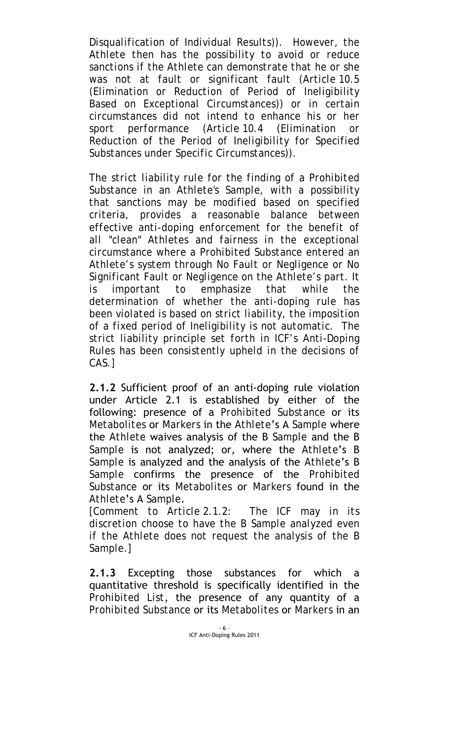*Disqualification of Individual Results)). However, the Athlete then has the possibility to avoid or reduce sanctions if the Athlete can demonstrate that he or she was not at fault or significant fault (Article 10.5 (Elimination or Reduction of Period of Ineligibility Based on Exceptional Circumstances)) or in certain circumstances did not intend to enhance his or her sport performance (Article 10.4 (Elimination or Reduction of the Period of Ineligibility for Specified Substances under Specific Circumstances)).*

*The strict liability rule for the finding of a Prohibited Substance in an Athlete's Sample, with a possibility that sanctions may be modified based on specified criteria, provides a reasonable balance between effective anti-doping enforcement for the benefit of all "clean" Athletes and fairness in the exceptional circumstance where a Prohibited Substance entered an Athlete's system through No Fault or Negligence or No Significant Fault or Negligence on the Athlete's part. It is important to emphasize that while the determination of whether the anti-doping rule has been violated is based on strict liability, the imposition of a fixed period of Ineligibility is not automatic. The strict liability principle set forth in ICF's Anti-Doping Rules has been consistently upheld in the decisions of CAS.]*

**2.1.2** Sufficient proof of an anti-doping rule violation under Article 2.1 is established by either of the following: presence of a *Prohibited Substance* or its *Metabolites* or *Markers* in the *Athlete*'s *A Sample* where the *Athlete* waives analysis of the *B Sample* and the *B Sample* is not analyzed; or, where the *Athlete*'s *B Sample* is analyzed and the analysis of the *Athlete*'s *B Sample* confirms the presence of the *Prohibited Substance* or its *Metabolites* or *Markers* found in the *Athlete*'s *A Sample*.
*[Comment to Article 2.1.2: The ICF may in its discretion choose to have the B Sample analyzed even if the Athlete does not request the analysis of the B Sample.]*

**2.1.3** Excepting those substances for which a quantitative threshold is specifically identified in the *Prohibited List*, the presence of any quantity of a *Prohibited Substance* or its *Metabolites* or *Markers* in an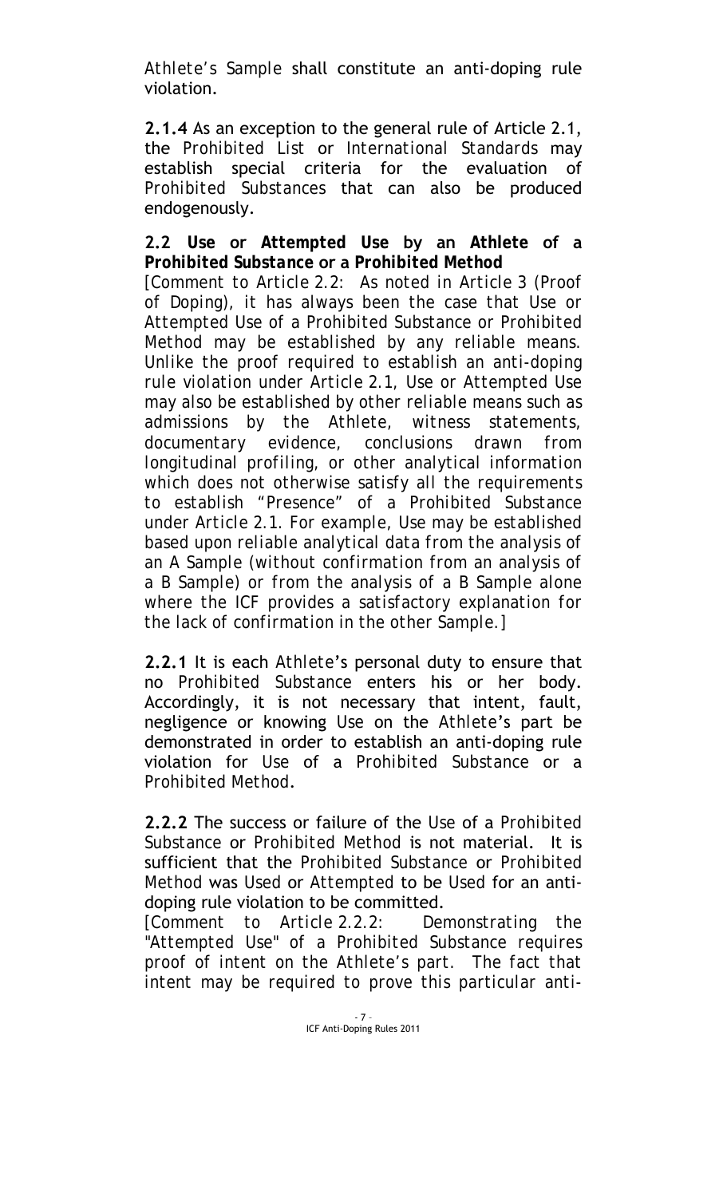*Athlete's Sample* shall constitute an anti-doping rule violation.

**2.1.4** As an exception to the general rule of Article 2.1, the *Prohibited List* or *International Standards* may establish special criteria for the evaluation of *Prohibited Substances* that can also be produced endogenously.

**2.2 *Use* or *Attempted Use* by an *Athlete* of a *Prohibited Substance* or a *Prohibited Method***

*[Comment to Article 2.2: As noted in Article 3 (Proof of Doping), it has always been the case that Use or Attempted Use of a Prohibited Substance or Prohibited Method may be established by any reliable means. Unlike the proof required to establish an anti-doping rule violation under Article 2.1, Use or Attempted Use may also be established by other reliable means such as admissions by the Athlete, witness statements, documentary evidence, conclusions drawn from longitudinal profiling, or other analytical information which does not otherwise satisfy all the requirements to establish "Presence" of a Prohibited Substance under Article 2.1. For example, Use may be established based upon reliable analytical data from the analysis of an A Sample (without confirmation from an analysis of a B Sample) or from the analysis of a B Sample alone where the ICF provides a satisfactory explanation for the lack of confirmation in the other Sample.]*

**2.2.1** It is each *Athlete*'s personal duty to ensure that no *Prohibited Substance* enters his or her body. Accordingly, it is not necessary that intent, fault, negligence or knowing *Use* on the *Athlete*'s part be demonstrated in order to establish an anti-doping rule violation for *Use* of a *Prohibited Substance* or a *Prohibited Method*.

**2.2.2** The success or failure of the *Use* of a *Prohibited Substance* or *Prohibited Method* is not material. It is sufficient that the *Prohibited Substance* or *Prohibited Method* was *Used* or *Attempted* to be *Used* for an anti-doping rule violation to be committed.

*[Comment to Article 2.2.2: Demonstrating the "Attempted Use" of a Prohibited Substance requires proof of intent on the Athlete's part. The fact that intent may be required to prove this particular anti-*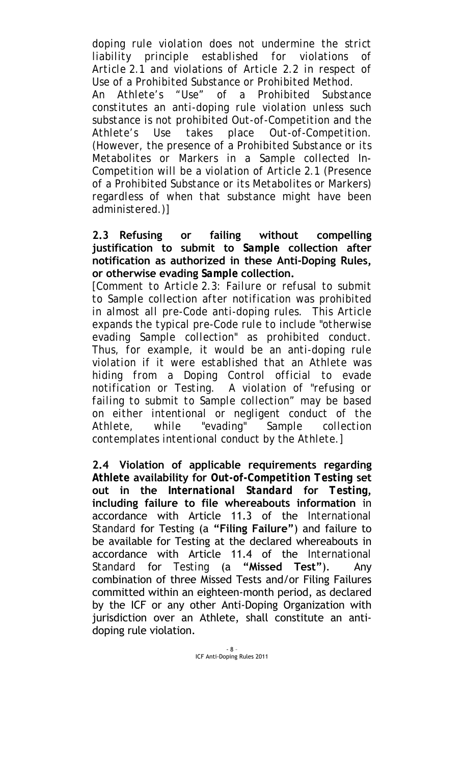*doping rule violation does not undermine the strict liability principle established for violations of Article 2.1 and violations of Article 2.2 in respect of Use of a Prohibited Substance or Prohibited Method.*
*An Athlete's "Use" of a Prohibited Substance constitutes an anti-doping rule violation unless such substance is not prohibited Out-of-Competition and the Athlete's Use takes place Out-of-Competition. (However, the presence of a Prohibited Substance or its Metabolites or Markers in a Sample collected In-Competition will be a violation of Article 2.1 (Presence of a Prohibited Substance or its Metabolites or Markers) regardless of when that substance might have been administered.)]*

**2.3 Refusing or failing without compelling justification to submit to *Sample* collection after notification as authorized in these Anti-Doping Rules, or otherwise evading *Sample* collection.**

*[Comment to Article 2.3: Failure or refusal to submit to Sample collection after notification was prohibited in almost all pre-Code anti-doping rules. This Article expands the typical pre-Code rule to include "otherwise evading Sample collection" as prohibited conduct. Thus, for example, it would be an anti-doping rule violation if it were established that an Athlete was hiding from a Doping Control official to evade notification or Testing. A violation of "refusing or failing to submit to Sample collection" may be based on either intentional or negligent conduct of the Athlete, while "evading" Sample collection contemplates intentional conduct by the Athlete.]*

**2.4 Violation of applicable requirements regarding *Athlete* availability for *Out-of-Competition Testing* set out in the *International Standard* for *Testing*, including failure to file whereabouts information** in accordance with Article 11.3 of the *International Standard* for Testing (a **"Filing Failure"**) and failure to be available for Testing at the declared whereabouts in accordance with Article 11.4 of the *International Standard for Testing* (a **"Missed Test"**). Any combination of three Missed Tests and/or Filing Failures committed within an eighteen-month period, as declared by the ICF or any other Anti-Doping Organization with jurisdiction over an Athlete, shall constitute an anti-doping rule violation.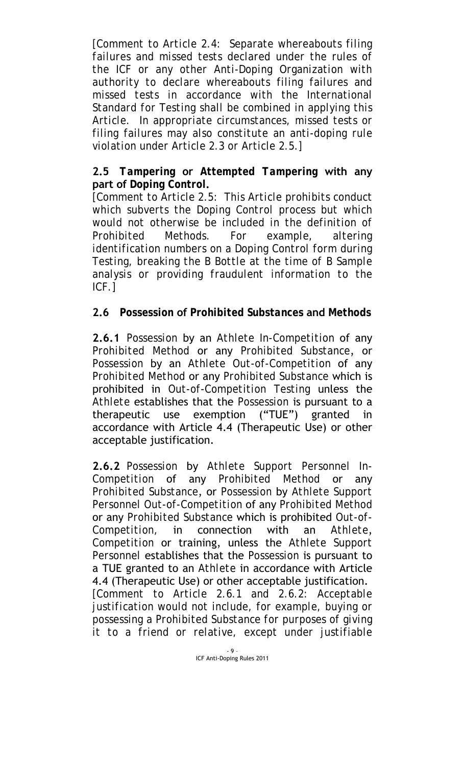[Comment to Article 2.4: Separate whereabouts filing failures and missed tests declared under the rules of the ICF or any other Anti-Doping Organization with authority to declare whereabouts filing failures and missed tests in accordance with the International Standard for Testing shall be combined in applying this Article. In appropriate circumstances, missed tests or filing failures may also constitute an anti-doping rule violation under Article 2.3 or Article 2.5.]

**2.5 *Tampering* or *Attempted Tampering* with any part of *Doping Control*.**

[Comment to Article 2.5: This Article prohibits conduct which subverts the Doping Control process but which would not otherwise be included in the definition of Prohibited Methods. For example, altering identification numbers on a Doping Control form during Testing, breaking the B Bottle at the time of B Sample analysis or providing fraudulent information to the ICF.]

**2.6 *Possession* of *Prohibited Substances* and *Methods***

**2.6.1** *Possession* by an *Athlete In-Competition* of any *Prohibited Method* or any *Prohibited Substance*, or *Possession* by an *Athlete Out-of-Competition* of any *Prohibited Method* or any *Prohibited Substance* which is prohibited in *Out-of-Competition Testing* unless the *Athlete* establishes that the *Possession* is pursuant to a therapeutic use exemption ("TUE") granted in accordance with Article 4.4 (Therapeutic Use) or other acceptable justification.

**2.6.2** *Possession* by *Athlete Support Personnel In-Competition* of any *Prohibited Method* or any *Prohibited Substance*, or *Possession* by *Athlete Support Personnel Out-of-Competition* of any *Prohibited Method* or any *Prohibited Substance* which is prohibited *Out-of-Competition*, in connection with an *Athlete*, *Competition* or training, unless the *Athlete Support Personnel* establishes that the *Possession* is pursuant to a TUE granted to an *Athlete* in accordance with Article 4.4 (Therapeutic Use) or other acceptable justification.

[Comment to Article 2.6.1 and 2.6.2: Acceptable justification would not include, for example, buying or possessing a Prohibited Substance for purposes of giving it to a friend or relative, except under justifiable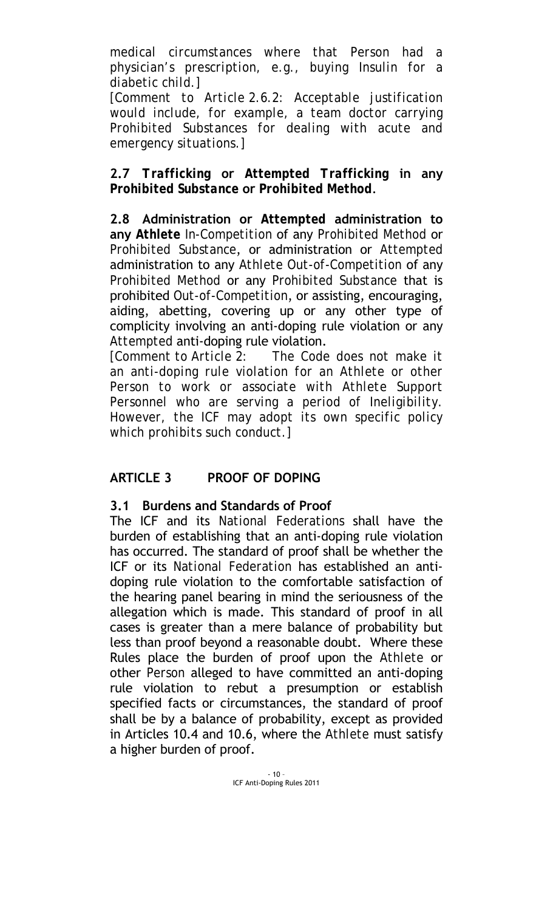medical circumstances where that Person had a physician's prescription, e.g., buying Insulin for a diabetic child.]

[Comment to Article 2.6.2: Acceptable justification would include, for example, a team doctor carrying Prohibited Substances for dealing with acute and emergency situations.]

**2.7** ***Trafficking*** **or** ***Attempted Trafficking*** **in any** ***Prohibited Substance*** **or** ***Prohibited Method*****.**

**2.8 Administration or** ***Attempted*** **administration to any** ***Athlete*** *In-Competition* of any *Prohibited Method* or *Prohibited Substance*, or administration or *Attempted* administration to any *Athlete Out-of-Competition* of any *Prohibited Method* or any *Prohibited Substance* that is prohibited *Out-of-Competition*, or assisting, encouraging, aiding, abetting, covering up or any other type of complicity involving an anti-doping rule violation or any *Attempted* anti-doping rule violation.

[Comment to Article 2: The Code does not make it an anti-doping rule violation for an Athlete or other Person to work or associate with Athlete Support Personnel who are serving a period of Ineligibility. However, the ICF may adopt its own specific policy which prohibits such conduct.]

## ARTICLE 3 PROOF OF DOPING

### 3.1 Burdens and Standards of Proof

The ICF and its *National Federations* shall have the burden of establishing that an anti-doping rule violation has occurred. The standard of proof shall be whether the ICF or its *National Federation* has established an anti-doping rule violation to the comfortable satisfaction of the hearing panel bearing in mind the seriousness of the allegation which is made. This standard of proof in all cases is greater than a mere balance of probability but less than proof beyond a reasonable doubt. Where these Rules place the burden of proof upon the *Athlete* or other *Person* alleged to have committed an anti-doping rule violation to rebut a presumption or establish specified facts or circumstances, the standard of proof shall be by a balance of probability, except as provided in Articles 10.4 and 10.6, where the *Athlete* must satisfy a higher burden of proof.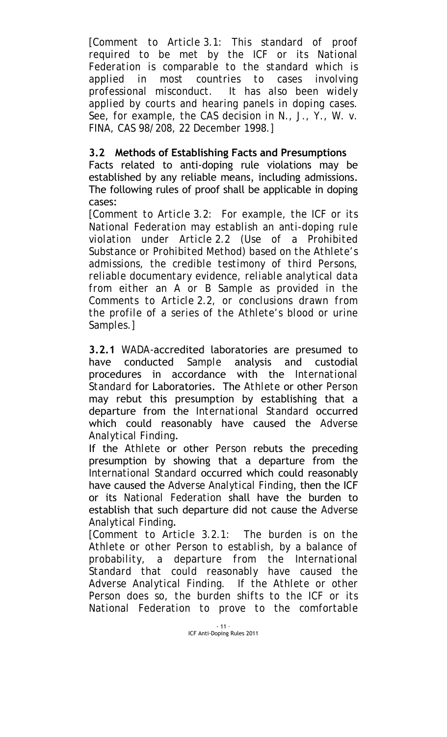*[Comment to Article 3.1: This standard of proof required to be met by the ICF or its National Federation is comparable to the standard which is applied in most countries to cases involving professional misconduct. It has also been widely applied by courts and hearing panels in doping cases. See, for example, the CAS decision in N., J., Y., W. v. FINA, CAS 98/208, 22 December 1998.]*

### 3.2 Methods of Establishing Facts and Presumptions

Facts related to anti-doping rule violations may be established by any reliable means, including admissions. The following rules of proof shall be applicable in doping cases:

*[Comment to Article 3.2: For example, the ICF or its National Federation may establish an anti-doping rule violation under Article 2.2 (Use of a Prohibited Substance or Prohibited Method) based on the Athlete's admissions, the credible testimony of third Persons, reliable documentary evidence, reliable analytical data from either an A or B Sample as provided in the Comments to Article 2.2, or conclusions drawn from the profile of a series of the Athlete's blood or urine Samples.]*

**3.2.1** WADA-accredited laboratories are presumed to have conducted *Sample* analysis and custodial procedures in accordance with the *International Standard* for Laboratories. The *Athlete* or other *Person* may rebut this presumption by establishing that a departure from the *International Standard* occurred which could reasonably have caused the *Adverse Analytical Finding*.

If the *Athlete* or other *Person* rebuts the preceding presumption by showing that a departure from the *International Standard* occurred which could reasonably have caused the *Adverse Analytical Finding*, then the ICF or its *National Federation* shall have the burden to establish that such departure did not cause the *Adverse Analytical Finding*.

*[Comment to Article 3.2.1: The burden is on the Athlete or other Person to establish, by a balance of probability, a departure from the International Standard that could reasonably have caused the Adverse Analytical Finding. If the Athlete or other Person does so, the burden shifts to the ICF or its National Federation to prove to the comfortable*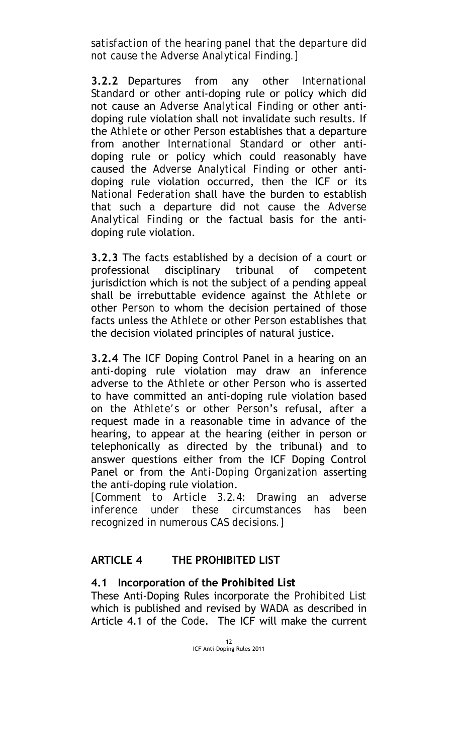*satisfaction of the hearing panel that the departure did not cause the Adverse Analytical Finding.]*

**3.2.2** Departures from any other *International Standard* or other anti-doping rule or policy which did not cause an *Adverse Analytical Finding* or other anti-doping rule violation shall not invalidate such results. If the *Athlete* or other *Person* establishes that a departure from another *International Standard* or other anti-doping rule or policy which could reasonably have caused the *Adverse Analytical Finding* or other anti-doping rule violation occurred, then the ICF or its *National Federation* shall have the burden to establish that such a departure did not cause the *Adverse Analytical Finding* or the factual basis for the anti-doping rule violation.

**3.2.3** The facts established by a decision of a court or professional disciplinary tribunal of competent jurisdiction which is not the subject of a pending appeal shall be irrebuttable evidence against the *Athlete* or other *Person* to whom the decision pertained of those facts unless the *Athlete* or other *Person* establishes that the decision violated principles of natural justice.

**3.2.4** The ICF Doping Control Panel in a hearing on an anti-doping rule violation may draw an inference adverse to the *Athlete* or other *Person* who is asserted to have committed an anti-doping rule violation based on the *Athlete's* or other *Person*'s refusal, after a request made in a reasonable time in advance of the hearing, to appear at the hearing (either in person or telephonically as directed by the tribunal) and to answer questions either from the ICF Doping Control Panel or from the *Anti-Doping Organization* asserting the anti-doping rule violation.
*[Comment to Article 3.2.4: Drawing an adverse inference under these circumstances has been recognized in numerous CAS decisions.]*

## ARTICLE 4 THE PROHIBITED LIST

### 4.1 Incorporation of the *Prohibited List*

These Anti-Doping Rules incorporate the *Prohibited List* which is published and revised by WADA as described in Article 4.1 of the *Code*. The ICF will make the current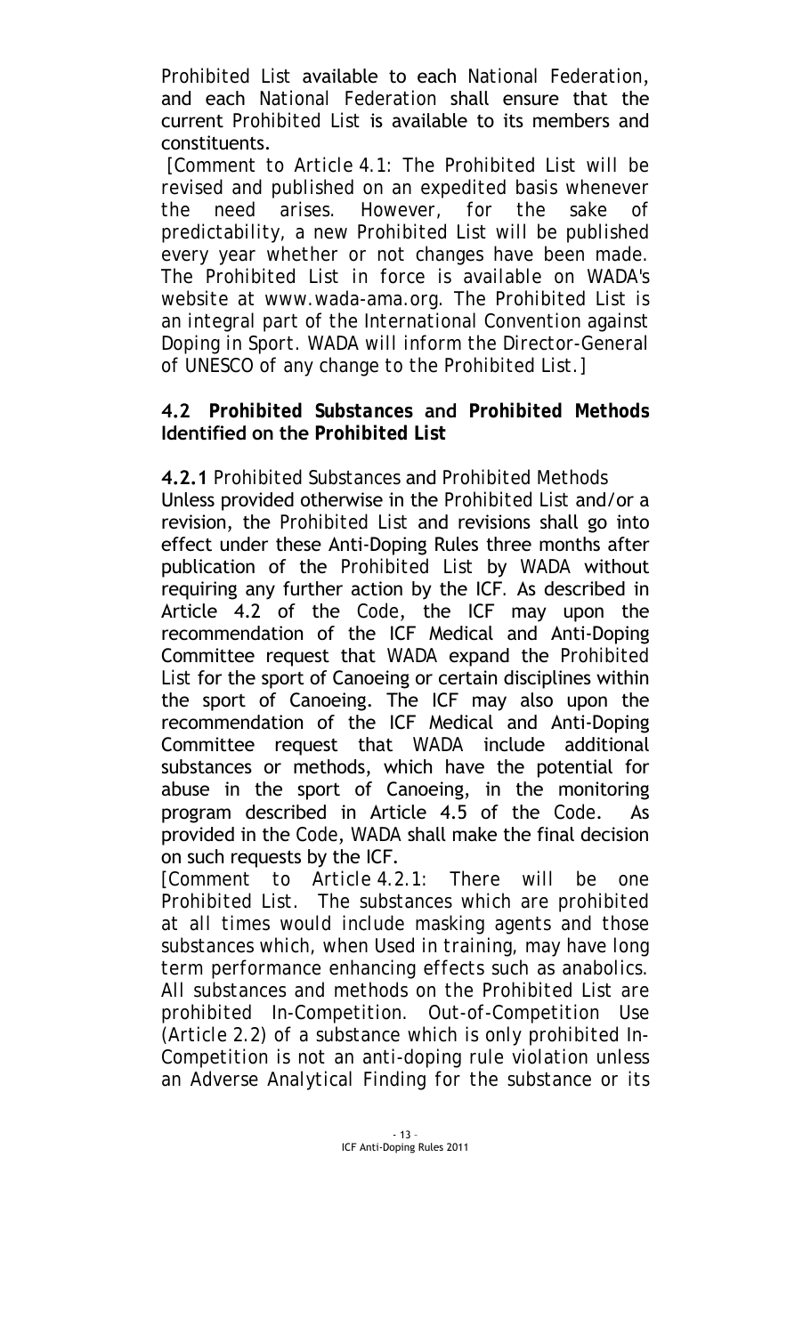*Prohibited List* available to each *National Federation*, and each *National Federation* shall ensure that the current *Prohibited List* is available to its members and constituents.

*[Comment to Article 4.1: The Prohibited List will be revised and published on an expedited basis whenever the need arises. However, for the sake of predictability, a new Prohibited List will be published every year whether or not changes have been made. The Prohibited List in force is available on WADA's website at www.wada-ama.org. The Prohibited List is an integral part of the International Convention against Doping in Sport. WADA will inform the Director-General of UNESCO of any change to the Prohibited List.]*

### 4.2 *Prohibited Substances* and *Prohibited Methods* Identified on the *Prohibited List*

**4.2.1** *Prohibited Substances* and *Prohibited Methods*

Unless provided otherwise in the *Prohibited List* and/or a revision, the *Prohibited List* and revisions shall go into effect under these Anti-Doping Rules three months after publication of the *Prohibited List* by *WADA* without requiring any further action by the ICF. As described in Article 4.2 of the *Code*, the ICF may upon the recommendation of the ICF Medical and Anti-Doping Committee request that *WADA* expand the *Prohibited List* for the sport of Canoeing or certain disciplines within the sport of Canoeing. The ICF may also upon the recommendation of the ICF Medical and Anti-Doping Committee request that *WADA* include additional substances or methods, which have the potential for abuse in the sport of Canoeing, in the monitoring program described in Article 4.5 of the *Code*. As provided in the *Code*, *WADA* shall make the final decision on such requests by the ICF.

*[Comment to Article 4.2.1: There will be one Prohibited List. The substances which are prohibited at all times would include masking agents and those substances which, when Used in training, may have long term performance enhancing effects such as anabolics. All substances and methods on the Prohibited List are prohibited In-Competition. Out-of-Competition Use (Article 2.2) of a substance which is only prohibited In-Competition is not an anti-doping rule violation unless an Adverse Analytical Finding for the substance or its*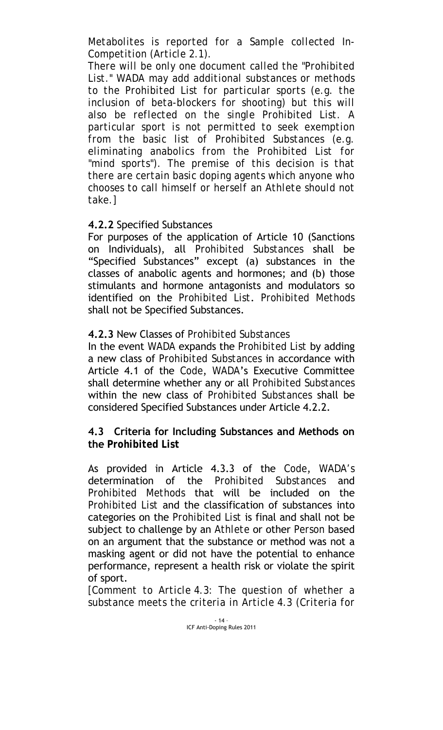*Metabolites is reported for a Sample collected In-Competition (Article 2.1).*

*There will be only one document called the "Prohibited List." WADA may add additional substances or methods to the Prohibited List for particular sports (e.g. the inclusion of beta-blockers for shooting) but this will also be reflected on the single Prohibited List. A particular sport is not permitted to seek exemption from the basic list of Prohibited Substances (e.g. eliminating anabolics from the Prohibited List for "mind sports"). The premise of this decision is that there are certain basic doping agents which anyone who chooses to call himself or herself an Athlete should not take.]*

**4.2.2** Specified Substances

For purposes of the application of Article 10 (Sanctions on Individuals), all *Prohibited Substances* shall be "Specified Substances" except (a) substances in the classes of anabolic agents and hormones; and (b) those stimulants and hormone antagonists and modulators so identified on the *Prohibited List*. *Prohibited Methods* shall not be Specified Substances.

**4.2.3** New Classes of *Prohibited Substances*

In the event *WADA* expands the *Prohibited List* by adding a new class of *Prohibited Substances* in accordance with Article 4.1 of the *Code*, WADA's Executive Committee shall determine whether any or all *Prohibited Substances* within the new class of *Prohibited Substances* shall be considered Specified Substances under Article 4.2.2.

### 4.3 Criteria for Including Substances and Methods on the *Prohibited List*

As provided in Article 4.3.3 of the *Code*, *WADA's* determination of the *Prohibited Substances* and *Prohibited Methods* that will be included on the *Prohibited List* and the classification of substances into categories on the *Prohibited List* is final and shall not be subject to challenge by an *Athlete* or other *Person* based on an argument that the substance or method was not a masking agent or did not have the potential to enhance performance, represent a health risk or violate the spirit of sport.

*[Comment to Article 4.3: The question of whether a substance meets the criteria in Article 4.3 (Criteria for*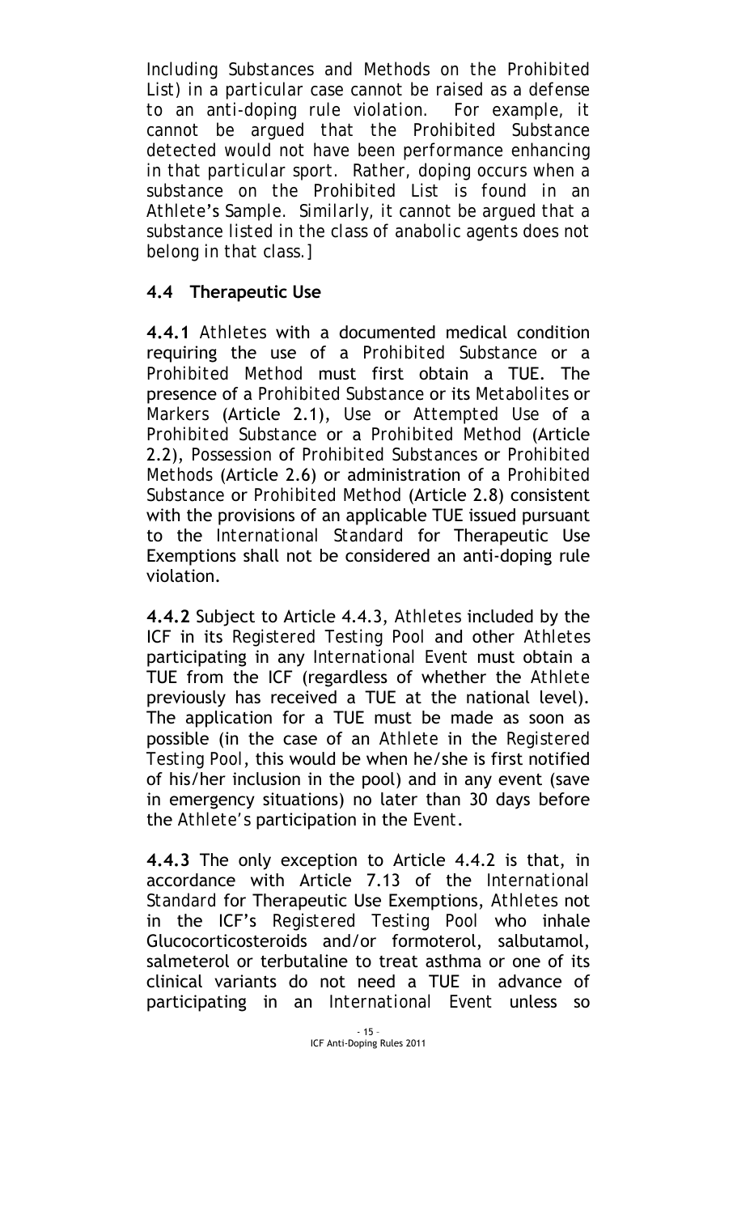*Including Substances and Methods on the Prohibited List) in a particular case cannot be raised as a defense to an anti-doping rule violation. For example, it cannot be argued that the Prohibited Substance detected would not have been performance enhancing in that particular sport. Rather, doping occurs when a substance on the Prohibited List is found in an Athlete's Sample. Similarly, it cannot be argued that a substance listed in the class of anabolic agents does not belong in that class.]*

### 4.4 Therapeutic Use

**4.4.1** *Athletes* with a documented medical condition requiring the use of a *Prohibited Substance* or a *Prohibited Method* must first obtain a TUE. The presence of a *Prohibited Substance* or its *Metabolites* or *Markers* (Article 2.1), *Use* or *Attempted Use* of a *Prohibited Substance* or a *Prohibited Method* (Article 2.2), *Possession* of *Prohibited Substances* or *Prohibited Methods* (Article 2.6) or administration of a *Prohibited Substance* or *Prohibited Method* (Article 2.8) consistent with the provisions of an applicable TUE issued pursuant to the *International Standard* for Therapeutic Use Exemptions shall not be considered an anti-doping rule violation.

**4.4.2** Subject to Article 4.4.3, *Athletes* included by the ICF in its *Registered Testing Pool* and other *Athletes* participating in any *International Event* must obtain a TUE from the ICF (regardless of whether the *Athlete* previously has received a TUE at the national level). The application for a TUE must be made as soon as possible (in the case of an *Athlete* in the *Registered Testing Pool*, this would be when he/she is first notified of his/her inclusion in the pool) and in any event (save in emergency situations) no later than 30 days before the *Athlete's* participation in the *Event*.

**4.4.3** The only exception to Article 4.4.2 is that, in accordance with Article 7.13 of the *International Standard* for Therapeutic Use Exemptions, *Athletes* not in the ICF's *Registered Testing Pool* who inhale Glucocorticosteroids and/or formoterol, salbutamol, salmeterol or terbutaline to treat asthma or one of its clinical variants do not need a TUE in advance of participating in an *International Event* unless so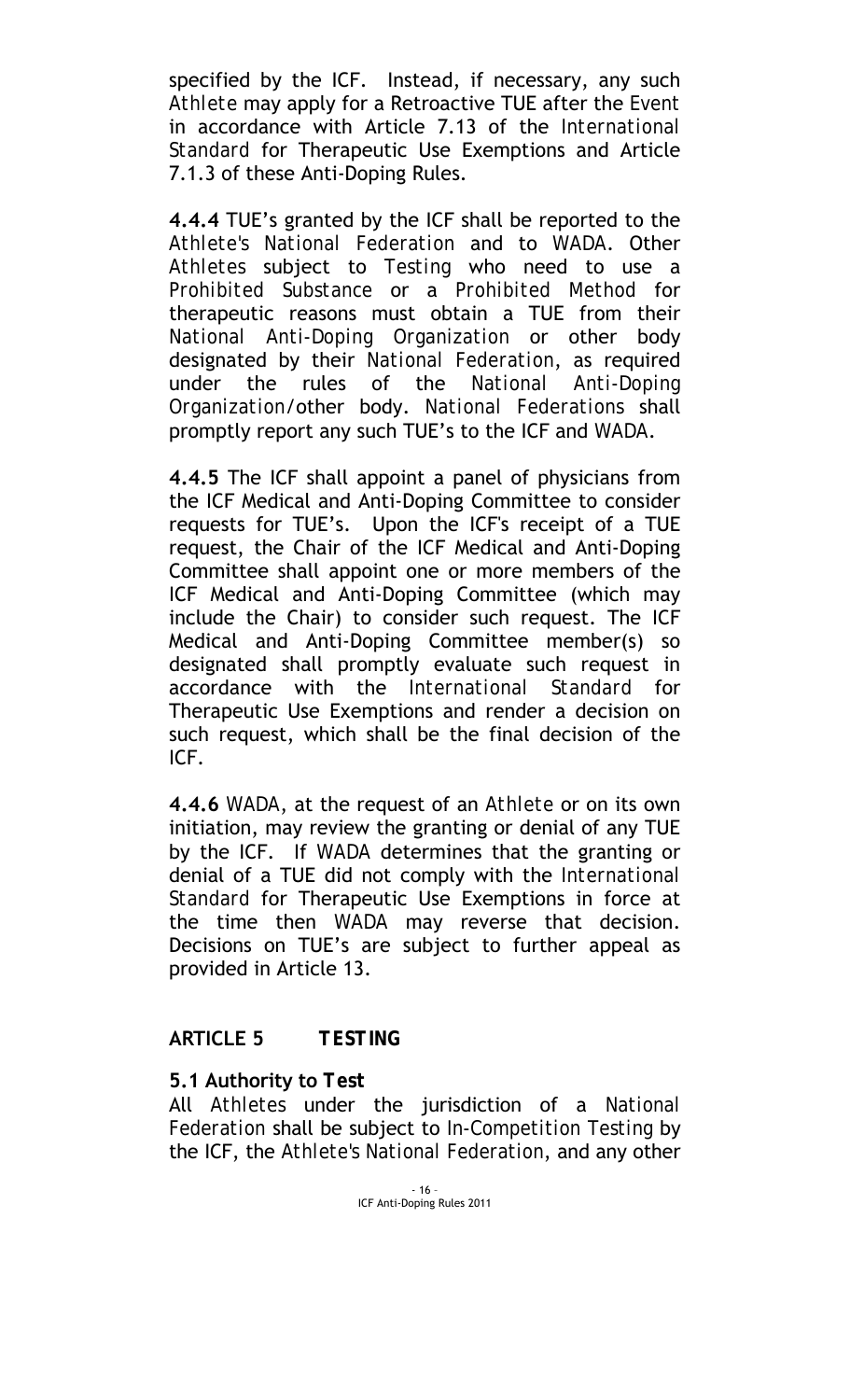specified by the ICF. Instead, if necessary, any such *Athlete* may apply for a Retroactive TUE after the *Event* in accordance with Article 7.13 of the *International Standard* for Therapeutic Use Exemptions and Article 7.1.3 of these Anti-Doping Rules.

**4.4.4** TUE's granted by the ICF shall be reported to the *Athlete's National Federation* and to *WADA*. Other *Athletes* subject to *Testing* who need to use a *Prohibited Substance* or a *Prohibited Method* for therapeutic reasons must obtain a TUE from their *National Anti-Doping Organization* or other body designated by their *National Federation*, as required under the rules of the *National Anti-Doping Organization*/other body. *National Federations* shall promptly report any such TUE's to the ICF and *WADA*.

**4.4.5** The ICF shall appoint a panel of physicians from the ICF Medical and Anti-Doping Committee to consider requests for TUE's. Upon the ICF's receipt of a TUE request, the Chair of the ICF Medical and Anti-Doping Committee shall appoint one or more members of the ICF Medical and Anti-Doping Committee (which may include the Chair) to consider such request. The ICF Medical and Anti-Doping Committee member(s) so designated shall promptly evaluate such request in accordance with the *International Standard* for Therapeutic Use Exemptions and render a decision on such request, which shall be the final decision of the ICF.

**4.4.6** *WADA*, at the request of an *Athlete* or on its own initiation, may review the granting or denial of any TUE by the ICF. If *WADA* determines that the granting or denial of a TUE did not comply with the *International Standard* for Therapeutic Use Exemptions in force at the time then *WADA* may reverse that decision. Decisions on TUE's are subject to further appeal as provided in Article 13.

## ARTICLE 5 TESTING

### 5.1 Authority to *Test*

All *Athletes* under the jurisdiction of a *National Federation* shall be subject to *In-Competition Testing* by the ICF, the *Athlete's National Federation*, and any other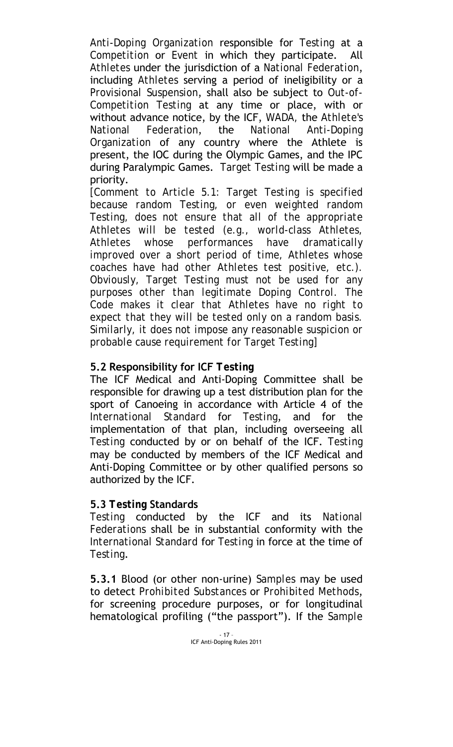*Anti-Doping Organization* responsible for *Testing* at a *Competition* or *Event* in which they participate. All *Athletes* under the jurisdiction of a *National Federation*, including *Athletes* serving a period of ineligibility or a *Provisional Suspension*, shall also be subject to *Out-of-Competition Testing* at any time or place, with or without advance notice, by the ICF, *WADA*, the *Athlete's National Federation*, the *National Anti-Doping Organization* of any country where the Athlete is present, the IOC during the Olympic Games, and the IPC during Paralympic Games. *Target Testing* will be made a priority.

*[Comment to Article 5.1: Target Testing is specified because random Testing, or even weighted random Testing, does not ensure that all of the appropriate Athletes will be tested (e.g., world-class Athletes, Athletes whose performances have dramatically improved over a short period of time, Athletes whose coaches have had other Athletes test positive, etc.). Obviously, Target Testing must not be used for any purposes other than legitimate Doping Control. The Code makes it clear that Athletes have no right to expect that they will be tested only on a random basis. Similarly, it does not impose any reasonable suspicion or probable cause requirement for Target Testing]*

### 5.2 Responsibility for ICF *Testing*

The ICF Medical and Anti-Doping Committee shall be responsible for drawing up a test distribution plan for the sport of Canoeing in accordance with Article 4 of the *International Standard* for *Testing*, and for the implementation of that plan, including overseeing all *Testing* conducted by or on behalf of the ICF. *Testing* may be conducted by members of the ICF Medical and Anti-Doping Committee or by other qualified persons so authorized by the ICF.

### 5.3 *Testing* Standards

*Testing* conducted by the ICF and its *National Federations* shall be in substantial conformity with the *International Standard* for *Testing* in force at the time of *Testing*.

**5.3.1** Blood (or other non-urine) *Samples* may be used to detect *Prohibited Substances* or *Prohibited Methods*, for screening procedure purposes, or for longitudinal hematological profiling ("the passport"). If the *Sample*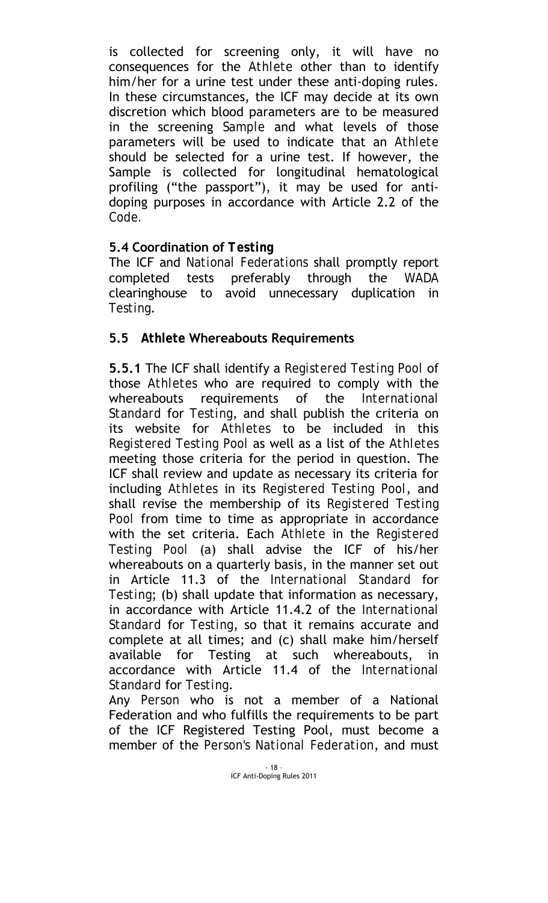is collected for screening only, it will have no consequences for the *Athlete* other than to identify him/her for a urine test under these anti-doping rules. In these circumstances, the ICF may decide at its own discretion which blood parameters are to be measured in the screening *Sample* and what levels of those parameters will be used to indicate that an *Athlete* should be selected for a urine test. If however, the Sample is collected for longitudinal hematological profiling ("the passport"), it may be used for anti-doping purposes in accordance with Article 2.2 of the *Code*.

### 5.4 Coordination of *Testing*

The ICF and *National Federations* shall promptly report completed tests preferably through the *WADA* clearinghouse to avoid unnecessary duplication in *Testing*.

### 5.5 *Athlete* Whereabouts Requirements

**5.5.1** The ICF shall identify a *Registered Testing Pool* of those *Athletes* who are required to comply with the whereabouts requirements of the *International Standard* for *Testing*, and shall publish the criteria on its website for *Athletes* to be included in this *Registered Testing Pool* as well as a list of the *Athletes* meeting those criteria for the period in question. The ICF shall review and update as necessary its criteria for including *Athletes* in its *Registered Testing Pool*, and shall revise the membership of its *Registered Testing Pool* from time to time as appropriate in accordance with the set criteria. Each *Athlete* in the *Registered Testing Pool* (a) shall advise the ICF of his/her whereabouts on a quarterly basis, in the manner set out in Article 11.3 of the *International Standard* for *Testing*; (b) shall update that information as necessary, in accordance with Article 11.4.2 of the *International Standard* for *Testing*, so that it remains accurate and complete at all times; and (c) shall make him/herself available for Testing at such whereabouts, in accordance with Article 11.4 of the *International Standard* for *Testing*.

Any *Person* who is not a member of a National Federation and who fulfills the requirements to be part of the ICF Registered Testing Pool, must become a member of the *Person's National Federation*, and must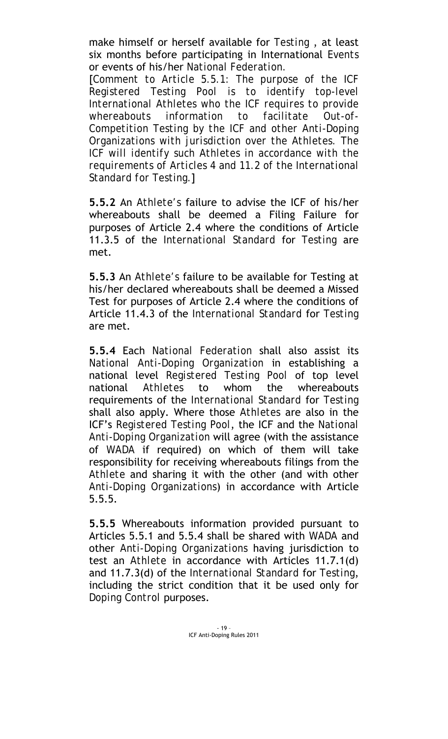make himself or herself available for *Testing* , at least six months before participating in International *Events* or events of his/her *National Federation*.

[*Comment to Article 5.5.1: The purpose of the ICF Registered Testing Pool is to identify top-level International Athletes who the ICF requires to provide whereabouts information to facilitate Out-of-Competition Testing by the ICF and other Anti-Doping Organizations with jurisdiction over the Athletes. The ICF will identify such Athletes in accordance with the requirements of Articles 4 and 11.2 of the International Standard for Testing.*]

**5.5.2** An *Athlete's* failure to advise the ICF of his/her whereabouts shall be deemed a Filing Failure for purposes of Article 2.4 where the conditions of Article 11.3.5 of the *International Standard* for *Testing* are met.

**5.5.3** An *Athlete's* failure to be available for Testing at his/her declared whereabouts shall be deemed a Missed Test for purposes of Article 2.4 where the conditions of Article 11.4.3 of the *International Standard* for *Testing* are met.

**5.5.4** Each *National Federation* shall also assist its *National Anti-Doping Organization* in establishing a national level *Registered Testing Pool* of top level national *Athletes* to whom the whereabouts requirements of the *International Standard* for *Testing* shall also apply. Where those *Athletes* are also in the ICF's *Registered Testing Pool*, the ICF and the *National Anti-Doping Organization* will agree (with the assistance of *WADA* if required) on which of them will take responsibility for receiving whereabouts filings from the *Athlete* and sharing it with the other (and with other *Anti-Doping Organizations*) in accordance with Article 5.5.5.

**5.5.5** Whereabouts information provided pursuant to Articles 5.5.1 and 5.5.4 shall be shared with *WADA* and other *Anti-Doping Organizations* having jurisdiction to test an *Athlete* in accordance with Articles 11.7.1(d) and 11.7.3(d) of the *International Standard* for *Testing*, including the strict condition that it be used only for *Doping Control* purposes.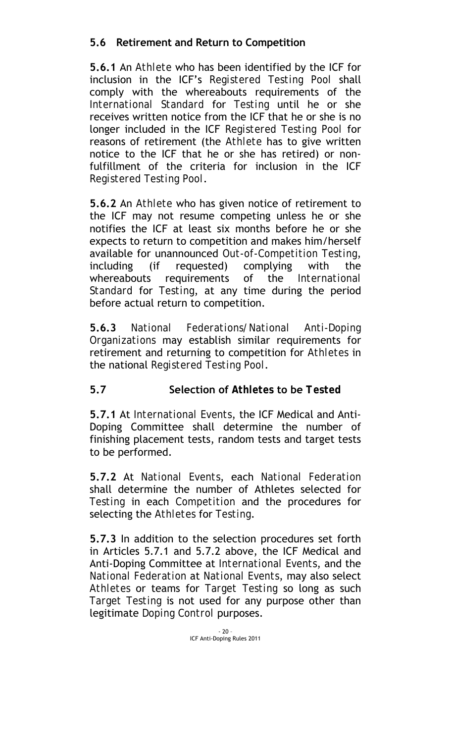### 5.6 Retirement and Return to Competition

**5.6.1** An *Athlete* who has been identified by the ICF for inclusion in the ICF's *Registered Testing Pool* shall comply with the whereabouts requirements of the *International Standard* for *Testing* until he or she receives written notice from the ICF that he or she is no longer included in the ICF *Registered Testing Pool* for reasons of retirement (the *Athlete* has to give written notice to the ICF that he or she has retired) or non-fulfillment of the criteria for inclusion in the ICF *Registered Testing Pool*.

**5.6.2** An *Athlete* who has given notice of retirement to the ICF may not resume competing unless he or she notifies the ICF at least six months before he or she expects to return to competition and makes him/herself available for unannounced *Out-of-Competition Testing*, including (if requested) complying with the whereabouts requirements of the *International Standard* for *Testing*, at any time during the period before actual return to competition.

**5.6.3** *National Federations*/*National Anti-Doping Organizations* may establish similar requirements for retirement and returning to competition for *Athletes* in the national *Registered Testing Pool*.

### 5.7 Selection of *Athletes* to be *Tested*

**5.7.1** At *International Events*, the ICF Medical and Anti-Doping Committee shall determine the number of finishing placement tests, random tests and target tests to be performed.

**5.7.2** At *National Events*, each *National Federation* shall determine the number of Athletes selected for *Testing* in each *Competition* and the procedures for selecting the *Athletes* for *Testing*.

**5.7.3** In addition to the selection procedures set forth in Articles 5.7.1 and 5.7.2 above, the ICF Medical and Anti-Doping Committee at *International Events*, and the *National Federation* at *National Events*, may also select *Athletes* or teams for *Target Testing* so long as such *Target Testing* is not used for any purpose other than legitimate *Doping Control* purposes.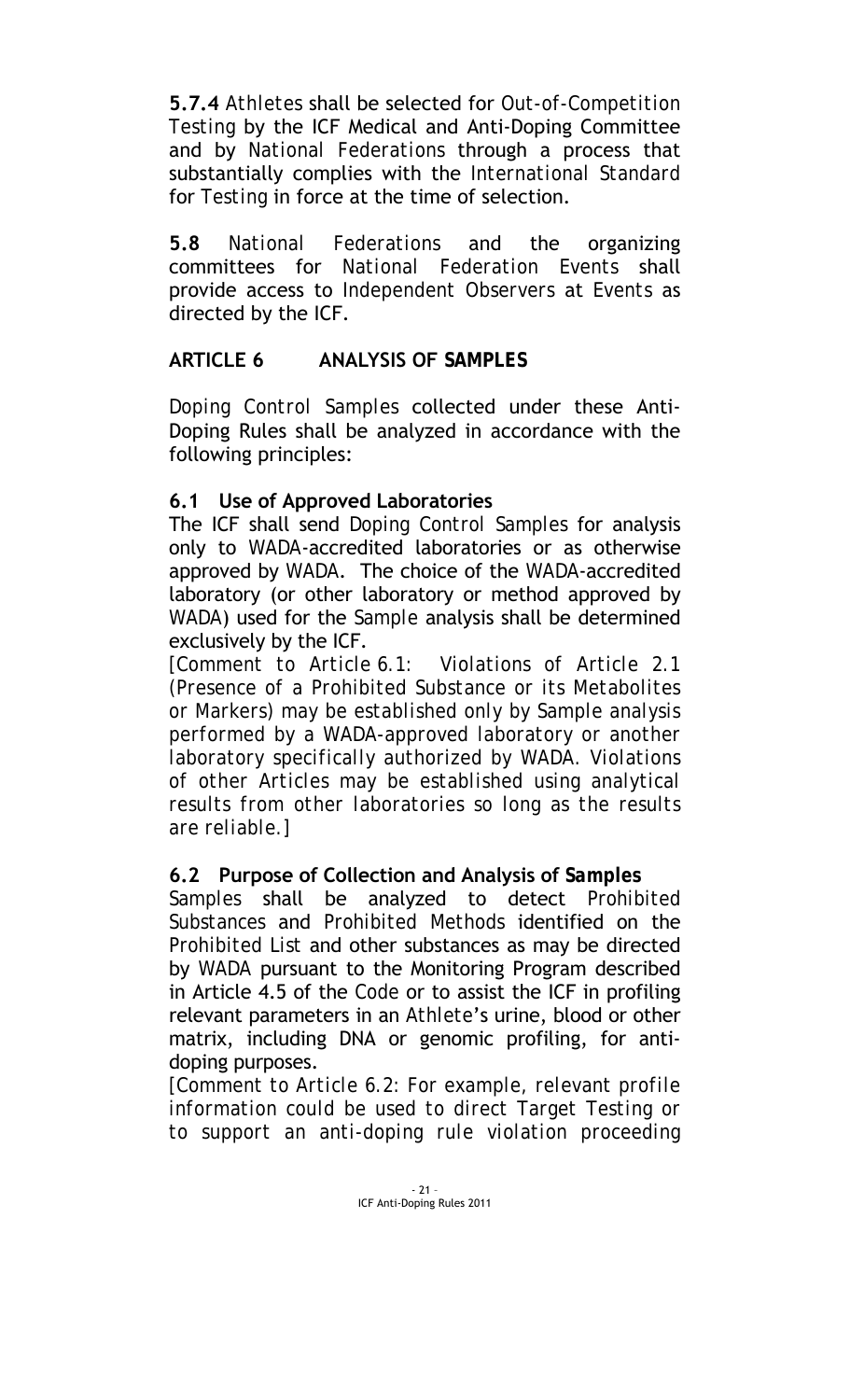**5.7.4** *Athletes* shall be selected for *Out-of-Competition Testing* by the ICF Medical and Anti-Doping Committee and by *National Federations* through a process that substantially complies with the *International Standard* for *Testing* in force at the time of selection.

**5.8** *National Federations* and the organizing committees for *National Federation Events* shall provide access to *Independent Observers* at *Events* as directed by the ICF.

## ARTICLE 6 ANALYSIS OF *SAMPLES*

*Doping Control Samples* collected under these Anti-Doping Rules shall be analyzed in accordance with the following principles:

### 6.1 Use of Approved Laboratories

The ICF shall send *Doping Control Samples* for analysis only to WADA-accredited laboratories or as otherwise approved by WADA. The choice of the WADA-accredited laboratory (or other laboratory or method approved by WADA) used for the *Sample* analysis shall be determined exclusively by the ICF.

*[Comment to Article 6.1: Violations of Article 2.1 (Presence of a Prohibited Substance or its Metabolites or Markers) may be established only by Sample analysis performed by a WADA-approved laboratory or another laboratory specifically authorized by WADA. Violations of other Articles may be established using analytical results from other laboratories so long as the results are reliable.]*

### 6.2 Purpose of Collection and Analysis of *Samples*

*Samples* shall be analyzed to detect *Prohibited Substances* and *Prohibited Methods* identified on the *Prohibited List* and other substances as may be directed by WADA pursuant to the Monitoring Program described in Article 4.5 of the *Code* or to assist the ICF in profiling relevant parameters in an *Athlete*'s urine, blood or other matrix, including DNA or genomic profiling, for anti-doping purposes.

*[Comment to Article 6.2: For example, relevant profile information could be used to direct Target Testing or to support an anti-doping rule violation proceeding*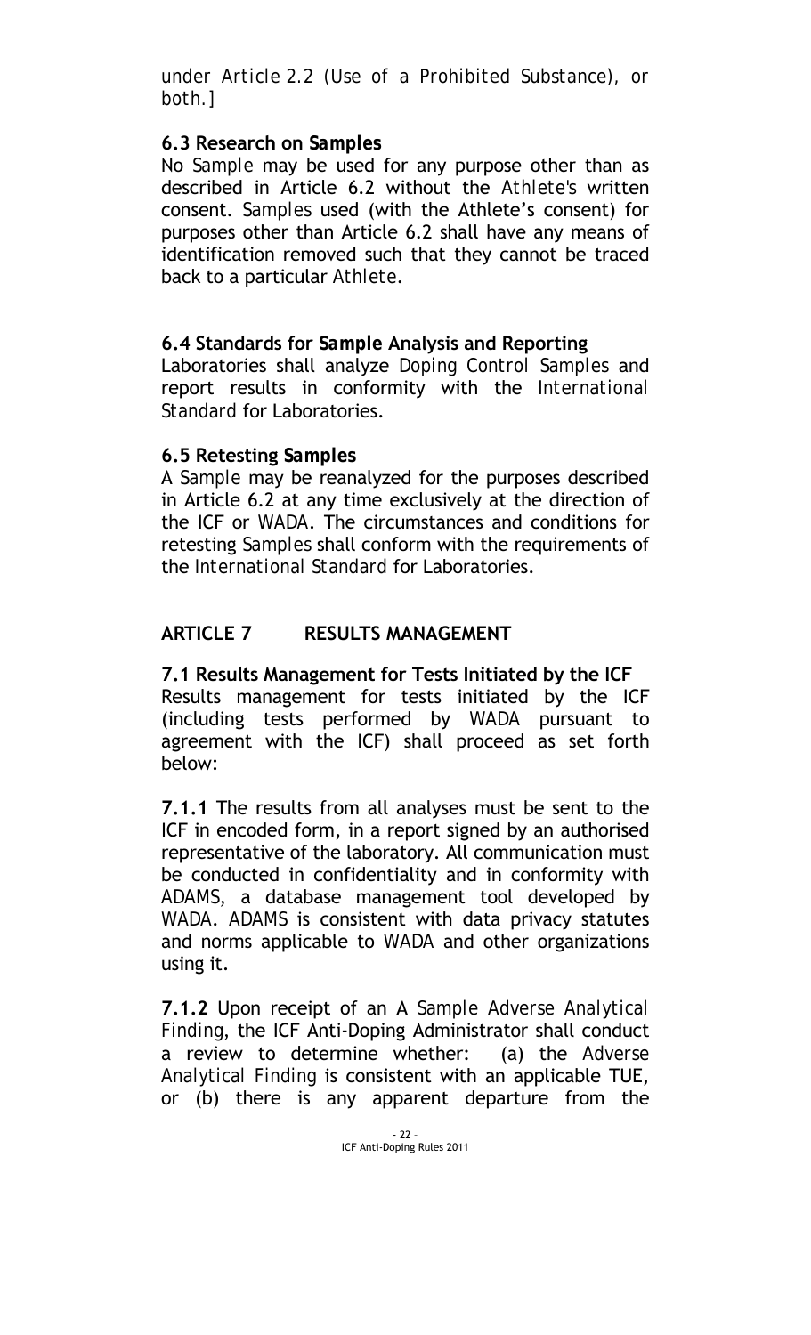*under Article 2.2 (Use of a Prohibited Substance), or both.]*

**6.3 Research on *Samples***

No *Sample* may be used for any purpose other than as described in Article 6.2 without the *Athlete's* written consent. *Samples* used (with the Athlete's consent) for purposes other than Article 6.2 shall have any means of identification removed such that they cannot be traced back to a particular *Athlete*.

**6.4 Standards for *Sample* Analysis and Reporting**

Laboratories shall analyze *Doping Control Samples* and report results in conformity with the *International Standard* for Laboratories.

**6.5 Retesting *Samples***

A *Sample* may be reanalyzed for the purposes described in Article 6.2 at any time exclusively at the direction of the ICF or *WADA*. The circumstances and conditions for retesting *Samples* shall conform with the requirements of the *International Standard* for Laboratories.

## ARTICLE 7 RESULTS MANAGEMENT

**7.1 Results Management for Tests Initiated by the ICF**

Results management for tests initiated by the ICF (including tests performed by *WADA* pursuant to agreement with the ICF) shall proceed as set forth below:

**7.1.1** The results from all analyses must be sent to the ICF in encoded form, in a report signed by an authorised representative of the laboratory. All communication must be conducted in confidentiality and in conformity with *ADAMS*, a database management tool developed by *WADA*. *ADAMS* is consistent with data privacy statutes and norms applicable to *WADA* and other organizations using it.

**7.1.2** Upon receipt of an A *Sample Adverse Analytical Finding*, the ICF Anti-Doping Administrator shall conduct a review to determine whether: (a) the *Adverse Analytical Finding* is consistent with an applicable TUE, or (b) there is any apparent departure from the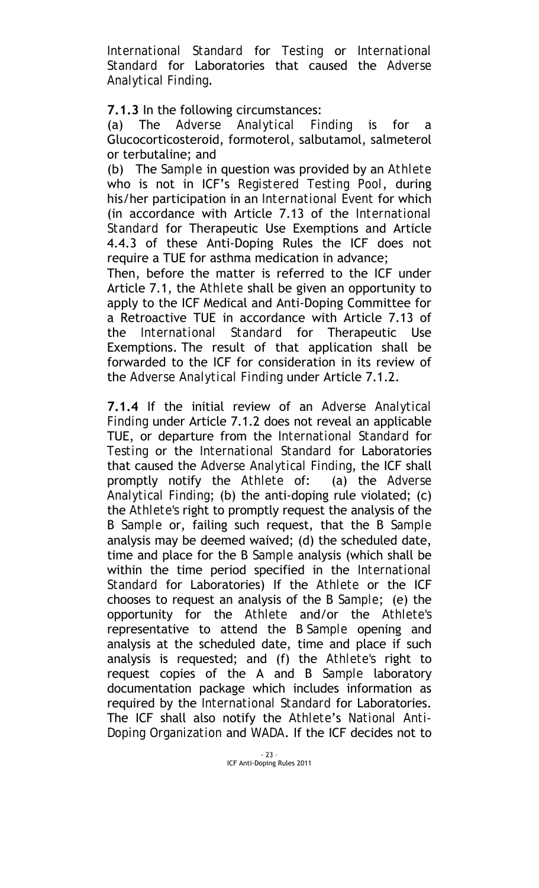*International Standard* for *Testing* or *International Standard* for Laboratories that caused the *Adverse Analytical Finding*.

**7.1.3** In the following circumstances:

(a) The *Adverse Analytical Finding* is for a Glucocorticosteroid, formoterol, salbutamol, salmeterol or terbutaline; and

(b) The *Sample* in question was provided by an *Athlete* who is not in ICF's *Registered Testing Pool*, during his/her participation in an *International Event* for which (in accordance with Article 7.13 of the *International Standard* for Therapeutic Use Exemptions and Article 4.4.3 of these Anti-Doping Rules the ICF does not require a TUE for asthma medication in advance;

Then, before the matter is referred to the ICF under Article 7.1, the *Athlete* shall be given an opportunity to apply to the ICF Medical and Anti-Doping Committee for a Retroactive TUE in accordance with Article 7.13 of the *International Standard* for Therapeutic Use Exemptions. The result of that application shall be forwarded to the ICF for consideration in its review of the *Adverse Analytical Finding* under Article 7.1.2.

**7.1.4** If the initial review of an *Adverse Analytical Finding* under Article 7.1.2 does not reveal an applicable TUE, or departure from the *International Standard* for *Testing* or the *International Standard* for Laboratories that caused the *Adverse Analytical Finding*, the ICF shall promptly notify the *Athlete* of: (a) the *Adverse Analytical Finding*; (b) the anti-doping rule violated; (c) the *Athlete's* right to promptly request the analysis of the B *Sample* or, failing such request, that the B *Sample* analysis may be deemed waived; (d) the scheduled date, time and place for the B *Sample* analysis (which shall be within the time period specified in the *International Standard* for Laboratories) If the *Athlete* or the ICF chooses to request an analysis of the B *Sample*; (e) the opportunity for the *Athlete* and/or the *Athlete's* representative to attend the B *Sample* opening and analysis at the scheduled date, time and place if such analysis is requested; and (f) the *Athlete's* right to request copies of the A and B *Sample* laboratory documentation package which includes information as required by the *International Standard* for Laboratories. The ICF shall also notify the *Athlete*'s *National Anti-Doping Organization* and WADA. If the ICF decides not to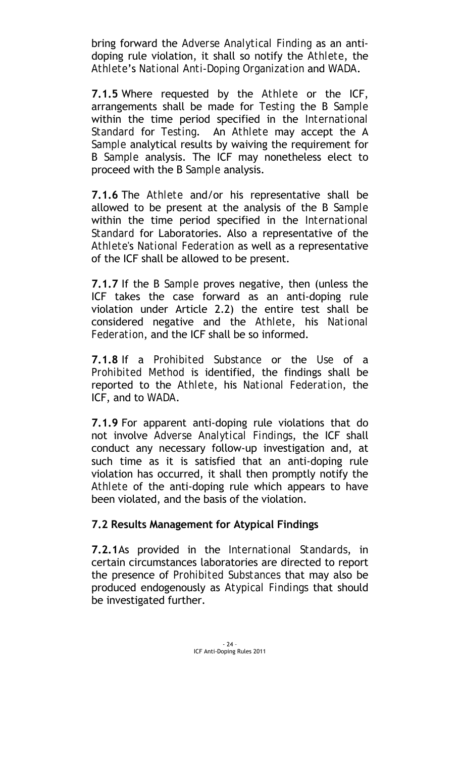bring forward the *Adverse Analytical Finding* as an anti-doping rule violation, it shall so notify the *Athlete*, the *Athlete*'s *National Anti-Doping Organization* and WADA.

**7.1.5** Where requested by the *Athlete* or the ICF, arrangements shall be made for *Testing* the B *Sample* within the time period specified in the *International Standard* for Testing. An *Athlete* may accept the A *Sample* analytical results by waiving the requirement for B *Sample* analysis. The ICF may nonetheless elect to proceed with the B *Sample* analysis.

**7.1.6** The *Athlete* and/or his representative shall be allowed to be present at the analysis of the B *Sample* within the time period specified in the *International Standard* for Laboratories. Also a representative of the *Athlete's National Federation* as well as a representative of the ICF shall be allowed to be present.

**7.1.7** If the B *Sample* proves negative, then (unless the ICF takes the case forward as an anti-doping rule violation under Article 2.2) the entire test shall be considered negative and the *Athlete*, his *National Federation*, and the ICF shall be so informed.

**7.1.8** If a *Prohibited Substance* or the *Use* of a *Prohibited Method* is identified, the findings shall be reported to the *Athlete*, his *National Federation*, the ICF, and to *WADA*.

**7.1.9** For apparent anti-doping rule violations that do not involve *Adverse Analytical Findings*, the ICF shall conduct any necessary follow-up investigation and, at such time as it is satisfied that an anti-doping rule violation has occurred, it shall then promptly notify the *Athlete* of the anti-doping rule which appears to have been violated, and the basis of the violation.

### 7.2 Results Management for Atypical Findings

**7.2.1**As provided in the *International Standards*, in certain circumstances laboratories are directed to report the presence of *Prohibited Substances* that may also be produced endogenously as *Atypical Findings* that should be investigated further.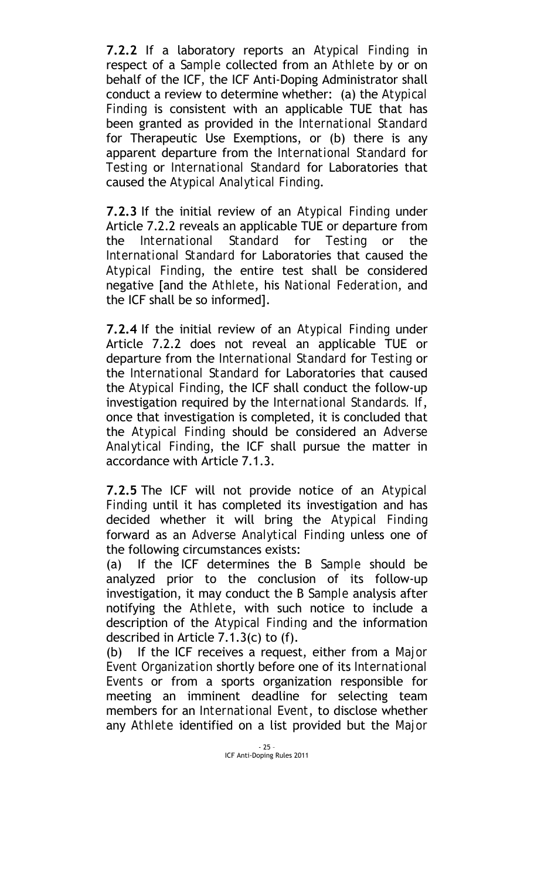**7.2.2** If a laboratory reports an *Atypical Finding* in respect of a *Sample* collected from an *Athlete* by or on behalf of the ICF, the ICF Anti-Doping Administrator shall conduct a review to determine whether: (a) the *Atypical Finding* is consistent with an applicable TUE that has been granted as provided in the *International Standard* for Therapeutic Use Exemptions, or (b) there is any apparent departure from the *International Standard* for *Testing* or *International Standard* for Laboratories that caused the *Atypical Analytical Finding*.

**7.2.3** If the initial review of an *Atypical Finding* under Article 7.2.2 reveals an applicable TUE or departure from the *International Standard* for *Testing* or the *International Standard* for Laboratories that caused the *Atypical Finding*, the entire test shall be considered negative [and the *Athlete*, his *National Federation*, and the ICF shall be so informed].

**7.2.4** If the initial review of an *Atypical Finding* under Article 7.2.2 does not reveal an applicable TUE or departure from the *International Standard* for *Testing* or the *International Standard* for Laboratories that caused the *Atypical Finding*, the ICF shall conduct the follow-up investigation required by the *International Standards.* If, once that investigation is completed, it is concluded that the *Atypical Finding* should be considered an *Adverse Analytical Finding*, the ICF shall pursue the matter in accordance with Article 7.1.3.

**7.2.5** The ICF will not provide notice of an *Atypical Finding* until it has completed its investigation and has decided whether it will bring the *Atypical Finding* forward as an *Adverse Analytical Finding* unless one of the following circumstances exists:

(a) If the ICF determines the B *Sample* should be analyzed prior to the conclusion of its follow-up investigation, it may conduct the B *Sample* analysis after notifying the *Athlete*, with such notice to include a description of the *Atypical Finding* and the information described in Article 7.1.3(c) to (f).

(b) If the ICF receives a request, either from a *Major Event Organization* shortly before one of its *International Events* or from a sports organization responsible for meeting an imminent deadline for selecting team members for an *International Event*, to disclose whether any *Athlete* identified on a list provided but the *Major*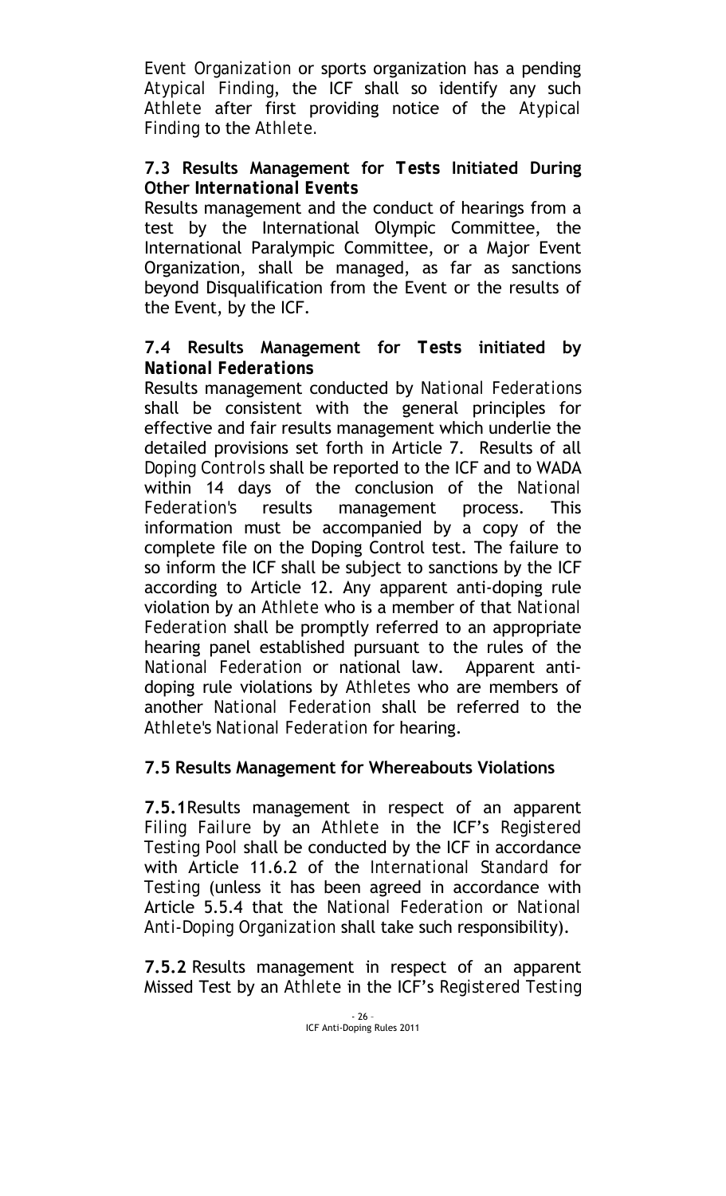*Event Organization* or sports organization has a pending *Atypical Finding*, the ICF shall so identify any such *Athlete* after first providing notice of the *Atypical Finding* to the *Athlete.*

### 7.3 Results Management for *Tests* Initiated During Other *International Events*

Results management and the conduct of hearings from a test by the International Olympic Committee, the International Paralympic Committee, or a Major Event Organization, shall be managed, as far as sanctions beyond Disqualification from the Event or the results of the Event, by the ICF.

### 7.4 Results Management for *Tests* initiated by *National Federations*

Results management conducted by *National Federations* shall be consistent with the general principles for effective and fair results management which underlie the detailed provisions set forth in Article 7. Results of all *Doping Controls* shall be reported to the ICF and to WADA within 14 days of the conclusion of the *National Federation's* results management process. This information must be accompanied by a copy of the complete file on the Doping Control test. The failure to so inform the ICF shall be subject to sanctions by the ICF according to Article 12. Any apparent anti-doping rule violation by an *Athlete* who is a member of that *National Federation* shall be promptly referred to an appropriate hearing panel established pursuant to the rules of the *National Federation* or national law. Apparent anti-doping rule violations by *Athletes* who are members of another *National Federation* shall be referred to the *Athlete's National Federation* for hearing.

### 7.5 Results Management for Whereabouts Violations

**7.5.1** Results management in respect of an apparent *Filing Failure* by an *Athlete* in the ICF's *Registered Testing Pool* shall be conducted by the ICF in accordance with Article 11.6.2 of the *International Standard* for *Testing* (unless it has been agreed in accordance with Article 5.5.4 that the *National Federation* or *National Anti-Doping Organization* shall take such responsibility).

**7.5.2** Results management in respect of an apparent Missed Test by an *Athlete* in the ICF's *Registered Testing*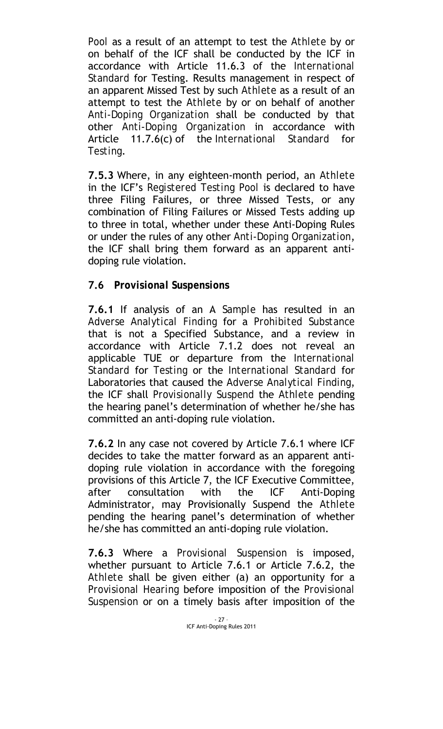*Pool* as a result of an attempt to test the *Athlete* by or on behalf of the ICF shall be conducted by the ICF in accordance with Article 11.6.3 of the *International Standard* for Testing. Results management in respect of an apparent Missed Test by such *Athlete* as a result of an attempt to test the *Athlete* by or on behalf of another *Anti-Doping Organization* shall be conducted by that other *Anti-Doping Organization* in accordance with Article 11.7.6(c) of the *International Standard* for *Testing*.

**7.5.3** Where, in any eighteen-month period, an *Athlete* in the ICF's *Registered Testing Pool* is declared to have three Filing Failures, or three Missed Tests, or any combination of Filing Failures or Missed Tests adding up to three in total, whether under these Anti-Doping Rules or under the rules of any other *Anti-Doping Organization*, the ICF shall bring them forward as an apparent anti-doping rule violation.

### 7.6 *Provisional Suspensions*

**7.6.1** If analysis of an A *Sample* has resulted in an *Adverse Analytical Finding* for a *Prohibited Substance* that is not a Specified Substance, and a review in accordance with Article 7.1.2 does not reveal an applicable TUE or departure from the *International Standard* for *Testing* or the *International Standard* for Laboratories that caused the *Adverse Analytical Finding*, the ICF shall *Provisionally Suspend* the *Athlete* pending the hearing panel's determination of whether he/she has committed an anti-doping rule violation.

**7.6.2** In any case not covered by Article 7.6.1 where ICF decides to take the matter forward as an apparent anti-doping rule violation in accordance with the foregoing provisions of this Article 7, the ICF Executive Committee, after consultation with the ICF Anti-Doping Administrator, may Provisionally Suspend the *Athlete* pending the hearing panel's determination of whether he/she has committed an anti-doping rule violation.

**7.6.3** Where a *Provisional Suspension* is imposed, whether pursuant to Article 7.6.1 or Article 7.6.2, the *Athlete* shall be given either (a) an opportunity for a *Provisional Hearing* before imposition of the *Provisional Suspension* or on a timely basis after imposition of the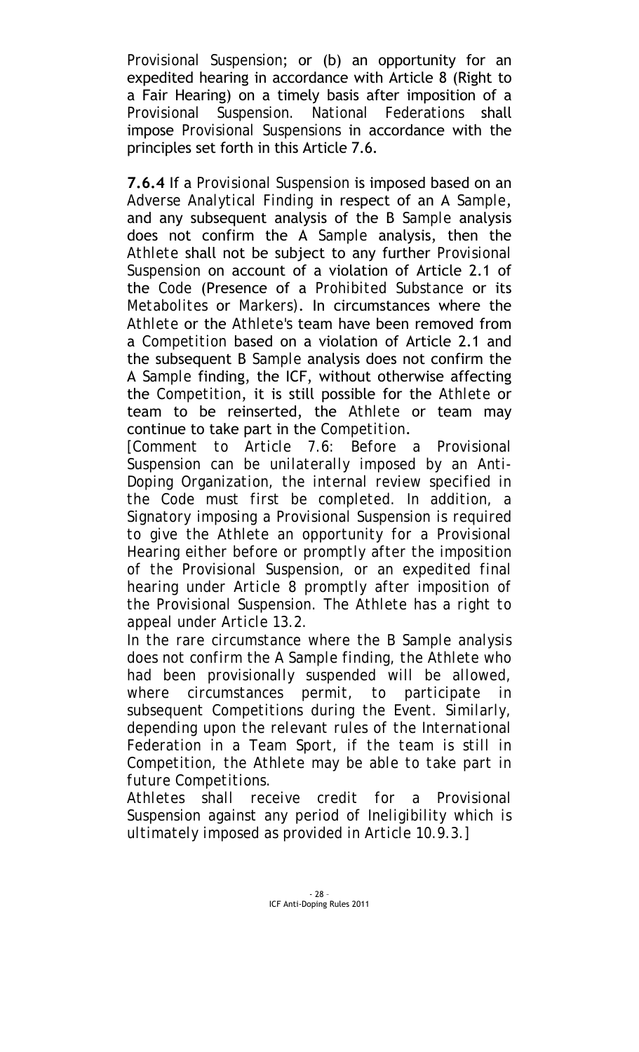*Provisional Suspension*; or (b) an opportunity for an expedited hearing in accordance with Article 8 (Right to a Fair Hearing) on a timely basis after imposition of a *Provisional Suspension*. *National Federations* shall impose *Provisional Suspensions* in accordance with the principles set forth in this Article 7.6.

**7.6.4** If a *Provisional Suspension* is imposed based on an *Adverse Analytical Finding* in respect of an *A Sample*, and any subsequent analysis of the *B Sample* analysis does not confirm the *A Sample* analysis, then the *Athlete* shall not be subject to any further *Provisional Suspension* on account of a violation of Article 2.1 of the *Code* (Presence of a *Prohibited Substance* or its *Metabolites* or *Markers*). In circumstances where the *Athlete* or the *Athlete's* team have been removed from a *Competition* based on a violation of Article 2.1 and the subsequent *B Sample* analysis does not confirm the *A Sample* finding, the ICF, without otherwise affecting the *Competition*, it is still possible for the *Athlete* or team to be reinserted, the *Athlete* or team may continue to take part in the *Competition*.

*[Comment to Article 7.6: Before a Provisional Suspension can be unilaterally imposed by an Anti-Doping Organization, the internal review specified in the Code must first be completed. In addition, a Signatory imposing a Provisional Suspension is required to give the Athlete an opportunity for a Provisional Hearing either before or promptly after the imposition of the Provisional Suspension, or an expedited final hearing under Article 8 promptly after imposition of the Provisional Suspension. The Athlete has a right to appeal under Article 13.2.*

*In the rare circumstance where the B Sample analysis does not confirm the A Sample finding, the Athlete who had been provisionally suspended will be allowed, where circumstances permit, to participate in subsequent Competitions during the Event. Similarly, depending upon the relevant rules of the International Federation in a Team Sport, if the team is still in Competition, the Athlete may be able to take part in future Competitions.*

*Athletes shall receive credit for a Provisional Suspension against any period of Ineligibility which is ultimately imposed as provided in Article 10.9.3.]*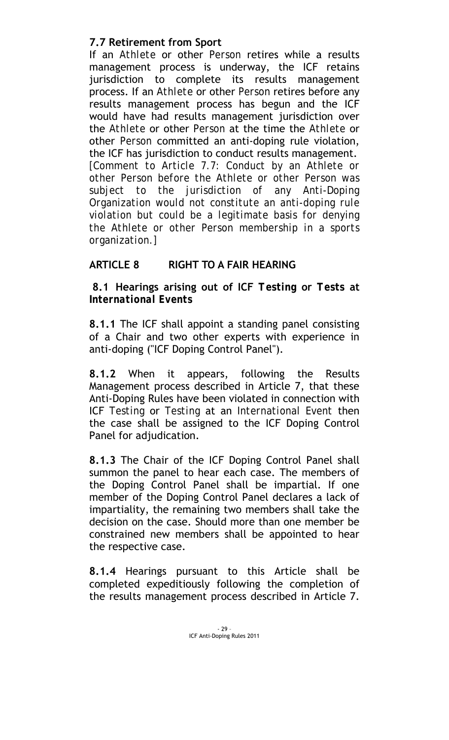### 7.7 Retirement from Sport

If an *Athlete* or other *Person* retires while a results management process is underway, the ICF retains jurisdiction to complete its results management process. If an *Athlete* or other *Person* retires before any results management process has begun and the ICF would have had results management jurisdiction over the *Athlete* or other *Person* at the time the *Athlete* or other *Person* committed an anti-doping rule violation, the ICF has jurisdiction to conduct results management.

*[Comment to Article 7.7: Conduct by an Athlete or other Person before the Athlete or other Person was subject to the jurisdiction of any Anti-Doping Organization would not constitute an anti-doping rule violation but could be a legitimate basis for denying the Athlete or other Person membership in a sports organization.]*

## ARTICLE 8 RIGHT TO A FAIR HEARING

### 8.1 Hearings arising out of ICF *Testing* or *Tests* at *International Events*

**8.1.1** The ICF shall appoint a standing panel consisting of a Chair and two other experts with experience in anti-doping ("ICF Doping Control Panel").

**8.1.2** When it appears, following the Results Management process described in Article 7, that these Anti-Doping Rules have been violated in connection with ICF *Testing* or *Testing* at an *International Event* then the case shall be assigned to the ICF Doping Control Panel for adjudication.

**8.1.3** The Chair of the ICF Doping Control Panel shall summon the panel to hear each case. The members of the Doping Control Panel shall be impartial. If one member of the Doping Control Panel declares a lack of impartiality, the remaining two members shall take the decision on the case. Should more than one member be constrained new members shall be appointed to hear the respective case.

**8.1.4** Hearings pursuant to this Article shall be completed expeditiously following the completion of the results management process described in Article 7.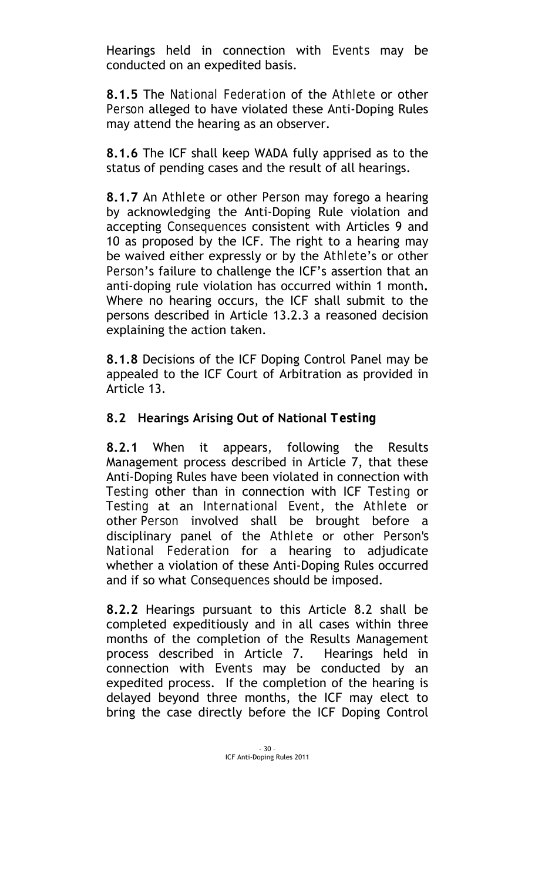Hearings held in connection with *Events* may be conducted on an expedited basis.

**8.1.5** The *National Federation* of the *Athlete* or other *Person* alleged to have violated these Anti-Doping Rules may attend the hearing as an observer.

**8.1.6** The ICF shall keep WADA fully apprised as to the status of pending cases and the result of all hearings.

**8.1.7** An *Athlete* or other *Person* may forego a hearing by acknowledging the Anti-Doping Rule violation and accepting *Consequences* consistent with Articles 9 and 10 as proposed by the ICF. The right to a hearing may be waived either expressly or by the *Athlete*'s or other *Person*'s failure to challenge the ICF's assertion that an anti-doping rule violation has occurred within 1 month. Where no hearing occurs, the ICF shall submit to the persons described in Article 13.2.3 a reasoned decision explaining the action taken.

**8.1.8** Decisions of the ICF Doping Control Panel may be appealed to the ICF Court of Arbitration as provided in Article 13.

### 8.2 Hearings Arising Out of National *Testing*

**8.2.1** When it appears, following the Results Management process described in Article 7, that these Anti-Doping Rules have been violated in connection with *Testing* other than in connection with ICF *Testing* or *Testing* at an *International Event*, the *Athlete* or other *Person* involved shall be brought before a disciplinary panel of the *Athlete* or other *Person's National Federation* for a hearing to adjudicate whether a violation of these Anti-Doping Rules occurred and if so what *Consequences* should be imposed.

**8.2.2** Hearings pursuant to this Article 8.2 shall be completed expeditiously and in all cases within three months of the completion of the Results Management process described in Article 7. Hearings held in connection with *Events* may be conducted by an expedited process. If the completion of the hearing is delayed beyond three months, the ICF may elect to bring the case directly before the ICF Doping Control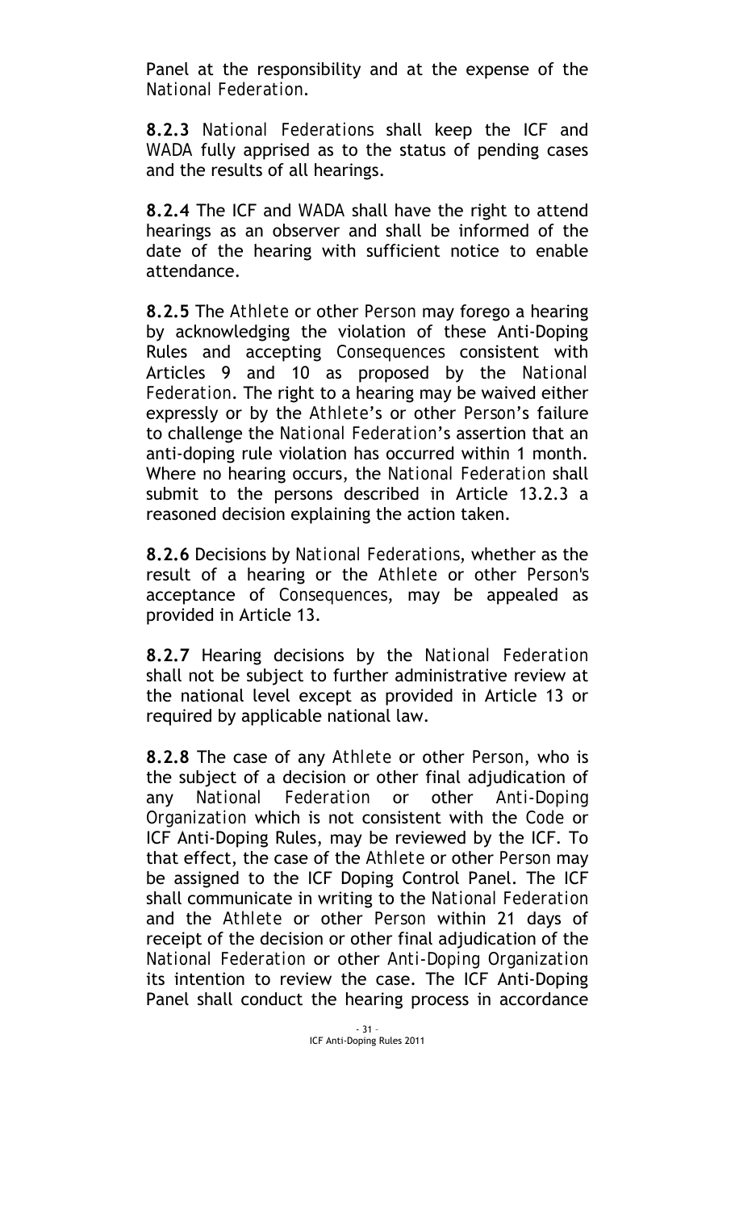Panel at the responsibility and at the expense of the *National Federation*.

**8.2.3** *National Federations* shall keep the ICF and WADA fully apprised as to the status of pending cases and the results of all hearings.

**8.2.4** The ICF and WADA shall have the right to attend hearings as an observer and shall be informed of the date of the hearing with sufficient notice to enable attendance.

**8.2.5** The *Athlete* or other *Person* may forego a hearing by acknowledging the violation of these Anti-Doping Rules and accepting *Consequences* consistent with Articles 9 and 10 as proposed by the *National Federation*. The right to a hearing may be waived either expressly or by the *Athlete*'s or other *Person*'s failure to challenge the *National Federation*'s assertion that an anti-doping rule violation has occurred within 1 month. Where no hearing occurs, the *National Federation* shall submit to the persons described in Article 13.2.3 a reasoned decision explaining the action taken.

**8.2.6** Decisions by *National Federations*, whether as the result of a hearing or the *Athlete* or other *Person's* acceptance of *Consequences*, may be appealed as provided in Article 13.

**8.2.7** Hearing decisions by the *National Federation* shall not be subject to further administrative review at the national level except as provided in Article 13 or required by applicable national law.

**8.2.8** The case of any *Athlete* or other *Person*, who is the subject of a decision or other final adjudication of any *National Federation* or other *Anti-Doping Organization* which is not consistent with the *Code* or ICF Anti-Doping Rules, may be reviewed by the ICF. To that effect, the case of the *Athlete* or other *Person* may be assigned to the ICF Doping Control Panel. The ICF shall communicate in writing to the *National Federation* and the *Athlete* or other *Person* within 21 days of receipt of the decision or other final adjudication of the *National Federation* or other *Anti-Doping Organization* its intention to review the case. The ICF Anti-Doping Panel shall conduct the hearing process in accordance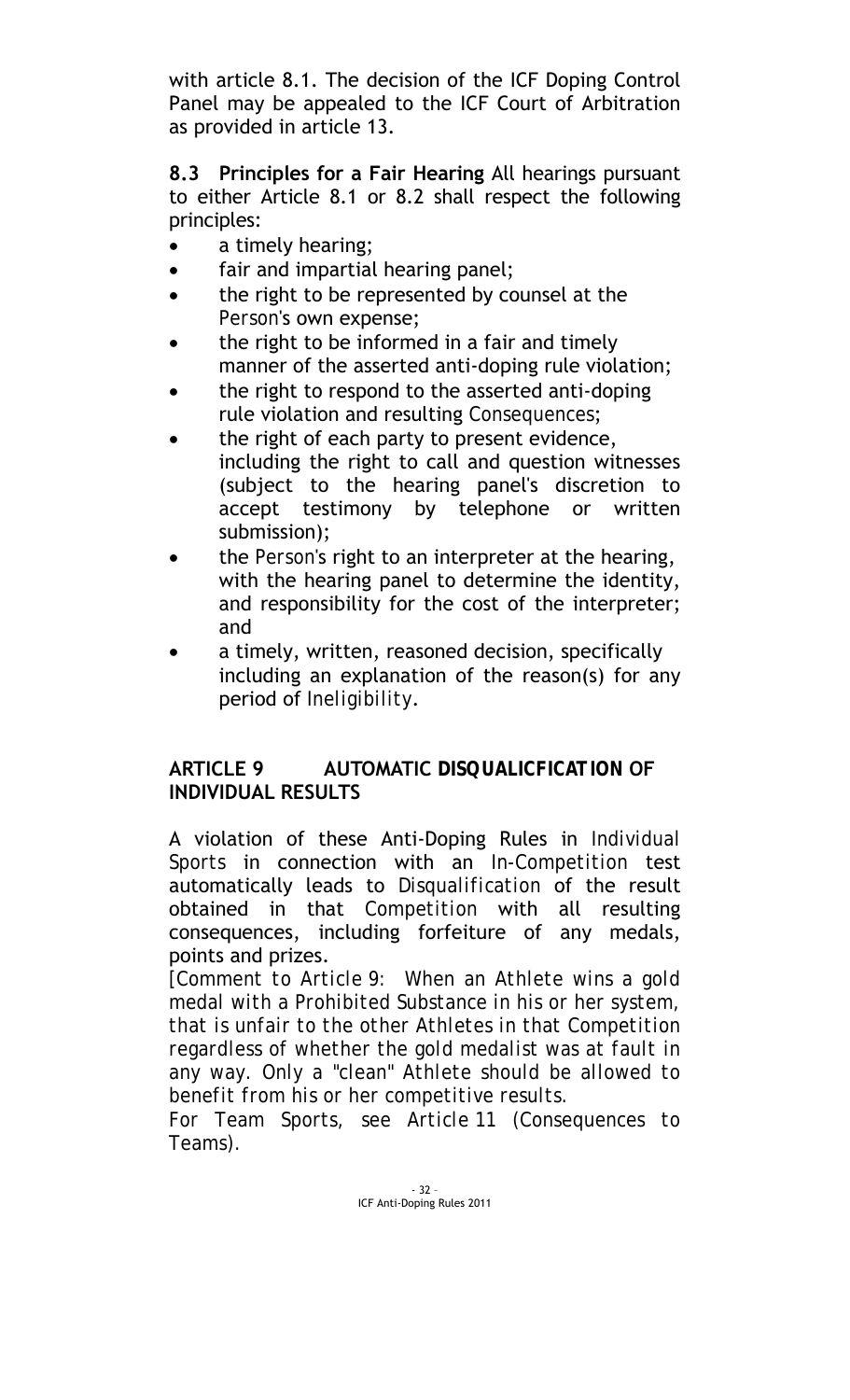with article 8.1. The decision of the ICF Doping Control Panel may be appealed to the ICF Court of Arbitration as provided in article 13.

**8.3 Principles for a Fair Hearing** All hearings pursuant to either Article 8.1 or 8.2 shall respect the following principles:

- a timely hearing;
- fair and impartial hearing panel;
- the right to be represented by counsel at the *Person's* own expense;
- the right to be informed in a fair and timely manner of the asserted anti-doping rule violation;
- the right to respond to the asserted anti-doping rule violation and resulting *Consequences*;
- the right of each party to present evidence, including the right to call and question witnesses (subject to the hearing panel's discretion to accept testimony by telephone or written submission);
- the *Person's* right to an interpreter at the hearing, with the hearing panel to determine the identity, and responsibility for the cost of the interpreter; and
- a timely, written, reasoned decision, specifically including an explanation of the reason(s) for any period of *Ineligibility*.

## ARTICLE 9 AUTOMATIC DISQUALICFICATION OF INDIVIDUAL RESULTS

A violation of these Anti-Doping Rules in *Individual Sports* in connection with an *In-Competition* test automatically leads to *Disqualification* of the result obtained in that *Competition* with all resulting consequences, including forfeiture of any medals, points and prizes.

*[Comment to Article 9: When an Athlete wins a gold medal with a Prohibited Substance in his or her system, that is unfair to the other Athletes in that Competition regardless of whether the gold medalist was at fault in any way. Only a "clean" Athlete should be allowed to benefit from his or her competitive results.*

*For Team Sports, see Article 11 (Consequences to Teams).*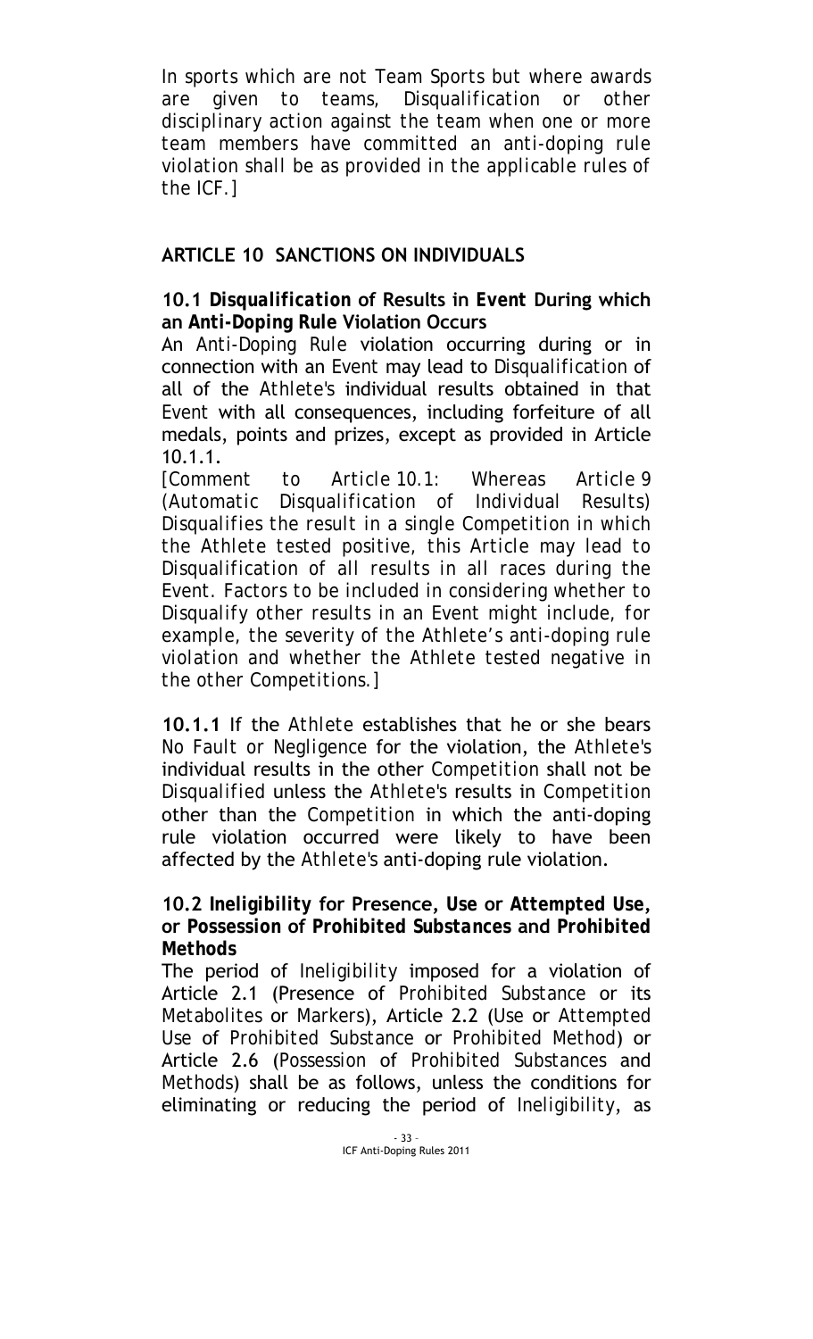*In sports which are not Team Sports but where awards are given to teams, Disqualification or other disciplinary action against the team when one or more team members have committed an anti-doping rule violation shall be as provided in the applicable rules of the ICF.]*

## ARTICLE 10 SANCTIONS ON INDIVIDUALS

### 10.1 *Disqualification* of Results in *Event* During which an *Anti-Doping Rule* Violation Occurs

An *Anti-Doping Rule* violation occurring during or in connection with an *Event* may lead to *Disqualification* of all of the *Athlete's* individual results obtained in that *Event* with all consequences, including forfeiture of all medals, points and prizes, except as provided in Article 10.1.1.

*[Comment to Article 10.1: Whereas Article 9 (Automatic Disqualification of Individual Results) Disqualifies the result in a single Competition in which the Athlete tested positive, this Article may lead to Disqualification of all results in all races during the Event. Factors to be included in considering whether to Disqualify other results in an Event might include, for example, the severity of the Athlete's anti-doping rule violation and whether the Athlete tested negative in the other Competitions.]*

**10.1.1** If the *Athlete* establishes that he or she bears *No Fault or Negligence* for the violation, the *Athlete's* individual results in the other *Competition* shall not be *Disqualified* unless the *Athlete's* results in *Competition* other than the *Competition* in which the anti-doping rule violation occurred were likely to have been affected by the *Athlete's* anti-doping rule violation.

### 10.2 *Ineligibility* for Presence, *Use* or *Attempted Use*, or *Possession* of *Prohibited Substances* and *Prohibited Methods*

The period of *Ineligibility* imposed for a violation of Article 2.1 (Presence of *Prohibited Substance* or its *Metabolites* or Markers), Article 2.2 (Use or *Attempted Use* of *Prohibited Substance* or *Prohibited Method*) or Article 2.6 (*Possession* of *Prohibited Substances* and *Methods*) shall be as follows, unless the conditions for eliminating or reducing the period of *Ineligibility*, as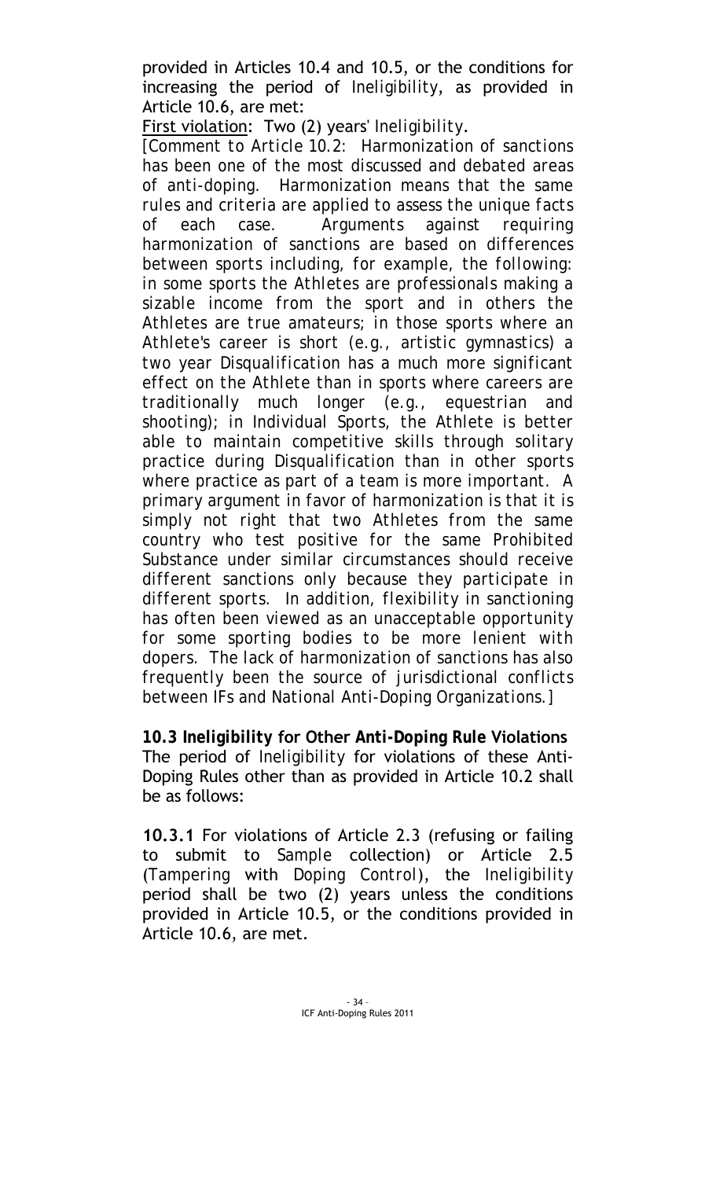provided in Articles 10.4 and 10.5, or the conditions for increasing the period of *Ineligibility*, as provided in Article 10.6, are met:

<u>First violation</u>: Two (2) years' *Ineligibility*.

*[Comment to Article 10.2: Harmonization of sanctions has been one of the most discussed and debated areas of anti-doping. Harmonization means that the same rules and criteria are applied to assess the unique facts of each case. Arguments against requiring harmonization of sanctions are based on differences between sports including, for example, the following: in some sports the Athletes are professionals making a sizable income from the sport and in others the Athletes are true amateurs; in those sports where an Athlete's career is short (e.g., artistic gymnastics) a two year Disqualification has a much more significant effect on the Athlete than in sports where careers are traditionally much longer (e.g., equestrian and shooting); in Individual Sports, the Athlete is better able to maintain competitive skills through solitary practice during Disqualification than in other sports where practice as part of a team is more important. A primary argument in favor of harmonization is that it is simply not right that two Athletes from the same country who test positive for the same Prohibited Substance under similar circumstances should receive different sanctions only because they participate in different sports. In addition, flexibility in sanctioning has often been viewed as an unacceptable opportunity for some sporting bodies to be more lenient with dopers. The lack of harmonization of sanctions has also frequently been the source of jurisdictional conflicts between IFs and National Anti-Doping Organizations.]*

**10.3 *Ineligibility* for Other *Anti-Doping Rule* Violations**

The period of *Ineligibility* for violations of these Anti-Doping Rules other than as provided in Article 10.2 shall be as follows:

**10.3.1** For violations of Article 2.3 (refusing or failing to submit to *Sample* collection) or Article 2.5 (*Tampering* with *Doping Control*), the *Ineligibility* period shall be two (2) years unless the conditions provided in Article 10.5, or the conditions provided in Article 10.6, are met.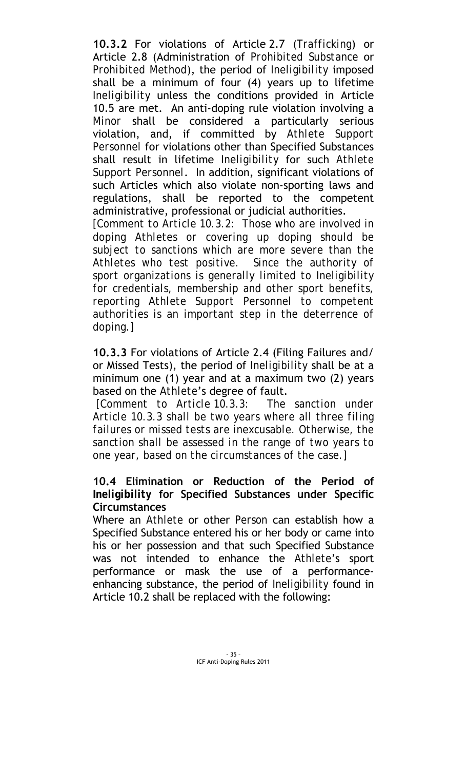**10.3.2** For violations of Article 2.7 (*Trafficking*) or Article 2.8 (Administration of *Prohibited Substance* or *Prohibited Method*), the period of *Ineligibility* imposed shall be a minimum of four (4) years up to lifetime *Ineligibility* unless the conditions provided in Article 10.5 are met. An anti-doping rule violation involving a *Minor* shall be considered a particularly serious violation, and, if committed by *Athlete Support Personnel* for violations other than Specified Substances shall result in lifetime *Ineligibility* for such *Athlete Support Personnel*. In addition, significant violations of such Articles which also violate non-sporting laws and regulations, shall be reported to the competent administrative, professional or judicial authorities.

*[Comment to Article 10.3.2: Those who are involved in doping Athletes or covering up doping should be subject to sanctions which are more severe than the Athletes who test positive. Since the authority of sport organizations is generally limited to Ineligibility for credentials, membership and other sport benefits, reporting Athlete Support Personnel to competent authorities is an important step in the deterrence of doping.]*

**10.3.3** For violations of Article 2.4 (Filing Failures and/or Missed Tests), the period of *Ineligibility* shall be at a minimum one (1) year and at a maximum two (2) years based on the *Athlete*'s degree of fault.

*[Comment to Article 10.3.3: The sanction under Article 10.3.3 shall be two years where all three filing failures or missed tests are inexcusable. Otherwise, the sanction shall be assessed in the range of two years to one year, based on the circumstances of the case.]*

### 10.4 Elimination or Reduction of the Period of Ineligibility for Specified Substances under Specific Circumstances

Where an *Athlete* or other *Person* can establish how a Specified Substance entered his or her body or came into his or her possession and that such Specified Substance was not intended to enhance the *Athlete*'s sport performance or mask the use of a performance-enhancing substance, the period of *Ineligibility* found in Article 10.2 shall be replaced with the following: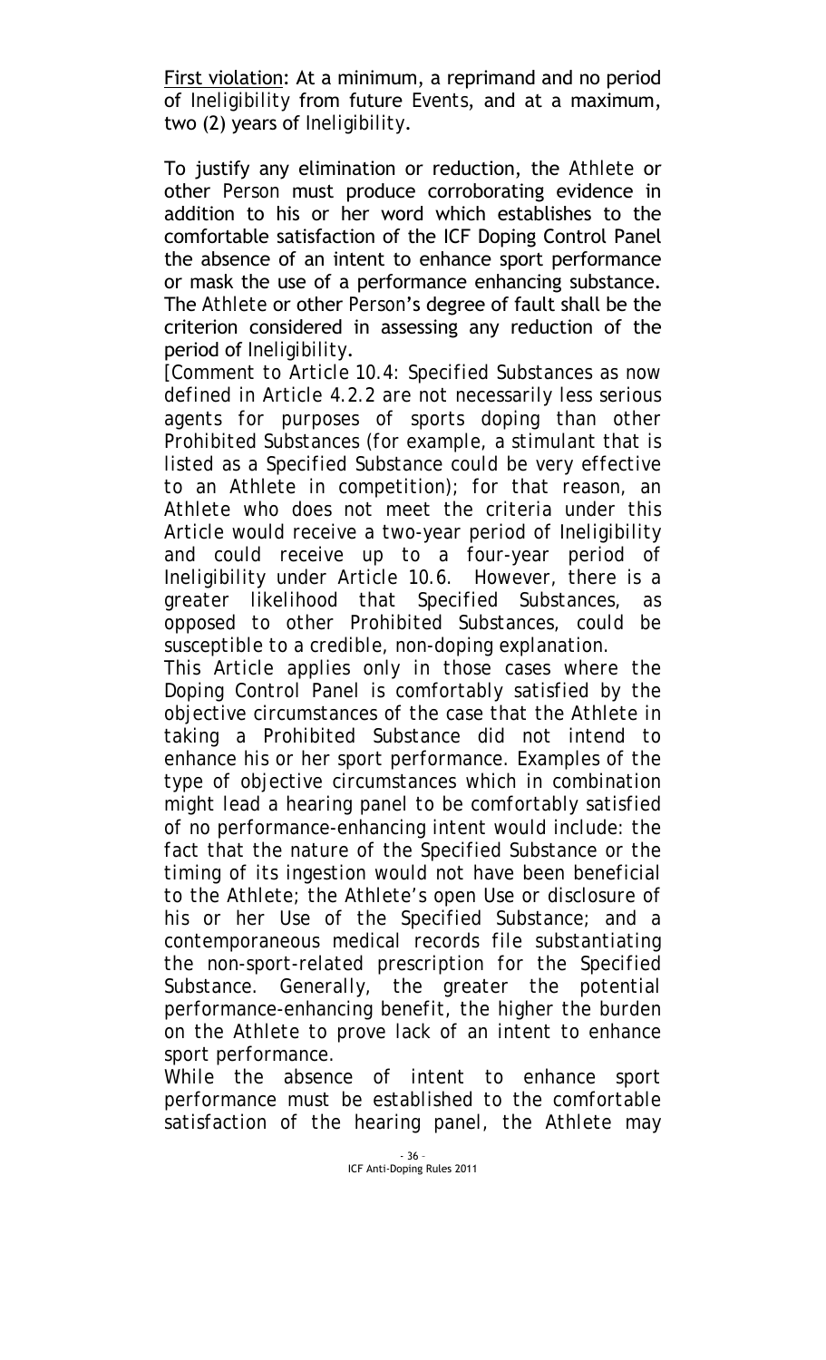<u>First violation</u>: At a minimum, a reprimand and no period of *Ineligibility* from future *Events*, and at a maximum, two (2) years of *Ineligibility*.

To justify any elimination or reduction, the *Athlete* or other *Person* must produce corroborating evidence in addition to his or her word which establishes to the comfortable satisfaction of the ICF Doping Control Panel the absence of an intent to enhance sport performance or mask the use of a performance enhancing substance. The *Athlete* or other *Person*'s degree of fault shall be the criterion considered in assessing any reduction of the period of *Ineligibility*.

*[Comment to Article 10.4: Specified Substances as now defined in Article 4.2.2 are not necessarily less serious agents for purposes of sports doping than other Prohibited Substances (for example, a stimulant that is listed as a Specified Substance could be very effective to an Athlete in competition); for that reason, an Athlete who does not meet the criteria under this Article would receive a two-year period of Ineligibility and could receive up to a four-year period of Ineligibility under Article 10.6. However, there is a greater likelihood that Specified Substances, as opposed to other Prohibited Substances, could be susceptible to a credible, non-doping explanation.*

*This Article applies only in those cases where the Doping Control Panel is comfortably satisfied by the objective circumstances of the case that the Athlete in taking a Prohibited Substance did not intend to enhance his or her sport performance. Examples of the type of objective circumstances which in combination might lead a hearing panel to be comfortably satisfied of no performance-enhancing intent would include: the fact that the nature of the Specified Substance or the timing of its ingestion would not have been beneficial to the Athlete; the Athlete's open Use or disclosure of his or her Use of the Specified Substance; and a contemporaneous medical records file substantiating the non-sport-related prescription for the Specified Substance. Generally, the greater the potential performance-enhancing benefit, the higher the burden on the Athlete to prove lack of an intent to enhance sport performance.*

*While the absence of intent to enhance sport performance must be established to the comfortable satisfaction of the hearing panel, the Athlete may*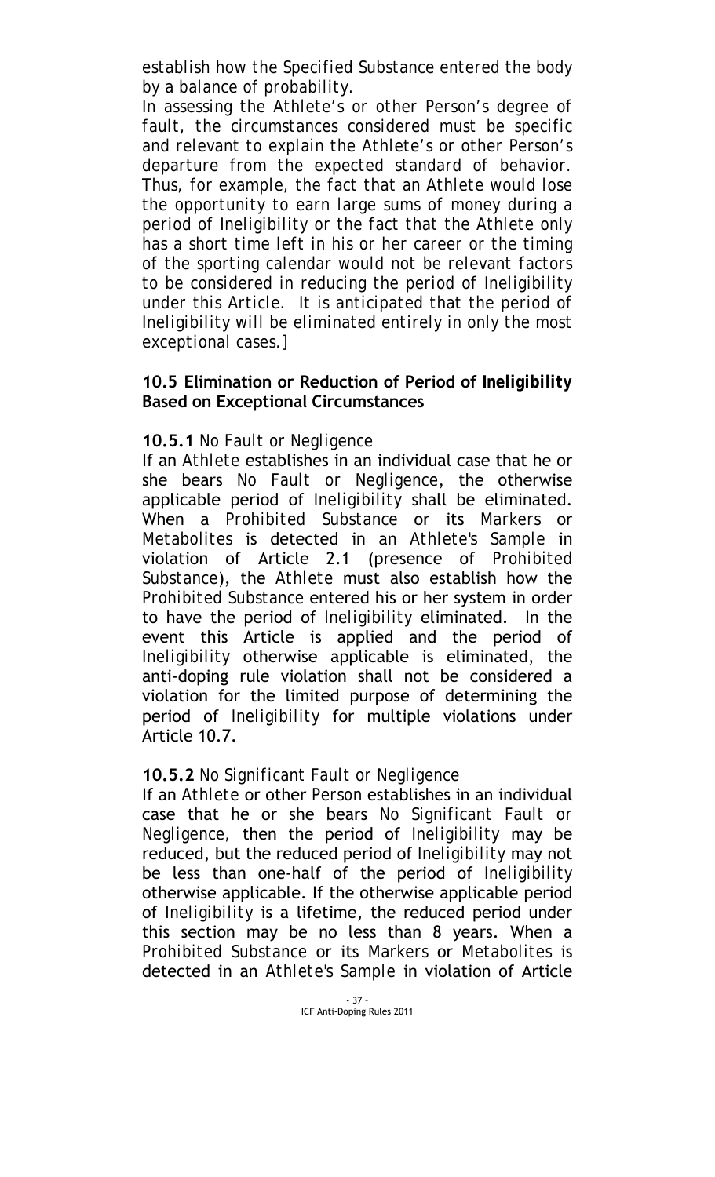*establish how the Specified Substance entered the body by a balance of probability.*

*In assessing the Athlete's or other Person's degree of fault, the circumstances considered must be specific and relevant to explain the Athlete's or other Person's departure from the expected standard of behavior. Thus, for example, the fact that an Athlete would lose the opportunity to earn large sums of money during a period of Ineligibility or the fact that the Athlete only has a short time left in his or her career or the timing of the sporting calendar would not be relevant factors to be considered in reducing the period of Ineligibility under this Article. It is anticipated that the period of Ineligibility will be eliminated entirely in only the most exceptional cases.]*

### 10.5 Elimination or Reduction of Period of Ineligibility Based on Exceptional Circumstances

**10.5.1** *No Fault or Negligence*

If an *Athlete* establishes in an individual case that he or she bears *No Fault or Negligence*, the otherwise applicable period of *Ineligibility* shall be eliminated. When a *Prohibited Substance* or its *Markers* or *Metabolites* is detected in an *Athlete's Sample* in violation of Article 2.1 (presence of *Prohibited Substance*), the *Athlete* must also establish how the *Prohibited Substance* entered his or her system in order to have the period of *Ineligibility* eliminated. In the event this Article is applied and the period of *Ineligibility* otherwise applicable is eliminated, the anti-doping rule violation shall not be considered a violation for the limited purpose of determining the period of *Ineligibility* for multiple violations under Article 10.7.

**10.5.2** *No Significant Fault or Negligence*

If an *Athlete* or other *Person* establishes in an individual case that he or she bears *No Significant Fault or Negligence*, then the period of *Ineligibility* may be reduced, but the reduced period of *Ineligibility* may not be less than one-half of the period of *Ineligibility* otherwise applicable. If the otherwise applicable period of *Ineligibility* is a lifetime, the reduced period under this section may be no less than 8 years. When a *Prohibited Substance* or its *Markers* or *Metabolites* is detected in an *Athlete's Sample* in violation of Article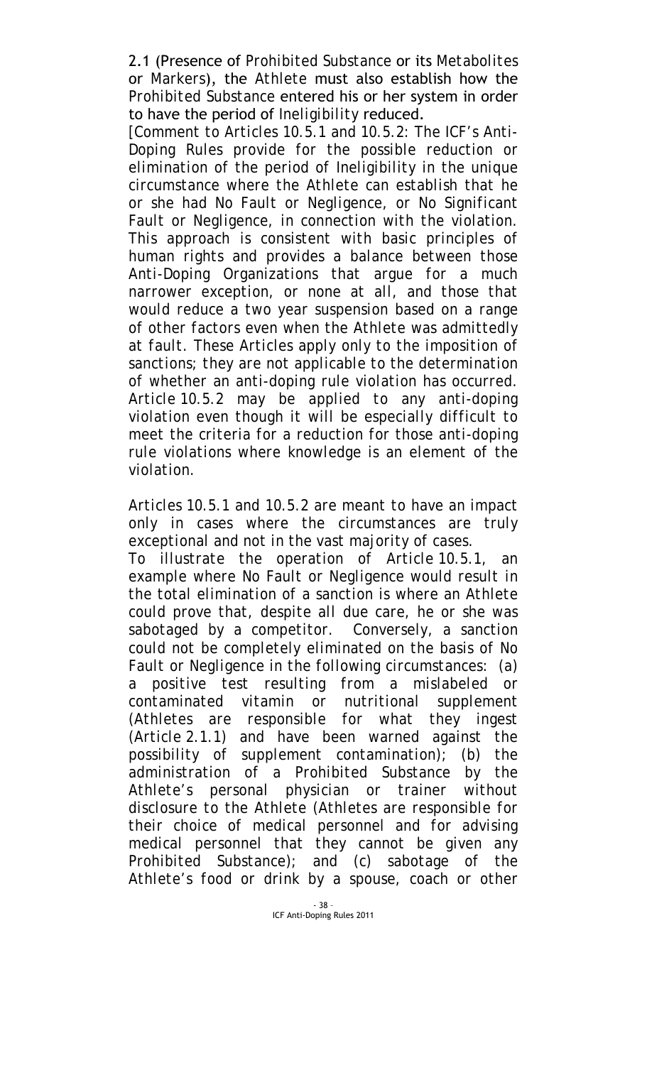2.1 (Presence of *Prohibited Substance* or its *Metabolites* or *Markers*), the *Athlete* must also establish how the *Prohibited Substance* entered his or her system in order to have the period of *Ineligibility* reduced.

*[Comment to Articles 10.5.1 and 10.5.2: The ICF's Anti-Doping Rules provide for the possible reduction or elimination of the period of Ineligibility in the unique circumstance where the Athlete can establish that he or she had No Fault or Negligence, or No Significant Fault or Negligence, in connection with the violation. This approach is consistent with basic principles of human rights and provides a balance between those Anti-Doping Organizations that argue for a much narrower exception, or none at all, and those that would reduce a two year suspension based on a range of other factors even when the Athlete was admittedly at fault. These Articles apply only to the imposition of sanctions; they are not applicable to the determination of whether an anti-doping rule violation has occurred. Article 10.5.2 may be applied to any anti-doping violation even though it will be especially difficult to meet the criteria for a reduction for those anti-doping rule violations where knowledge is an element of the violation.*

*Articles 10.5.1 and 10.5.2 are meant to have an impact only in cases where the circumstances are truly exceptional and not in the vast majority of cases.*

*To illustrate the operation of Article 10.5.1, an example where No Fault or Negligence would result in the total elimination of a sanction is where an Athlete could prove that, despite all due care, he or she was sabotaged by a competitor. Conversely, a sanction could not be completely eliminated on the basis of No Fault or Negligence in the following circumstances: (a) a positive test resulting from a mislabeled or contaminated vitamin or nutritional supplement (Athletes are responsible for what they ingest (Article 2.1.1) and have been warned against the possibility of supplement contamination); (b) the administration of a Prohibited Substance by the Athlete's personal physician or trainer without disclosure to the Athlete (Athletes are responsible for their choice of medical personnel and for advising medical personnel that they cannot be given any Prohibited Substance); and (c) sabotage of the Athlete's food or drink by a spouse, coach or other*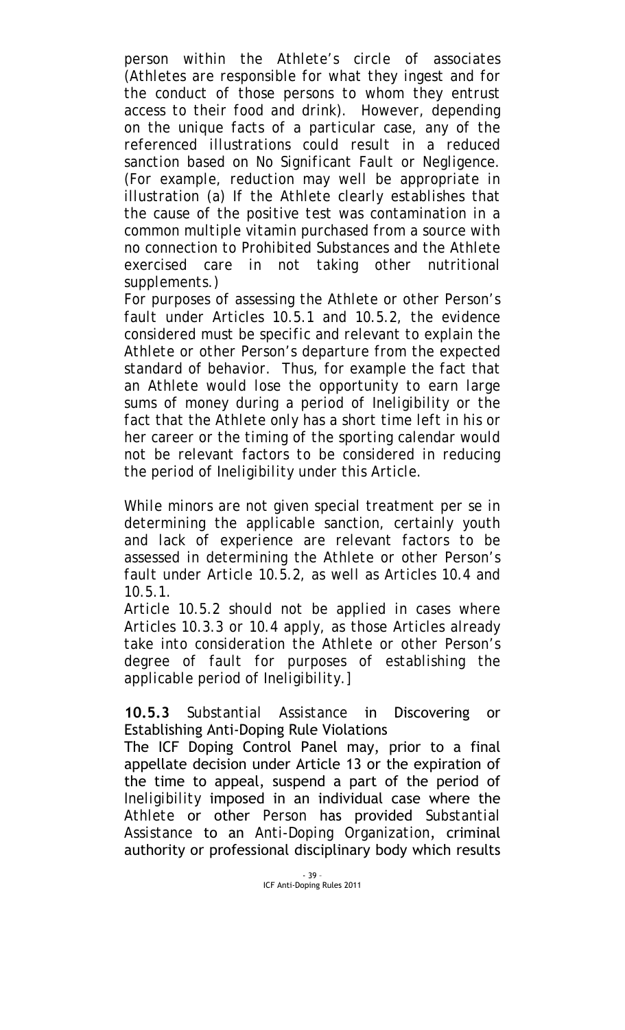*person within the Athlete's circle of associates (Athletes are responsible for what they ingest and for the conduct of those persons to whom they entrust access to their food and drink). However, depending on the unique facts of a particular case, any of the referenced illustrations could result in a reduced sanction based on No Significant Fault or Negligence. (For example, reduction may well be appropriate in illustration (a) If the Athlete clearly establishes that the cause of the positive test was contamination in a common multiple vitamin purchased from a source with no connection to Prohibited Substances and the Athlete exercised care in not taking other nutritional supplements.)*

*For purposes of assessing the Athlete or other Person's fault under Articles 10.5.1 and 10.5.2, the evidence considered must be specific and relevant to explain the Athlete or other Person's departure from the expected standard of behavior. Thus, for example the fact that an Athlete would lose the opportunity to earn large sums of money during a period of Ineligibility or the fact that the Athlete only has a short time left in his or her career or the timing of the sporting calendar would not be relevant factors to be considered in reducing the period of Ineligibility under this Article.*

*While minors are not given special treatment per se in determining the applicable sanction, certainly youth and lack of experience are relevant factors to be assessed in determining the Athlete or other Person's fault under Article 10.5.2, as well as Articles 10.4 and 10.5.1.*

*Article 10.5.2 should not be applied in cases where Articles 10.3.3 or 10.4 apply, as those Articles already take into consideration the Athlete or other Person's degree of fault for purposes of establishing the applicable period of Ineligibility.]*

**10.5.3** *Substantial Assistance* in Discovering or Establishing Anti-Doping Rule Violations

The ICF Doping Control Panel may, prior to a final appellate decision under Article 13 or the expiration of the time to appeal, suspend a part of the period of *Ineligibility* imposed in an individual case where the *Athlete* or other *Person* has provided *Substantial Assistance* to an *Anti-Doping Organization*, criminal authority or professional disciplinary body which results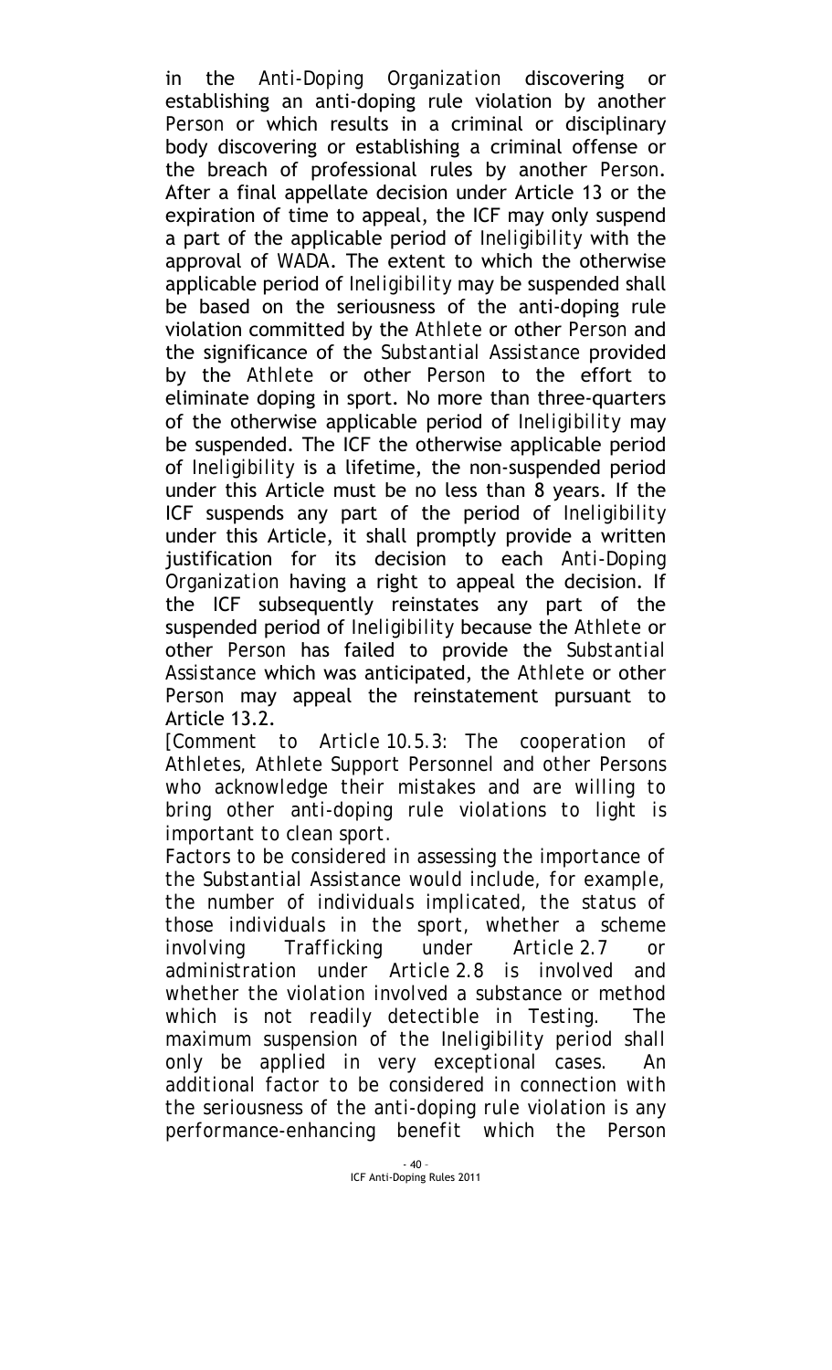in the *Anti-Doping Organization* discovering or establishing an anti-doping rule violation by another *Person* or which results in a criminal or disciplinary body discovering or establishing a criminal offense or the breach of professional rules by another *Person*. After a final appellate decision under Article 13 or the expiration of time to appeal, the ICF may only suspend a part of the applicable period of *Ineligibility* with the approval of WADA. The extent to which the otherwise applicable period of *Ineligibility* may be suspended shall be based on the seriousness of the anti-doping rule violation committed by the *Athlete* or other *Person* and the significance of the *Substantial Assistance* provided by the *Athlete* or other *Person* to the effort to eliminate doping in sport. No more than three-quarters of the otherwise applicable period of *Ineligibility* may be suspended. The ICF the otherwise applicable period of *Ineligibility* is a lifetime, the non-suspended period under this Article must be no less than 8 years. If the ICF suspends any part of the period of *Ineligibility* under this Article, it shall promptly provide a written justification for its decision to each *Anti-Doping Organization* having a right to appeal the decision. If the ICF subsequently reinstates any part of the suspended period of *Ineligibility* because the *Athlete* or other *Person* has failed to provide the *Substantial Assistance* which was anticipated, the *Athlete* or other *Person* may appeal the reinstatement pursuant to Article 13.2.

*[Comment to Article 10.5.3: The cooperation of Athletes, Athlete Support Personnel and other Persons who acknowledge their mistakes and are willing to bring other anti-doping rule violations to light is important to clean sport.*

*Factors to be considered in assessing the importance of the Substantial Assistance would include, for example, the number of individuals implicated, the status of those individuals in the sport, whether a scheme involving Trafficking under Article 2.7 or administration under Article 2.8 is involved and whether the violation involved a substance or method which is not readily detectible in Testing. The maximum suspension of the Ineligibility period shall only be applied in very exceptional cases. An additional factor to be considered in connection with the seriousness of the anti-doping rule violation is any performance-enhancing benefit which the Person*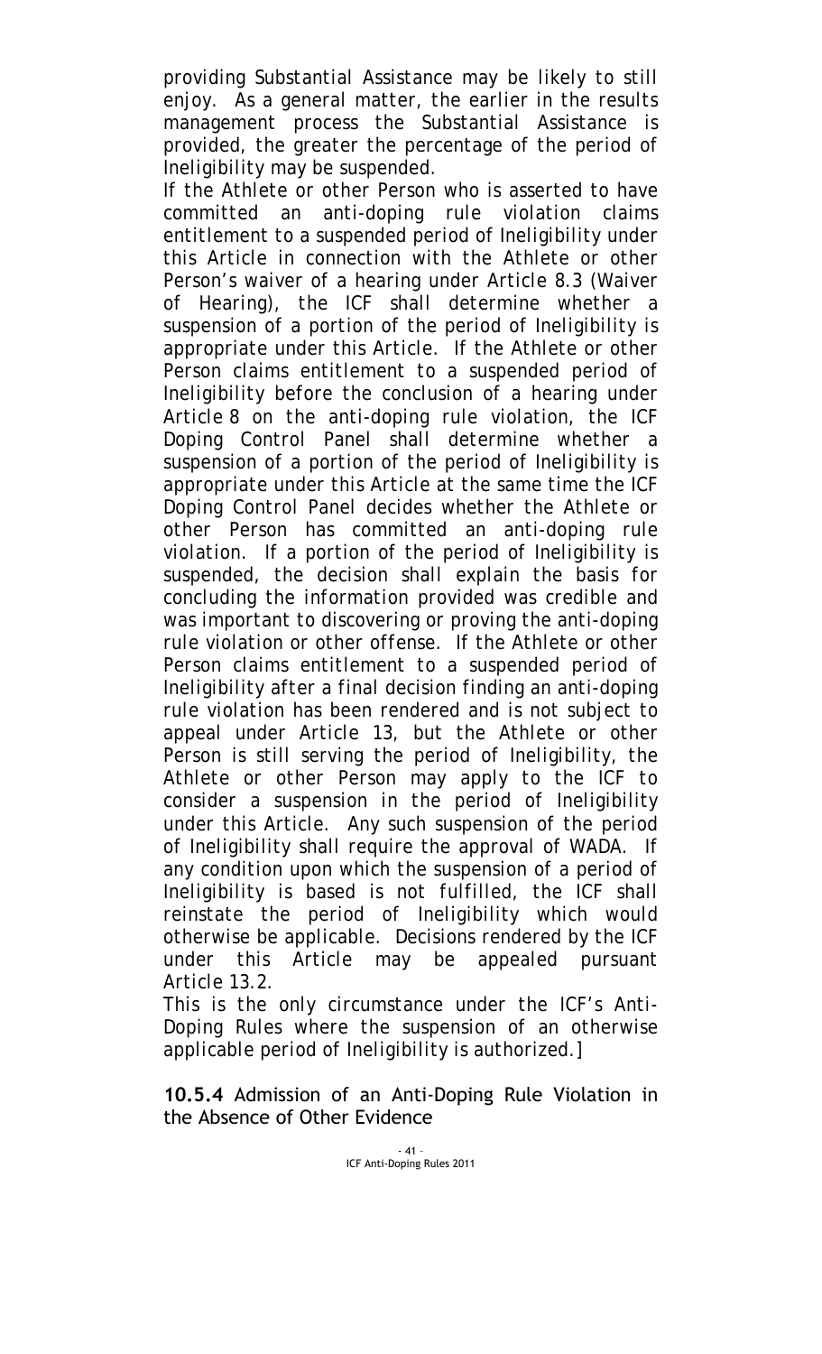providing Substantial Assistance may be likely to still enjoy. As a general matter, the earlier in the results management process the Substantial Assistance is provided, the greater the percentage of the period of Ineligibility may be suspended.

If the Athlete or other Person who is asserted to have committed an anti-doping rule violation claims entitlement to a suspended period of Ineligibility under this Article in connection with the Athlete or other Person's waiver of a hearing under Article 8.3 (Waiver of Hearing), the ICF shall determine whether a suspension of a portion of the period of Ineligibility is appropriate under this Article. If the Athlete or other Person claims entitlement to a suspended period of Ineligibility before the conclusion of a hearing under Article 8 on the anti-doping rule violation, the ICF Doping Control Panel shall determine whether a suspension of a portion of the period of Ineligibility is appropriate under this Article at the same time the ICF Doping Control Panel decides whether the Athlete or other Person has committed an anti-doping rule violation. If a portion of the period of Ineligibility is suspended, the decision shall explain the basis for concluding the information provided was credible and was important to discovering or proving the anti-doping rule violation or other offense. If the Athlete or other Person claims entitlement to a suspended period of Ineligibility after a final decision finding an anti-doping rule violation has been rendered and is not subject to appeal under Article 13, but the Athlete or other Person is still serving the period of Ineligibility, the Athlete or other Person may apply to the ICF to consider a suspension in the period of Ineligibility under this Article. Any such suspension of the period of Ineligibility shall require the approval of WADA. If any condition upon which the suspension of a period of Ineligibility is based is not fulfilled, the ICF shall reinstate the period of Ineligibility which would otherwise be applicable. Decisions rendered by the ICF under this Article may be appealed pursuant Article 13.2.

This is the only circumstance under the ICF's Anti-Doping Rules where the suspension of an otherwise applicable period of Ineligibility is authorized.]

**10.5.4** Admission of an Anti-Doping Rule Violation in the Absence of Other Evidence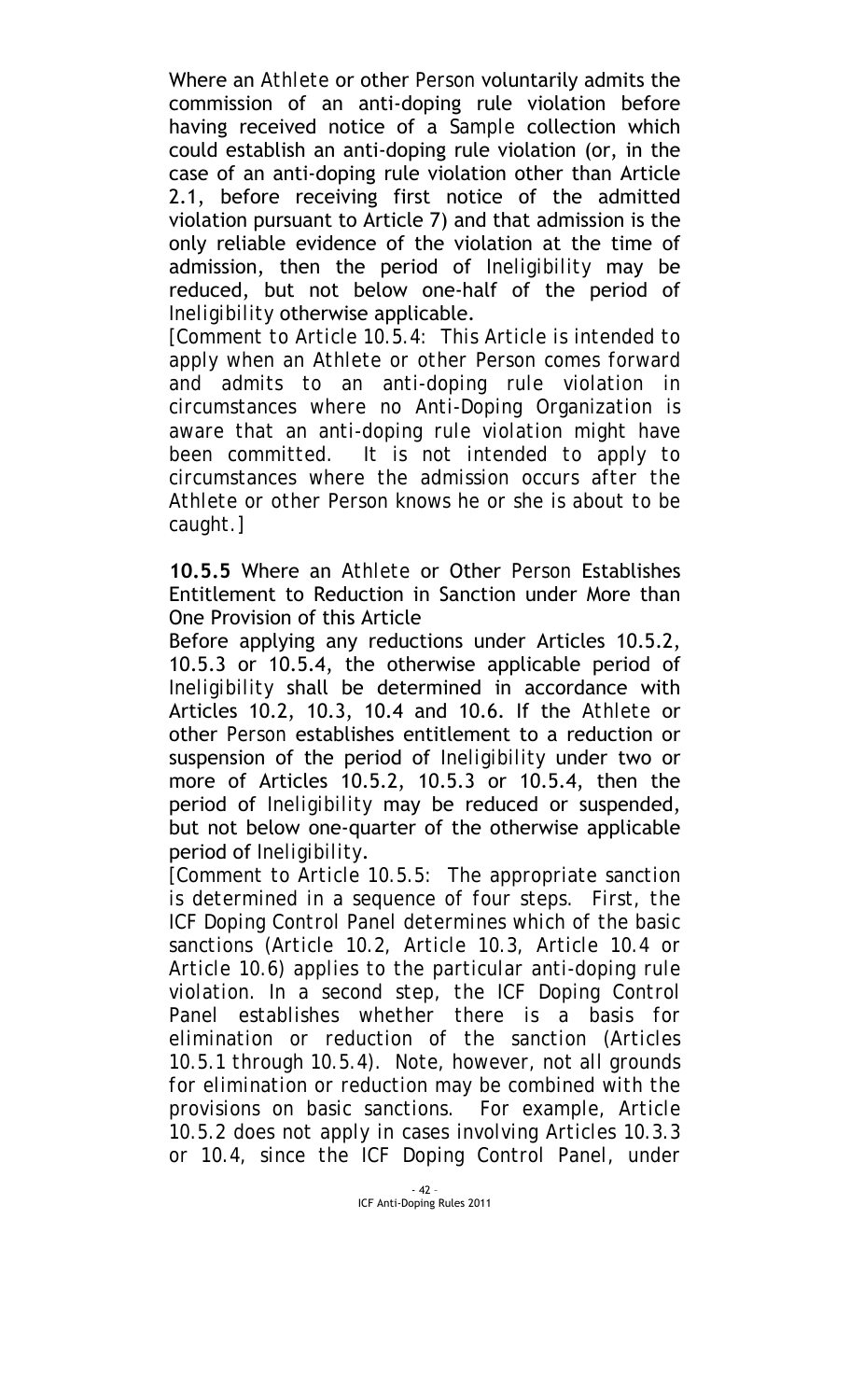Where an *Athlete* or other *Person* voluntarily admits the commission of an anti-doping rule violation before having received notice of a *Sample* collection which could establish an anti-doping rule violation (or, in the case of an anti-doping rule violation other than Article 2.1, before receiving first notice of the admitted violation pursuant to Article 7) and that admission is the only reliable evidence of the violation at the time of admission, then the period of *Ineligibility* may be reduced, but not below one-half of the period of *Ineligibility* otherwise applicable.

*[Comment to Article 10.5.4: This Article is intended to apply when an Athlete or other Person comes forward and admits to an anti-doping rule violation in circumstances where no Anti-Doping Organization is aware that an anti-doping rule violation might have been committed. It is not intended to apply to circumstances where the admission occurs after the Athlete or other Person knows he or she is about to be caught.]*

**10.5.5** Where an *Athlete* or Other *Person* Establishes Entitlement to Reduction in Sanction under More than One Provision of this Article

Before applying any reductions under Articles 10.5.2, 10.5.3 or 10.5.4, the otherwise applicable period of *Ineligibility* shall be determined in accordance with Articles 10.2, 10.3, 10.4 and 10.6. If the *Athlete* or other *Person* establishes entitlement to a reduction or suspension of the period of *Ineligibility* under two or more of Articles 10.5.2, 10.5.3 or 10.5.4, then the period of *Ineligibility* may be reduced or suspended, but not below one-quarter of the otherwise applicable period of *Ineligibility*.

*[Comment to Article 10.5.5: The appropriate sanction is determined in a sequence of four steps. First, the ICF Doping Control Panel determines which of the basic sanctions (Article 10.2, Article 10.3, Article 10.4 or Article 10.6) applies to the particular anti-doping rule violation. In a second step, the ICF Doping Control Panel establishes whether there is a basis for elimination or reduction of the sanction (Articles 10.5.1 through 10.5.4). Note, however, not all grounds for elimination or reduction may be combined with the provisions on basic sanctions. For example, Article 10.5.2 does not apply in cases involving Articles 10.3.3 or 10.4, since the ICF Doping Control Panel, under*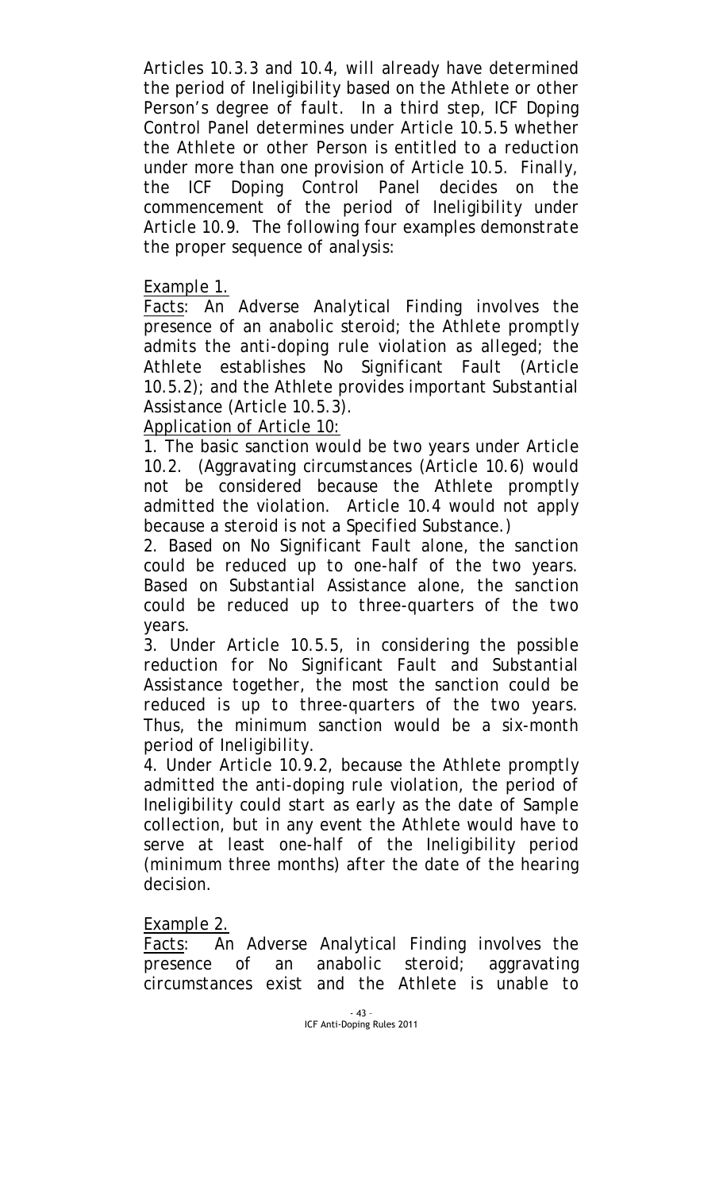Articles 10.3.3 and 10.4, will already have determined the period of Ineligibility based on the Athlete or other Person's degree of fault. In a third step, ICF Doping Control Panel determines under Article 10.5.5 whether the Athlete or other Person is entitled to a reduction under more than one provision of Article 10.5. Finally, the ICF Doping Control Panel decides on the commencement of the period of Ineligibility under Article 10.9. The following four examples demonstrate the proper sequence of analysis:

Example 1.

Facts: An Adverse Analytical Finding involves the presence of an anabolic steroid; the Athlete promptly admits the anti-doping rule violation as alleged; the Athlete establishes No Significant Fault (Article 10.5.2); and the Athlete provides important Substantial Assistance (Article 10.5.3).

Application of Article 10:

1. The basic sanction would be two years under Article 10.2. (Aggravating circumstances (Article 10.6) would not be considered because the Athlete promptly admitted the violation. Article 10.4 would not apply because a steroid is not a Specified Substance.)

2. Based on No Significant Fault alone, the sanction could be reduced up to one-half of the two years. Based on Substantial Assistance alone, the sanction could be reduced up to three-quarters of the two years.

3. Under Article 10.5.5, in considering the possible reduction for No Significant Fault and Substantial Assistance together, the most the sanction could be reduced is up to three-quarters of the two years. Thus, the minimum sanction would be a six-month period of Ineligibility.

4. Under Article 10.9.2, because the Athlete promptly admitted the anti-doping rule violation, the period of Ineligibility could start as early as the date of Sample collection, but in any event the Athlete would have to serve at least one-half of the Ineligibility period (minimum three months) after the date of the hearing decision.

Example 2.

Facts: An Adverse Analytical Finding involves the presence of an anabolic steroid; aggravating circumstances exist and the Athlete is unable to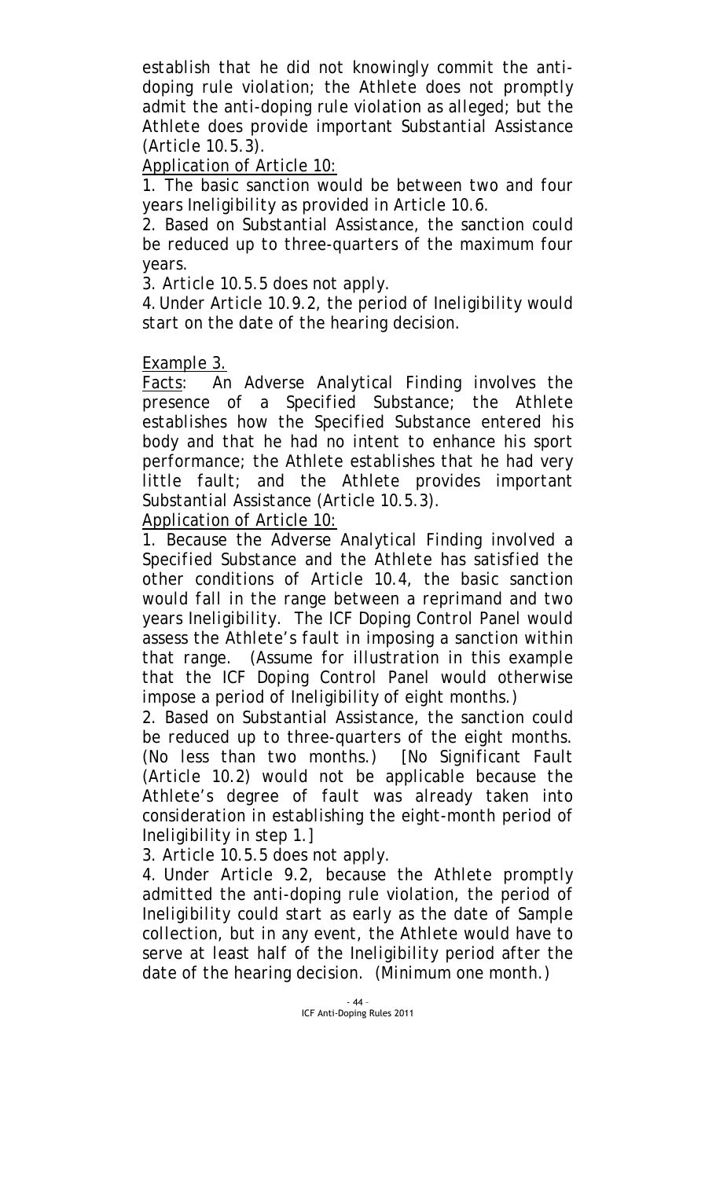establish that he did not knowingly commit the anti-doping rule violation; the Athlete does not promptly admit the anti-doping rule violation as alleged; but the Athlete does provide important *Substantial Assistance* (Article 10.5.3).

Application of Article 10:

1. The basic sanction would be between two and four years Ineligibility as provided in Article 10.6.

2. Based on *Substantial Assistance*, the sanction could be reduced up to three-quarters of the maximum four years.

3. Article 10.5.5 does not apply.

4. Under Article 10.9.2, the period of Ineligibility would start on the date of the hearing decision.

Example 3.

Facts: An Adverse Analytical Finding involves the presence of a Specified Substance; the Athlete establishes how the Specified Substance entered his body and that he had no intent to enhance his sport performance; the Athlete establishes that he had very little fault; and the Athlete provides important *Substantial Assistance* (Article 10.5.3).

Application of Article 10:

1. Because the Adverse Analytical Finding involved a Specified Substance and the Athlete has satisfied the other conditions of Article 10.4, the basic sanction would fall in the range between a reprimand and two years Ineligibility. The ICF Doping Control Panel would assess the Athlete's fault in imposing a sanction within that range. (Assume for illustration in this example that the ICF Doping Control Panel would otherwise impose a period of Ineligibility of eight months.)

2. Based on *Substantial Assistance*, the sanction could be reduced up to three-quarters of the eight months. (No less than two months.) [No Significant Fault (Article 10.2) would not be applicable because the Athlete's degree of fault was already taken into consideration in establishing the eight-month period of Ineligibility in step 1.]

3. Article 10.5.5 does not apply.

4. Under Article 9.2, because the Athlete promptly admitted the anti-doping rule violation, the period of Ineligibility could start as early as the date of Sample collection, but in any event, the Athlete would have to serve at least half of the Ineligibility period after the date of the hearing decision. (Minimum one month.)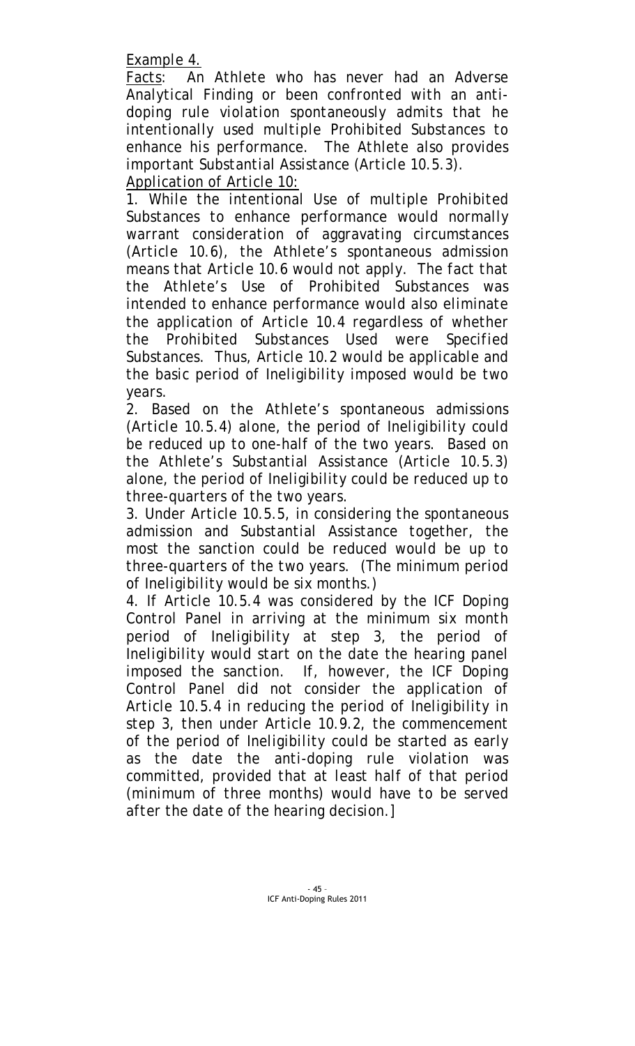<u>Example 4.</u>

<u>Facts</u>: An Athlete who has never had an Adverse Analytical Finding or been confronted with an anti-doping rule violation spontaneously admits that he intentionally used multiple Prohibited Substances to enhance his performance. The Athlete also provides important Substantial Assistance (Article 10.5.3).

<u>Application of Article 10:</u>

1. While the intentional Use of multiple Prohibited Substances to enhance performance would normally warrant consideration of aggravating circumstances (Article 10.6), the Athlete's spontaneous admission means that Article 10.6 would not apply. The fact that the Athlete's Use of Prohibited Substances was intended to enhance performance would also eliminate the application of Article 10.4 regardless of whether the Prohibited Substances Used were Specified Substances. Thus, Article 10.2 would be applicable and the basic period of Ineligibility imposed would be two years.

2. Based on the Athlete's spontaneous admissions (Article 10.5.4) alone, the period of Ineligibility could be reduced up to one-half of the two years. Based on the Athlete's Substantial Assistance (Article 10.5.3) alone, the period of Ineligibility could be reduced up to three-quarters of the two years.

3. Under Article 10.5.5, in considering the spontaneous admission and Substantial Assistance together, the most the sanction could be reduced would be up to three-quarters of the two years. (The minimum period of Ineligibility would be six months.)

4. If Article 10.5.4 was considered by the ICF Doping Control Panel in arriving at the minimum six month period of Ineligibility at step 3, the period of Ineligibility would start on the date the hearing panel imposed the sanction. If, however, the ICF Doping Control Panel did not consider the application of Article 10.5.4 in reducing the period of Ineligibility in step 3, then under Article 10.9.2, the commencement of the period of Ineligibility could be started as early as the date the anti-doping rule violation was committed, provided that at least half of that period (minimum of three months) would have to be served after the date of the hearing decision.]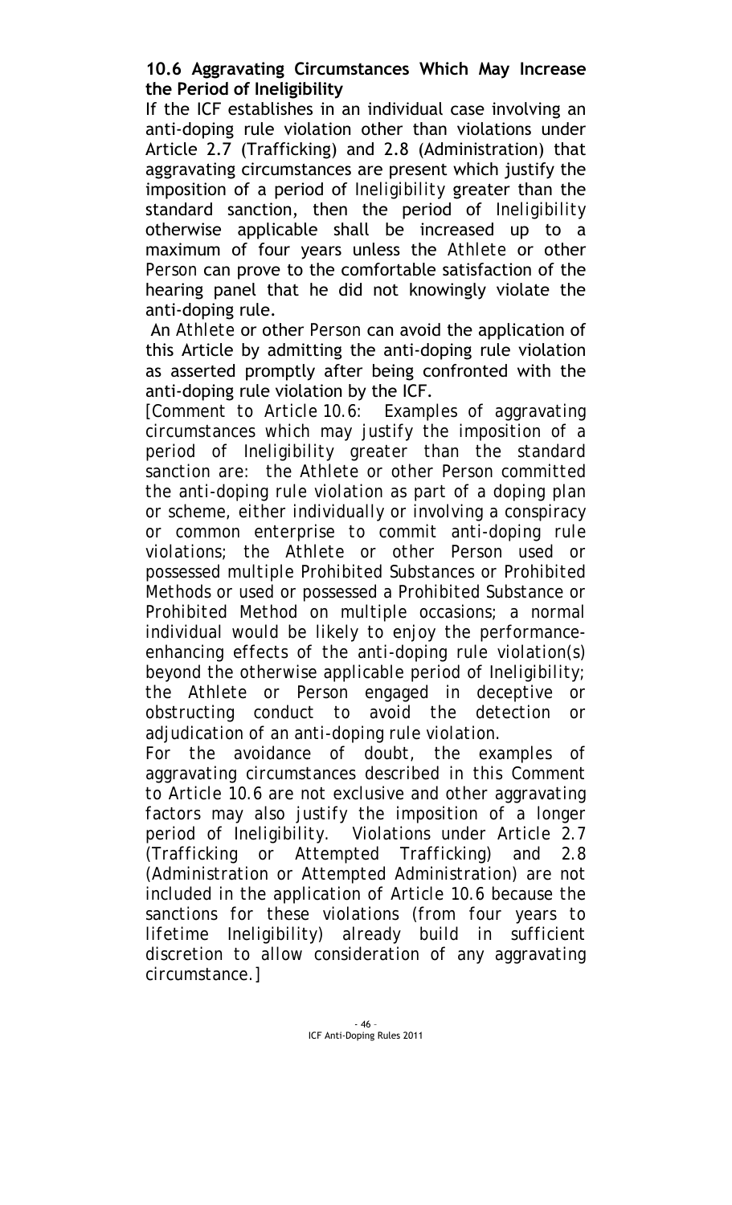**10.6 Aggravating Circumstances Which May Increase the Period of Ineligibility**

If the ICF establishes in an individual case involving an anti-doping rule violation other than violations under Article 2.7 (Trafficking) and 2.8 (Administration) that aggravating circumstances are present which justify the imposition of a period of *Ineligibility* greater than the standard sanction, then the period of *Ineligibility* otherwise applicable shall be increased up to a maximum of four years unless the *Athlete* or other *Person* can prove to the comfortable satisfaction of the hearing panel that he did not knowingly violate the anti-doping rule.

An *Athlete* or other *Person* can avoid the application of this Article by admitting the anti-doping rule violation as asserted promptly after being confronted with the anti-doping rule violation by the ICF.

*[Comment to Article 10.6: Examples of aggravating circumstances which may justify the imposition of a period of Ineligibility greater than the standard sanction are: the Athlete or other Person committed the anti-doping rule violation as part of a doping plan or scheme, either individually or involving a conspiracy or common enterprise to commit anti-doping rule violations; the Athlete or other Person used or possessed multiple Prohibited Substances or Prohibited Methods or used or possessed a Prohibited Substance or Prohibited Method on multiple occasions; a normal individual would be likely to enjoy the performance-enhancing effects of the anti-doping rule violation(s) beyond the otherwise applicable period of Ineligibility; the Athlete or Person engaged in deceptive or obstructing conduct to avoid the detection or adjudication of an anti-doping rule violation.*

*For the avoidance of doubt, the examples of aggravating circumstances described in this Comment to Article 10.6 are not exclusive and other aggravating factors may also justify the imposition of a longer period of Ineligibility. Violations under Article 2.7 (Trafficking or Attempted Trafficking) and 2.8 (Administration or Attempted Administration) are not included in the application of Article 10.6 because the sanctions for these violations (from four years to lifetime Ineligibility) already build in sufficient discretion to allow consideration of any aggravating circumstance.]*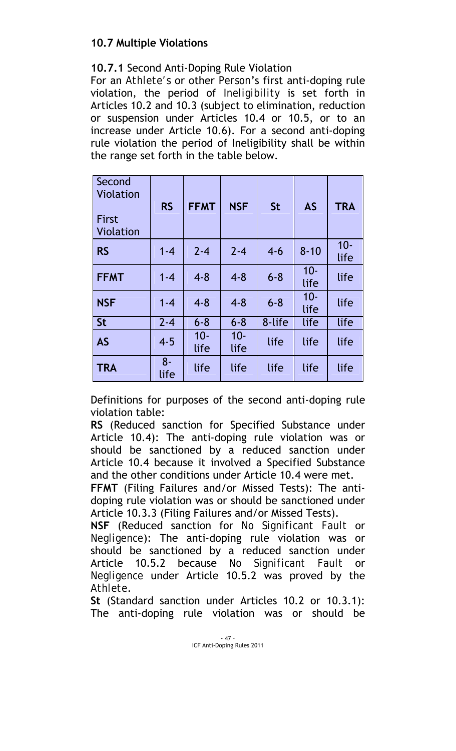### 10.7 Multiple Violations

**10.7.1** Second Anti-Doping Rule Violation

For an *Athlete's* or other *Person*'s first anti-doping rule violation, the period of *Ineligibility* is set forth in Articles 10.2 and 10.3 (subject to elimination, reduction or suspension under Articles 10.4 or 10.5, or to an increase under Article 10.6). For a second anti-doping rule violation the period of Ineligibility shall be within the range set forth in the table below.

| Second Violation / First Violation | **RS** | **FFMT** | **NSF** | **St** | **AS** | **TRA** |
|---|---|---|---|---|---|---|
| **RS** | 1-4 | 2-4 | 2-4 | 4-6 | 8-10 | 10-life |
| **FFMT** | 1-4 | 4-8 | 4-8 | 6-8 | 10-life | life |
| **NSF** | 1-4 | 4-8 | 4-8 | 6-8 | 10-life | life |
| **St** | 2-4 | 6-8 | 6-8 | 8-life | life | life |
| **AS** | 4-5 | 10-life | 10-life | life | life | life |
| **TRA** | 8-life | life | life | life | life | life |

Definitions for purposes of the second anti-doping rule violation table:

**RS** (Reduced sanction for Specified Substance under Article 10.4): The anti-doping rule violation was or should be sanctioned by a reduced sanction under Article 10.4 because it involved a Specified Substance and the other conditions under Article 10.4 were met.

**FFMT** (Filing Failures and/or Missed Tests): The anti-doping rule violation was or should be sanctioned under Article 10.3.3 (Filing Failures and/or Missed Tests).

**NSF** (Reduced sanction for *No Significant Fault* or *Negligence*): The anti-doping rule violation was or should be sanctioned by a reduced sanction under Article 10.5.2 because *No Significant Fault* or *Negligence* under Article 10.5.2 was proved by the *Athlete*.

**St** (Standard sanction under Articles 10.2 or 10.3.1): The anti-doping rule violation was or should be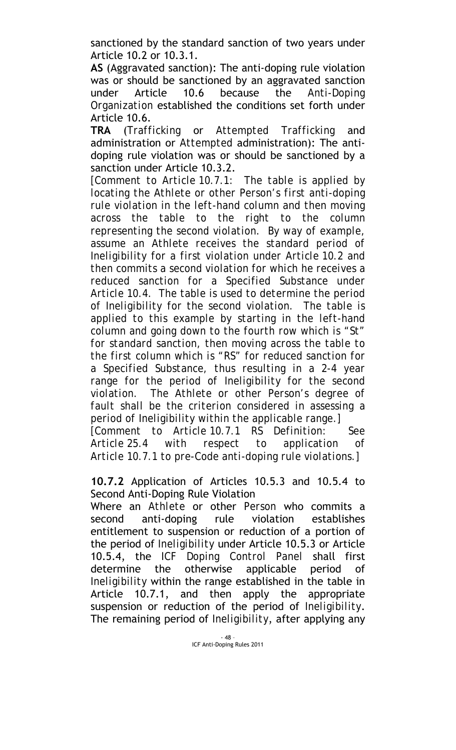sanctioned by the standard sanction of two years under Article 10.2 or 10.3.1.

**AS** (Aggravated sanction): The anti-doping rule violation was or should be sanctioned by an aggravated sanction under Article 10.6 because the *Anti-Doping Organization* established the conditions set forth under Article 10.6.

**TRA** (*Trafficking* or *Attempted Trafficking* and administration or *Attempted* administration): The anti-doping rule violation was or should be sanctioned by a sanction under Article 10.3.2.

*[Comment to Article 10.7.1: The table is applied by locating the Athlete or other Person's first anti-doping rule violation in the left-hand column and then moving across the table to the right to the column representing the second violation. By way of example, assume an Athlete receives the standard period of Ineligibility for a first violation under Article 10.2 and then commits a second violation for which he receives a reduced sanction for a Specified Substance under Article 10.4. The table is used to determine the period of Ineligibility for the second violation. The table is applied to this example by starting in the left-hand column and going down to the fourth row which is "St" for standard sanction, then moving across the table to the first column which is "RS" for reduced sanction for a Specified Substance, thus resulting in a 2-4 year range for the period of Ineligibility for the second violation. The Athlete or other Person's degree of fault shall be the criterion considered in assessing a period of Ineligibility within the applicable range.]*

*[Comment to Article 10.7.1 RS Definition: See Article 25.4 with respect to application of Article 10.7.1 to pre-Code anti-doping rule violations.]*

**10.7.2** Application of Articles 10.5.3 and 10.5.4 to Second Anti-Doping Rule Violation

Where an *Athlete* or other *Person* who commits a second anti-doping rule violation establishes entitlement to suspension or reduction of a portion of the period of *Ineligibility* under Article 10.5.3 or Article 10.5.4, the *ICF Doping Control Panel* shall first determine the otherwise applicable period of *Ineligibility* within the range established in the table in Article 10.7.1, and then apply the appropriate suspension or reduction of the period of *Ineligibility*. The remaining period of *Ineligibility*, after applying any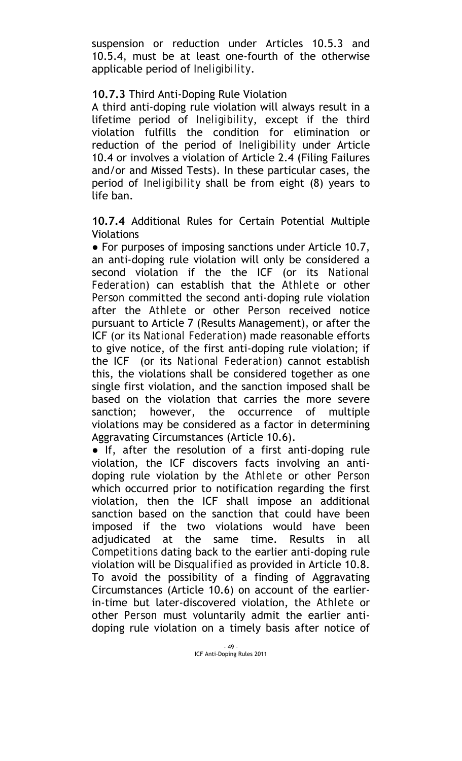suspension or reduction under Articles 10.5.3 and 10.5.4, must be at least one-fourth of the otherwise applicable period of *Ineligibility*.

**10.7.3** Third Anti-Doping Rule Violation

A third anti-doping rule violation will always result in a lifetime period of *Ineligibility*, except if the third violation fulfills the condition for elimination or reduction of the period of *Ineligibility* under Article 10.4 or involves a violation of Article 2.4 (Filing Failures and/or and Missed Tests). In these particular cases, the period of *Ineligibility* shall be from eight (8) years to life ban.

**10.7.4** Additional Rules for Certain Potential Multiple Violations

- For purposes of imposing sanctions under Article 10.7, an anti-doping rule violation will only be considered a second violation if the the ICF (or its *National Federation*) can establish that the *Athlete* or other *Person* committed the second anti-doping rule violation after the *Athlete* or other *Person* received notice pursuant to Article 7 (Results Management), or after the ICF (or its *National Federation*) made reasonable efforts to give notice, of the first anti-doping rule violation; if the ICF (or its *National Federation*) cannot establish this, the violations shall be considered together as one single first violation, and the sanction imposed shall be based on the violation that carries the more severe sanction; however, the occurrence of multiple violations may be considered as a factor in determining Aggravating Circumstances (Article 10.6).
- If, after the resolution of a first anti-doping rule violation, the ICF discovers facts involving an anti-doping rule violation by the *Athlete* or other *Person* which occurred prior to notification regarding the first violation, then the ICF shall impose an additional sanction based on the sanction that could have been imposed if the two violations would have been adjudicated at the same time. Results in all *Competitions* dating back to the earlier anti-doping rule violation will be *Disqualified* as provided in Article 10.8. To avoid the possibility of a finding of Aggravating Circumstances (Article 10.6) on account of the earlier-in-time but later-discovered violation, the *Athlete* or other *Person* must voluntarily admit the earlier anti-doping rule violation on a timely basis after notice of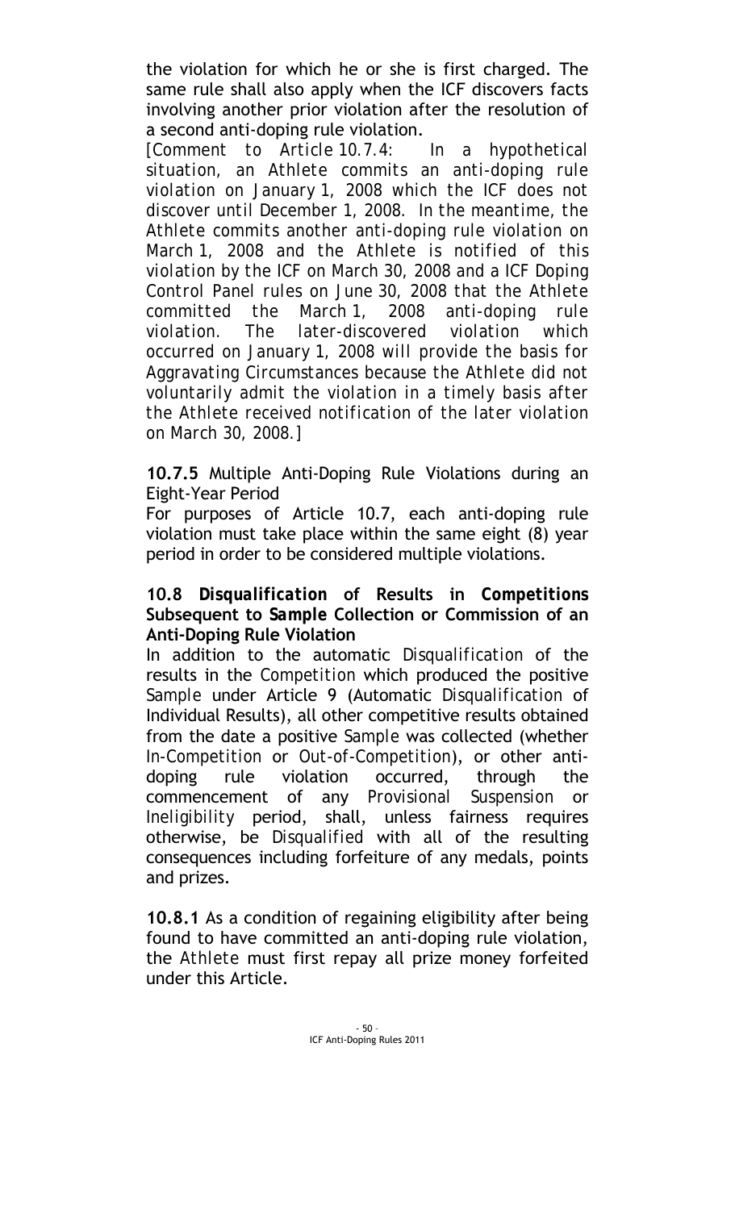the violation for which he or she is first charged. The same rule shall also apply when the ICF discovers facts involving another prior violation after the resolution of a second anti-doping rule violation.

*[Comment to Article 10.7.4: In a hypothetical situation, an Athlete commits an anti-doping rule violation on January 1, 2008 which the ICF does not discover until December 1, 2008. In the meantime, the Athlete commits another anti-doping rule violation on March 1, 2008 and the Athlete is notified of this violation by the ICF on March 30, 2008 and a ICF Doping Control Panel rules on June 30, 2008 that the Athlete committed the March 1, 2008 anti-doping rule violation. The later-discovered violation which occurred on January 1, 2008 will provide the basis for Aggravating Circumstances because the Athlete did not voluntarily admit the violation in a timely basis after the Athlete received notification of the later violation on March 30, 2008.]*

**10.7.5** Multiple Anti-Doping Rule Violations during an Eight-Year Period

For purposes of Article 10.7, each anti-doping rule violation must take place within the same eight (8) year period in order to be considered multiple violations.

**10.8 *Disqualification* of Results in *Competitions* Subsequent to *Sample* Collection or Commission of an Anti-Doping Rule Violation**

In addition to the automatic *Disqualification* of the results in the *Competition* which produced the positive *Sample* under Article 9 (Automatic *Disqualification* of Individual Results), all other competitive results obtained from the date a positive *Sample* was collected (whether *In-Competition* or *Out-of-Competition*), or other anti-doping rule violation occurred, through the commencement of any *Provisional Suspension* or *Ineligibility* period, shall, unless fairness requires otherwise, be *Disqualified* with all of the resulting consequences including forfeiture of any medals, points and prizes.

**10.8.1** As a condition of regaining eligibility after being found to have committed an anti-doping rule violation, the *Athlete* must first repay all prize money forfeited under this Article.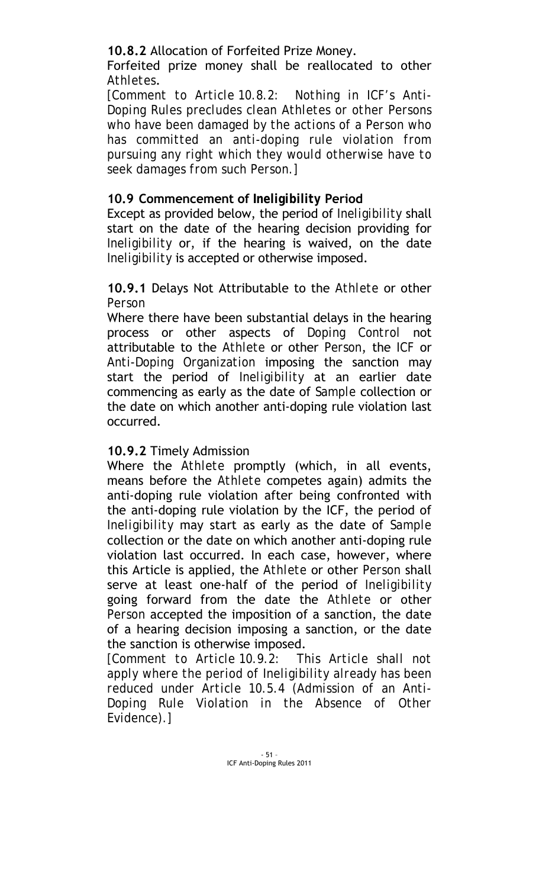**10.8.2** Allocation of Forfeited Prize Money.

Forfeited prize money shall be reallocated to other *Athletes*.

*[Comment to Article 10.8.2: Nothing in ICF's Anti-Doping Rules precludes clean Athletes or other Persons who have been damaged by the actions of a Person who has committed an anti-doping rule violation from pursuing any right which they would otherwise have to seek damages from such Person.]*

### 10.9 Commencement of Ineligibility Period

Except as provided below, the period of *Ineligibility* shall start on the date of the hearing decision providing for *Ineligibility* or, if the hearing is waived, on the date *Ineligibility* is accepted or otherwise imposed.

**10.9.1** Delays Not Attributable to the *Athlete* or other *Person*

Where there have been substantial delays in the hearing process or other aspects of *Doping Control* not attributable to the *Athlete* or other *Person*, the ICF or *Anti-Doping Organization* imposing the sanction may start the period of *Ineligibility* at an earlier date commencing as early as the date of *Sample* collection or the date on which another anti-doping rule violation last occurred.

**10.9.2** Timely Admission

Where the *Athlete* promptly (which, in all events, means before the *Athlete* competes again) admits the anti-doping rule violation after being confronted with the anti-doping rule violation by the ICF, the period of *Ineligibility* may start as early as the date of *Sample* collection or the date on which another anti-doping rule violation last occurred. In each case, however, where this Article is applied, the *Athlete* or other *Person* shall serve at least one-half of the period of *Ineligibility* going forward from the date the *Athlete* or other *Person* accepted the imposition of a sanction, the date of a hearing decision imposing a sanction, or the date the sanction is otherwise imposed.

*[Comment to Article 10.9.2: This Article shall not apply where the period of Ineligibility already has been reduced under Article 10.5.4 (Admission of an Anti-Doping Rule Violation in the Absence of Other Evidence).]*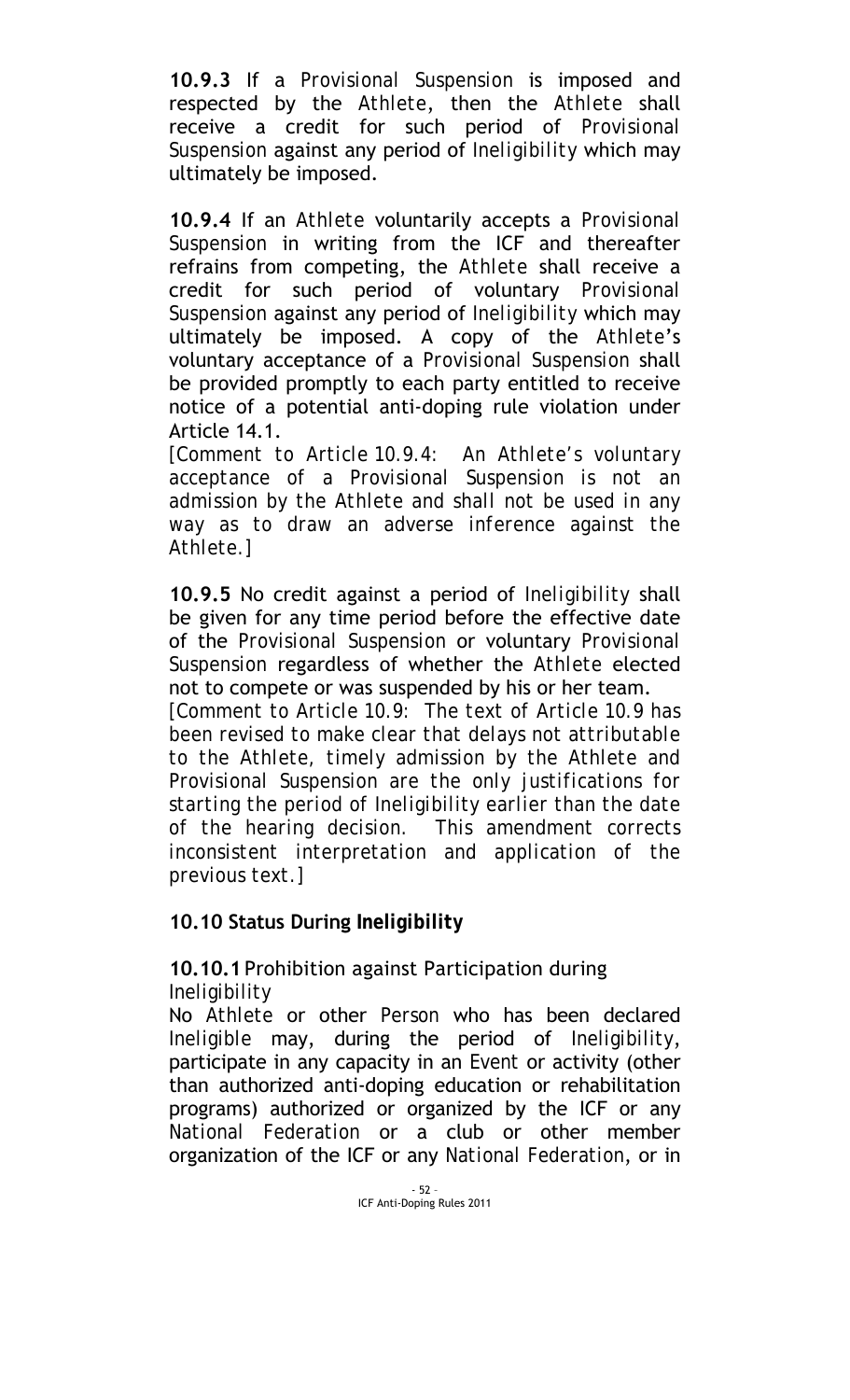**10.9.3** If a *Provisional Suspension* is imposed and respected by the *Athlete*, then the *Athlete* shall receive a credit for such period of *Provisional Suspension* against any period of *Ineligibility* which may ultimately be imposed.

**10.9.4** If an *Athlete* voluntarily accepts a *Provisional Suspension* in writing from the ICF and thereafter refrains from competing, the *Athlete* shall receive a credit for such period of voluntary *Provisional Suspension* against any period of *Ineligibility* which may ultimately be imposed. A copy of the *Athlete*'s voluntary acceptance of a *Provisional Suspension* shall be provided promptly to each party entitled to receive notice of a potential anti-doping rule violation under Article 14.1.

*[Comment to Article 10.9.4: An Athlete's voluntary acceptance of a Provisional Suspension is not an admission by the Athlete and shall not be used in any way as to draw an adverse inference against the Athlete.]*

**10.9.5** No credit against a period of *Ineligibility* shall be given for any time period before the effective date of the *Provisional Suspension* or voluntary *Provisional Suspension* regardless of whether the *Athlete* elected not to compete or was suspended by his or her team.

*[Comment to Article 10.9: The text of Article 10.9 has been revised to make clear that delays not attributable to the Athlete, timely admission by the Athlete and Provisional Suspension are the only justifications for starting the period of Ineligibility earlier than the date of the hearing decision. This amendment corrects inconsistent interpretation and application of the previous text.]*

### 10.10 Status During *Ineligibility*

**10.10.1** Prohibition against Participation during *Ineligibility*

No *Athlete* or other *Person* who has been declared *Ineligible* may, during the period of *Ineligibility*, participate in any capacity in an *Event* or activity (other than authorized anti-doping education or rehabilitation programs) authorized or organized by the ICF or any *National Federation* or a club or other member organization of the ICF or any *National Federation*, or in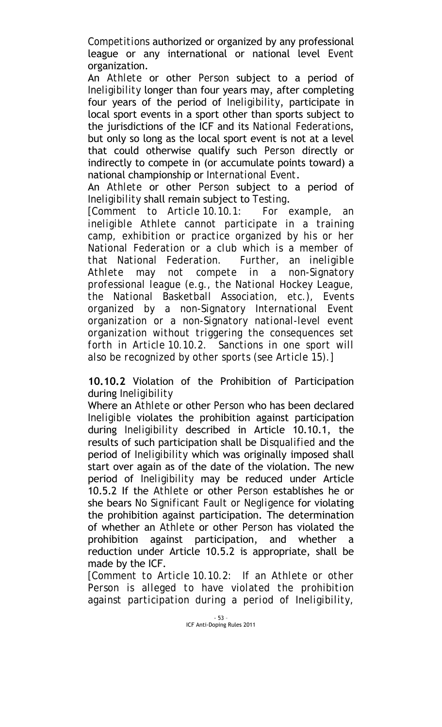*Competitions* authorized or organized by any professional league or any international or national level *Event* organization.

An *Athlete* or other *Person* subject to a period of *Ineligibility* longer than four years may, after completing four years of the period of *Ineligibility*, participate in local sport events in a sport other than sports subject to the jurisdictions of the ICF and its *National Federations*, but only so long as the local sport event is not at a level that could otherwise qualify such *Person* directly or indirectly to compete in (or accumulate points toward) a national championship or *International Event*.

An *Athlete* or other *Person* subject to a period of *Ineligibility* shall remain subject to *Testing*.

*[Comment to Article 10.10.1: For example, an ineligible Athlete cannot participate in a training camp, exhibition or practice organized by his or her National Federation or a club which is a member of that National Federation. Further, an ineligible Athlete may not compete in a non-Signatory professional league (e.g., the National Hockey League, the National Basketball Association, etc.), Events organized by a non-Signatory International Event organization or a non-Signatory national-level event organization without triggering the consequences set forth in Article 10.10.2. Sanctions in one sport will also be recognized by other sports (see Article 15).]*

**10.10.2** Violation of the Prohibition of Participation during *Ineligibility*

Where an *Athlete* or other *Person* who has been declared *Ineligible* violates the prohibition against participation during *Ineligibility* described in Article 10.10.1, the results of such participation shall be *Disqualified* and the period of *Ineligibility* which was originally imposed shall start over again as of the date of the violation. The new period of *Ineligibility* may be reduced under Article 10.5.2 If the *Athlete* or other *Person* establishes he or she bears *No Significant Fault or Negligence* for violating the prohibition against participation. The determination of whether an *Athlete* or other *Person* has violated the prohibition against participation, and whether a reduction under Article 10.5.2 is appropriate, shall be made by the ICF.

*[Comment to Article 10.10.2: If an Athlete or other Person is alleged to have violated the prohibition against participation during a period of Ineligibility,*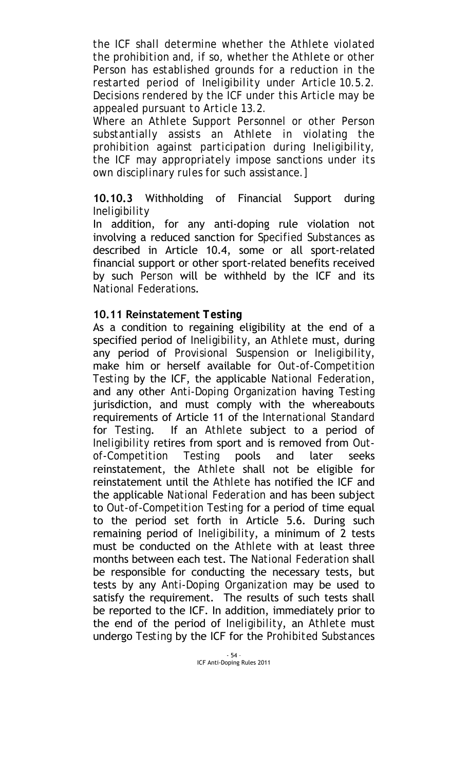*the ICF shall determine whether the Athlete violated the prohibition and, if so, whether the Athlete or other Person has established grounds for a reduction in the restarted period of Ineligibility under Article 10.5.2. Decisions rendered by the ICF under this Article may be appealed pursuant to Article 13.2.*

*Where an Athlete Support Personnel or other Person substantially assists an Athlete in violating the prohibition against participation during Ineligibility, the ICF may appropriately impose sanctions under its own disciplinary rules for such assistance.]*

**10.10.3** Withholding of Financial Support during *Ineligibility*

In addition, for any anti-doping rule violation not involving a reduced sanction for *Specified Substances* as described in Article 10.4, some or all sport-related financial support or other sport-related benefits received by such *Person* will be withheld by the ICF and its *National Federations*.

### 10.11 Reinstatement *Testing*

As a condition to regaining eligibility at the end of a specified period of *Ineligibility*, an *Athlete* must, during any period of *Provisional Suspension* or *Ineligibility*, make him or herself available for *Out-of-Competition Testing* by the ICF, the applicable *National Federation*, and any other *Anti-Doping Organization* having *Testing* jurisdiction, and must comply with the whereabouts requirements of Article 11 of the *International Standard* for *Testing*. If an *Athlete* subject to a period of *Ineligibility* retires from sport and is removed from *Out-of-Competition Testing* pools and later seeks reinstatement, the *Athlete* shall not be eligible for reinstatement until the *Athlete* has notified the ICF and the applicable *National Federation* and has been subject to *Out-of-Competition Testing* for a period of time equal to the period set forth in Article 5.6. During such remaining period of *Ineligibility*, a minimum of 2 tests must be conducted on the *Athlete* with at least three months between each test. The *National Federation* shall be responsible for conducting the necessary tests, but tests by any *Anti-Doping Organization* may be used to satisfy the requirement. The results of such tests shall be reported to the ICF. In addition, immediately prior to the end of the period of *Ineligibility*, an *Athlete* must undergo *Testing* by the ICF for the *Prohibited Substances*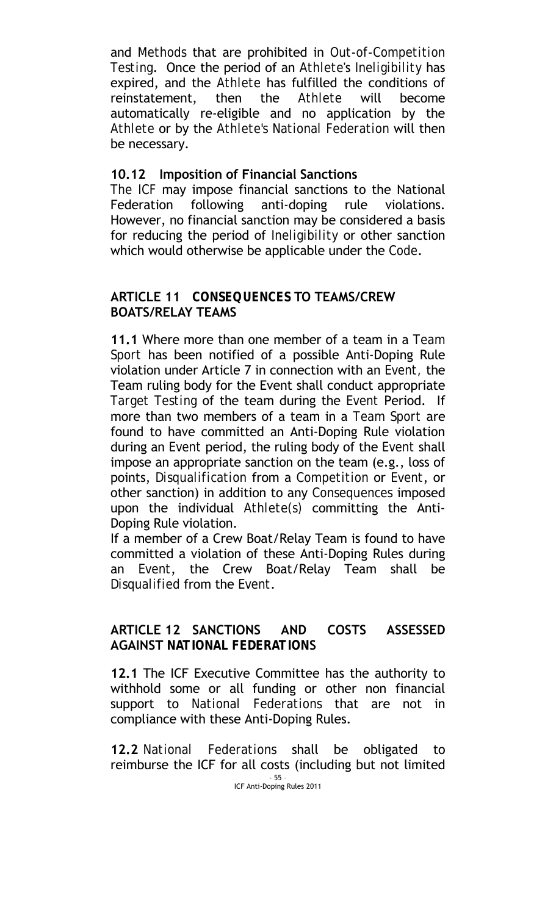and *Methods* that are prohibited in *Out-of-Competition Testing*. Once the period of an *Athlete's Ineligibility* has expired, and the *Athlete* has fulfilled the conditions of reinstatement, then the *Athlete* will become automatically re-eligible and no application by the *Athlete* or by the *Athlete's National Federation* will then be necessary.

### 10.12 Imposition of Financial Sanctions

The ICF may impose financial sanctions to the National Federation following anti-doping rule violations. However, no financial sanction may be considered a basis for reducing the period of *Ineligibility* or other sanction which would otherwise be applicable under the *Code*.

## ARTICLE 11 CONSEQUENCES TO TEAMS/CREW BOATS/RELAY TEAMS

**11.1** Where more than one member of a team in a *Team Sport* has been notified of a possible Anti-Doping Rule violation under Article 7 in connection with an *Event*, the Team ruling body for the Event shall conduct appropriate *Target Testing* of the team during the *Event* Period. If more than two members of a team in a *Team Sport* are found to have committed an Anti-Doping Rule violation during an *Event* period, the ruling body of the *Event* shall impose an appropriate sanction on the team (e.g., loss of points, *Disqualification* from a *Competition* or *Event*, or other sanction) in addition to any *Consequences* imposed upon the individual *Athlete(s)* committing the Anti-Doping Rule violation.

If a member of a Crew Boat/Relay Team is found to have committed a violation of these Anti-Doping Rules during an *Event*, the Crew Boat/Relay Team shall be *Disqualified* from the *Event*.

## ARTICLE 12 SANCTIONS AND COSTS ASSESSED AGAINST NATIONAL FEDERATIONS

**12.1** The ICF Executive Committee has the authority to withhold some or all funding or other non financial support to *National Federations* that are not in compliance with these Anti-Doping Rules.

**12.2** *National Federations* shall be obligated to reimburse the ICF for all costs (including but not limited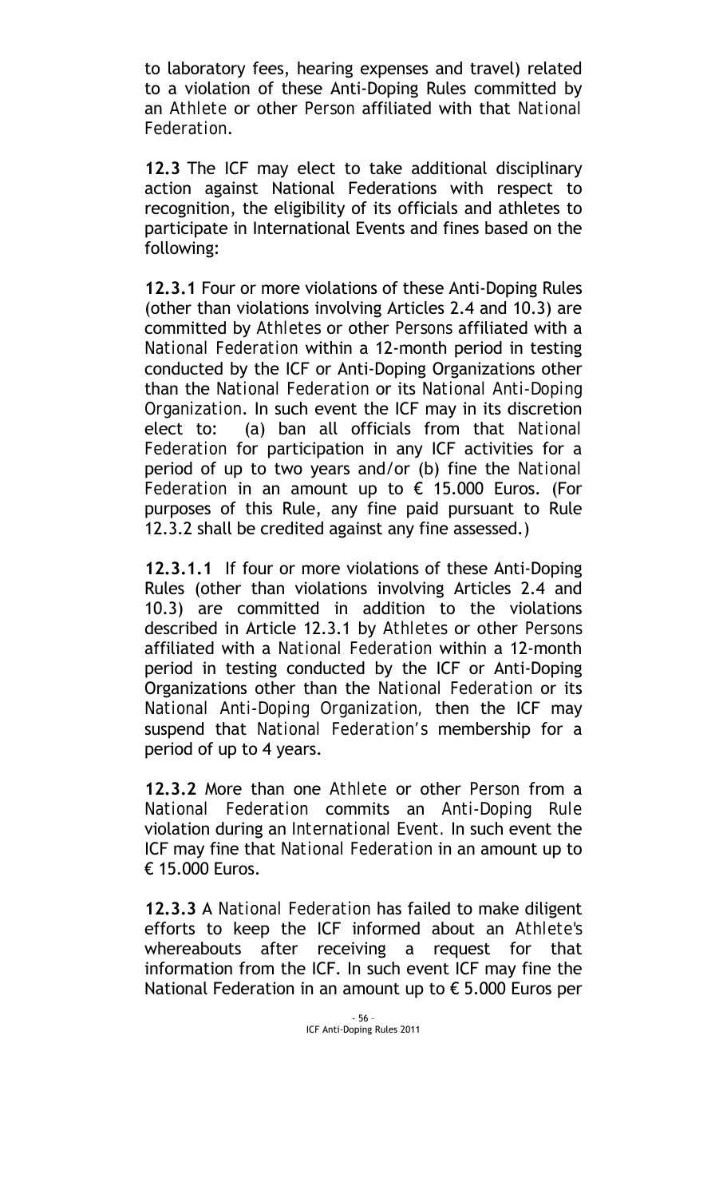to laboratory fees, hearing expenses and travel) related to a violation of these Anti-Doping Rules committed by an *Athlete* or other *Person* affiliated with that *National Federation*.

**12.3** The ICF may elect to take additional disciplinary action against National Federations with respect to recognition, the eligibility of its officials and athletes to participate in International Events and fines based on the following:

**12.3.1** Four or more violations of these Anti-Doping Rules (other than violations involving Articles 2.4 and 10.3) are committed by *Athletes* or other *Persons* affiliated with a *National Federation* within a 12-month period in testing conducted by the ICF or Anti-Doping Organizations other than the *National Federation* or its *National Anti-Doping Organization*. In such event the ICF may in its discretion elect to: (a) ban all officials from that *National Federation* for participation in any ICF activities for a period of up to two years and/or (b) fine the *National Federation* in an amount up to € 15.000 Euros. (For purposes of this Rule, any fine paid pursuant to Rule 12.3.2 shall be credited against any fine assessed.)

**12.3.1.1** If four or more violations of these Anti-Doping Rules (other than violations involving Articles 2.4 and 10.3) are committed in addition to the violations described in Article 12.3.1 by *Athletes* or other *Persons* affiliated with a *National Federation* within a 12-month period in testing conducted by the ICF or Anti-Doping Organizations other than the *National Federation* or its *National Anti-Doping Organization,* then the ICF may suspend that *National Federation's* membership for a period of up to 4 years.

**12.3.2** More than one *Athlete* or other *Person* from a *National Federation* commits an *Anti-Doping Rule* violation during an *International Event.* In such event the ICF may fine that *National Federation* in an amount up to € 15.000 Euros.

**12.3.3** A *National Federation* has failed to make diligent efforts to keep the ICF informed about an *Athlete's* whereabouts after receiving a request for that information from the ICF. In such event ICF may fine the National Federation in an amount up to € 5.000 Euros per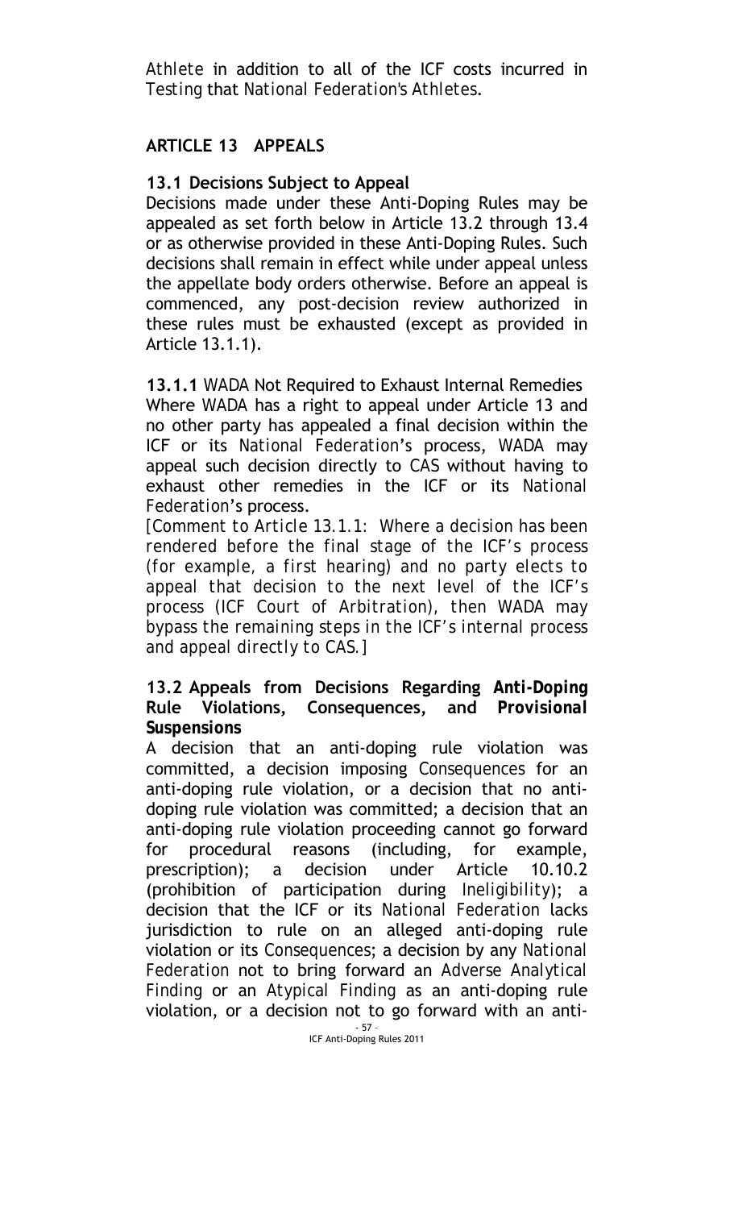*Athlete* in addition to all of the ICF costs incurred in *Testing* that *National Federation's Athletes*.

## ARTICLE 13 APPEALS

### 13.1 Decisions Subject to Appeal

Decisions made under these Anti-Doping Rules may be appealed as set forth below in Article 13.2 through 13.4 or as otherwise provided in these Anti-Doping Rules. Such decisions shall remain in effect while under appeal unless the appellate body orders otherwise. Before an appeal is commenced, any post-decision review authorized in these rules must be exhausted (except as provided in Article 13.1.1).

**13.1.1** WADA Not Required to Exhaust Internal Remedies

Where WADA has a right to appeal under Article 13 and no other party has appealed a final decision within the ICF or its *National Federation*'s process, WADA may appeal such decision directly to CAS without having to exhaust other remedies in the ICF or its *National Federation*'s process.

*[Comment to Article 13.1.1: Where a decision has been rendered before the final stage of the ICF's process (for example, a first hearing) and no party elects to appeal that decision to the next level of the ICF's process (ICF Court of Arbitration), then WADA may bypass the remaining steps in the ICF's internal process and appeal directly to CAS.]*

### 13.2 Appeals from Decisions Regarding *Anti-Doping Rule Violations*, Consequences, and *Provisional Suspensions*

A decision that an anti-doping rule violation was committed, a decision imposing *Consequences* for an anti-doping rule violation, or a decision that no anti-doping rule violation was committed; a decision that an anti-doping rule violation proceeding cannot go forward for procedural reasons (including, for example, prescription); a decision under Article 10.10.2 (prohibition of participation during *Ineligibility*); a decision that the ICF or its *National Federation* lacks jurisdiction to rule on an alleged anti-doping rule violation or its *Consequences*; a decision by any *National Federation* not to bring forward an *Adverse Analytical Finding* or an *Atypical Finding* as an anti-doping rule violation, or a decision not to go forward with an anti-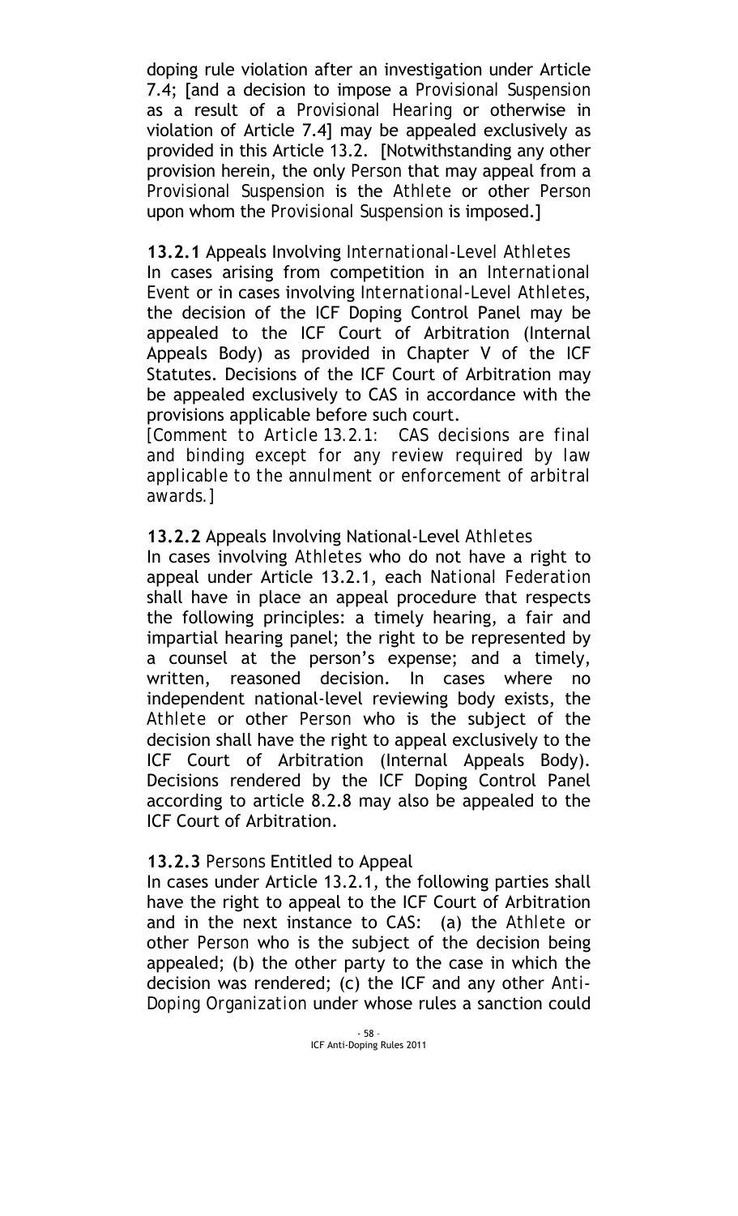doping rule violation after an investigation under Article 7.4; [and a decision to impose a *Provisional Suspension* as a result of a *Provisional Hearing* or otherwise in violation of Article 7.4] may be appealed exclusively as provided in this Article 13.2. [Notwithstanding any other provision herein, the only *Person* that may appeal from a *Provisional Suspension* is the *Athlete* or other *Person* upon whom the *Provisional Suspension* is imposed.]

**13.2.1** Appeals Involving *International-Level Athletes*

In cases arising from competition in an *International Event* or in cases involving *International-Level Athletes*, the decision of the ICF Doping Control Panel may be appealed to the ICF Court of Arbitration (Internal Appeals Body) as provided in Chapter V of the ICF Statutes. Decisions of the ICF Court of Arbitration may be appealed exclusively to CAS in accordance with the provisions applicable before such court.

*[Comment to Article 13.2.1: CAS decisions are final and binding except for any review required by law applicable to the annulment or enforcement of arbitral awards.]*

**13.2.2** Appeals Involving National-Level *Athletes*

In cases involving *Athletes* who do not have a right to appeal under Article 13.2.1, each *National Federation* shall have in place an appeal procedure that respects the following principles: a timely hearing, a fair and impartial hearing panel; the right to be represented by a counsel at the person's expense; and a timely, written, reasoned decision. In cases where no independent national-level reviewing body exists, the *Athlete* or other *Person* who is the subject of the decision shall have the right to appeal exclusively to the ICF Court of Arbitration (Internal Appeals Body). Decisions rendered by the ICF Doping Control Panel according to article 8.2.8 may also be appealed to the ICF Court of Arbitration.

**13.2.3** *Persons* Entitled to Appeal

In cases under Article 13.2.1, the following parties shall have the right to appeal to the ICF Court of Arbitration and in the next instance to CAS: (a) the *Athlete* or other *Person* who is the subject of the decision being appealed; (b) the other party to the case in which the decision was rendered; (c) the ICF and any other *Anti-Doping Organization* under whose rules a sanction could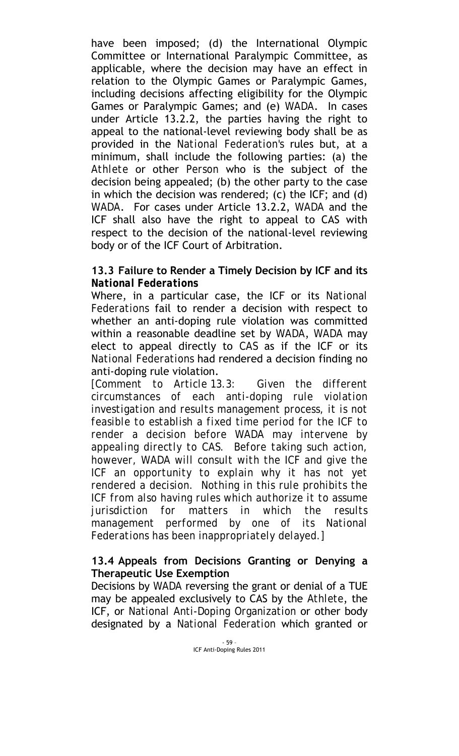have been imposed; (d) the International Olympic Committee or International Paralympic Committee, as applicable, where the decision may have an effect in relation to the Olympic Games or Paralympic Games, including decisions affecting eligibility for the Olympic Games or Paralympic Games; and (e) WADA. In cases under Article 13.2.2, the parties having the right to appeal to the national-level reviewing body shall be as provided in the *National Federation's* rules but, at a minimum, shall include the following parties: (a) the *Athlete* or other *Person* who is the subject of the decision being appealed; (b) the other party to the case in which the decision was rendered; (c) the ICF; and (d) WADA. For cases under Article 13.2.2, WADA and the ICF shall also have the right to appeal to CAS with respect to the decision of the national-level reviewing body or of the ICF Court of Arbitration.

### 13.3 Failure to Render a Timely Decision by ICF and its *National Federations*

Where, in a particular case, the ICF or its *National Federations* fail to render a decision with respect to whether an anti-doping rule violation was committed within a reasonable deadline set by WADA, WADA may elect to appeal directly to CAS as if the ICF or its *National Federations* had rendered a decision finding no anti-doping rule violation.

*[Comment to Article 13.3: Given the different circumstances of each anti-doping rule violation investigation and results management process, it is not feasible to establish a fixed time period for the ICF to render a decision before WADA may intervene by appealing directly to CAS. Before taking such action, however, WADA will consult with the ICF and give the ICF an opportunity to explain why it has not yet rendered a decision. Nothing in this rule prohibits the ICF from also having rules which authorize it to assume jurisdiction for matters in which the results management performed by one of its National Federations has been inappropriately delayed.]*

### 13.4 Appeals from Decisions Granting or Denying a Therapeutic Use Exemption

Decisions by WADA reversing the grant or denial of a TUE may be appealed exclusively to CAS by the *Athlete*, the ICF, or *National Anti-Doping Organization* or other body designated by a *National Federation* which granted or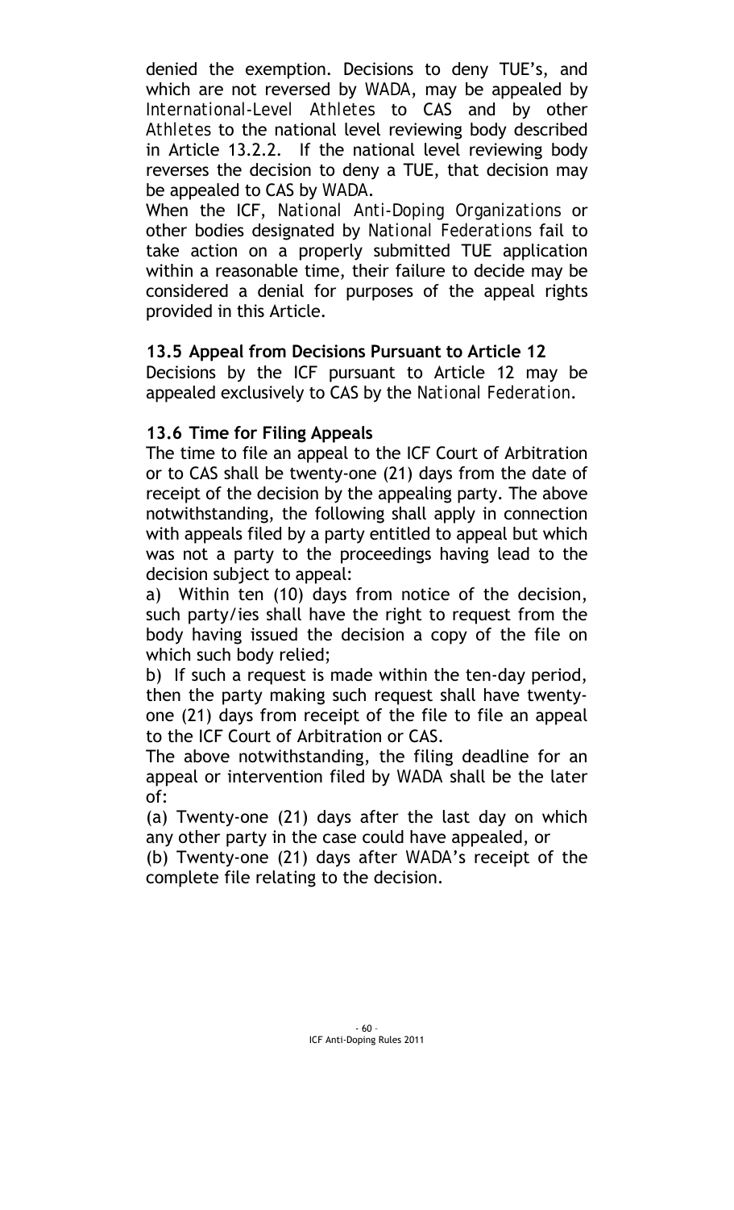denied the exemption. Decisions to deny TUE's, and which are not reversed by WADA, may be appealed by *International-Level Athletes* to CAS and by other *Athletes* to the national level reviewing body described in Article 13.2.2. If the national level reviewing body reverses the decision to deny a TUE, that decision may be appealed to CAS by WADA.

When the ICF, *National Anti-Doping Organizations* or other bodies designated by *National Federations* fail to take action on a properly submitted TUE application within a reasonable time, their failure to decide may be considered a denial for purposes of the appeal rights provided in this Article.

**13.5 Appeal from Decisions Pursuant to Article 12**

Decisions by the ICF pursuant to Article 12 may be appealed exclusively to CAS by the *National Federation*.

**13.6 Time for Filing Appeals**

The time to file an appeal to the ICF Court of Arbitration or to CAS shall be twenty-one (21) days from the date of receipt of the decision by the appealing party. The above notwithstanding, the following shall apply in connection with appeals filed by a party entitled to appeal but which was not a party to the proceedings having lead to the decision subject to appeal:

a) Within ten (10) days from notice of the decision, such party/ies shall have the right to request from the body having issued the decision a copy of the file on which such body relied;

b) If such a request is made within the ten-day period, then the party making such request shall have twenty-one (21) days from receipt of the file to file an appeal to the ICF Court of Arbitration or CAS.

The above notwithstanding, the filing deadline for an appeal or intervention filed by WADA shall be the later of:

(a) Twenty-one (21) days after the last day on which any other party in the case could have appealed, or

(b) Twenty-one (21) days after WADA's receipt of the complete file relating to the decision.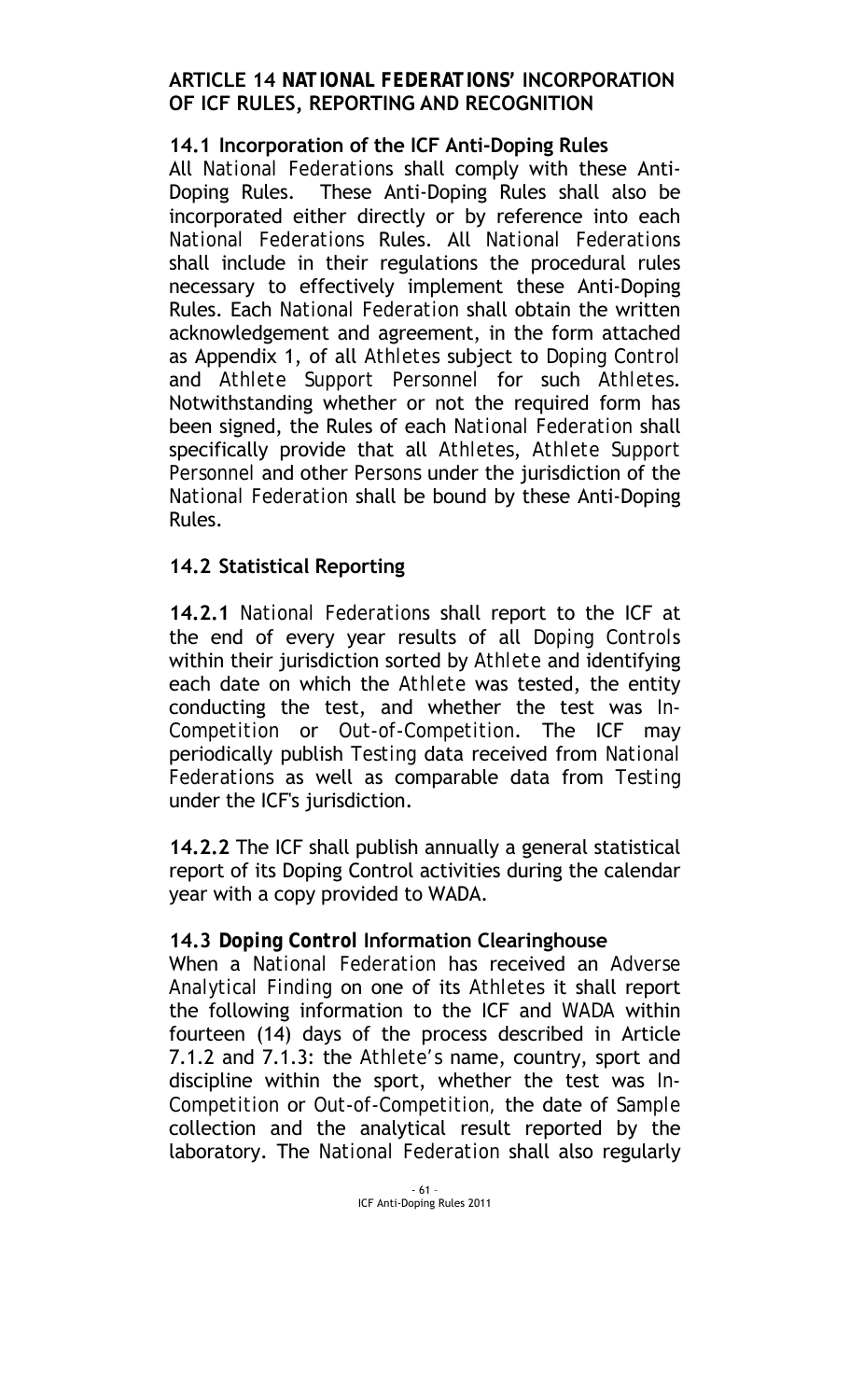## ARTICLE 14 *NATIONAL FEDERATIONS'* INCORPORATION OF ICF RULES, REPORTING AND RECOGNITION

### 14.1 Incorporation of the ICF Anti-Doping Rules

All *National Federations* shall comply with these Anti-Doping Rules. These Anti-Doping Rules shall also be incorporated either directly or by reference into each *National Federations* Rules. All *National Federations* shall include in their regulations the procedural rules necessary to effectively implement these Anti-Doping Rules. Each *National Federation* shall obtain the written acknowledgement and agreement, in the form attached as Appendix 1, of all *Athletes* subject to *Doping Control* and *Athlete Support Personnel* for such *Athletes*. Notwithstanding whether or not the required form has been signed, the Rules of each *National Federation* shall specifically provide that all *Athletes*, *Athlete Support Personnel* and other *Persons* under the jurisdiction of the *National Federation* shall be bound by these Anti-Doping Rules.

### 14.2 Statistical Reporting

**14.2.1** *National Federations* shall report to the ICF at the end of every year results of all *Doping Controls* within their jurisdiction sorted by *Athlete* and identifying each date on which the *Athlete* was tested, the entity conducting the test, and whether the test was *In-Competition* or *Out-of-Competition*. The ICF may periodically publish *Testing* data received from *National Federations* as well as comparable data from *Testing* under the ICF's jurisdiction.

**14.2.2** The ICF shall publish annually a general statistical report of its Doping Control activities during the calendar year with a copy provided to WADA.

### 14.3 *Doping Control* Information Clearinghouse

When a *National Federation* has received an *Adverse Analytical Finding* on one of its *Athletes* it shall report the following information to the ICF and WADA within fourteen (14) days of the process described in Article 7.1.2 and 7.1.3: the *Athlete's* name, country, sport and discipline within the sport, whether the test was *In-Competition* or *Out-of-Competition*, the date of *Sample* collection and the analytical result reported by the laboratory. The *National Federation* shall also regularly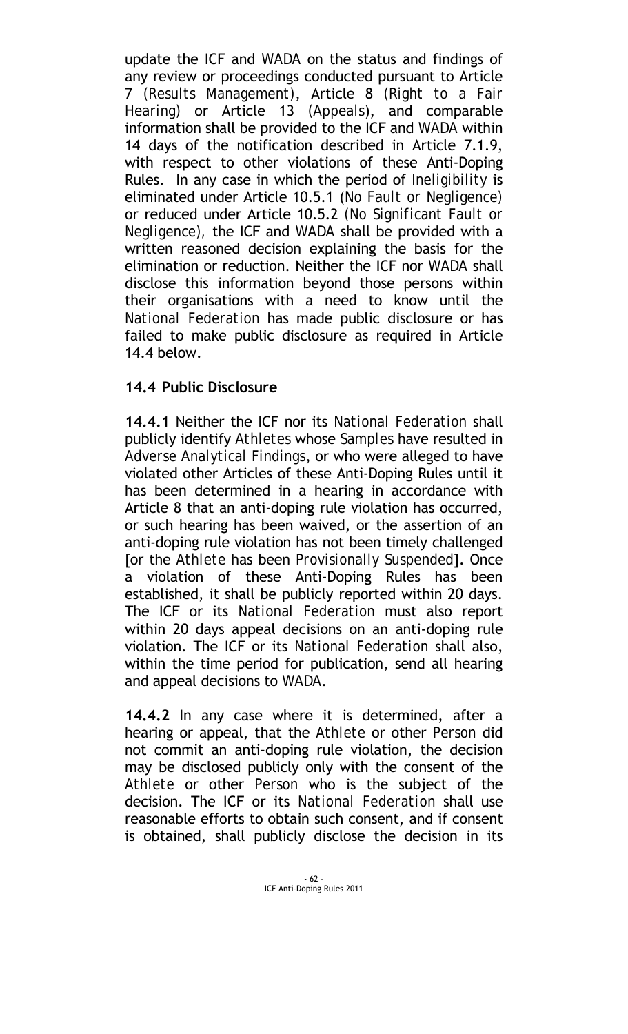update the ICF and WADA on the status and findings of any review or proceedings conducted pursuant to Article 7 (*Results Management*), Article 8 (*Right to a Fair Hearing*) or Article 13 (*Appeals*), and comparable information shall be provided to the ICF and WADA within 14 days of the notification described in Article 7.1.9, with respect to other violations of these Anti-Doping Rules. In any case in which the period of *Ineligibility* is eliminated under Article 10.5.1 (*No Fault or Negligence*) or reduced under Article 10.5.2 (*No Significant Fault or Negligence*), the ICF and WADA shall be provided with a written reasoned decision explaining the basis for the elimination or reduction. Neither the ICF nor WADA shall disclose this information beyond those persons within their organisations with a need to know until the *National Federation* has made public disclosure or has failed to make public disclosure as required in Article 14.4 below.

### 14.4 Public Disclosure

**14.4.1** Neither the ICF nor its *National Federation* shall publicly identify *Athletes* whose *Samples* have resulted in *Adverse Analytical Findings*, or who were alleged to have violated other Articles of these Anti-Doping Rules until it has been determined in a hearing in accordance with Article 8 that an anti-doping rule violation has occurred, or such hearing has been waived, or the assertion of an anti-doping rule violation has not been timely challenged [or the *Athlete* has been *Provisionally Suspended*]. Once a violation of these Anti-Doping Rules has been established, it shall be publicly reported within 20 days. The ICF or its *National Federation* must also report within 20 days appeal decisions on an anti-doping rule violation. The ICF or its *National Federation* shall also, within the time period for publication, send all hearing and appeal decisions to WADA.

**14.4.2** In any case where it is determined, after a hearing or appeal, that the *Athlete* or other *Person* did not commit an anti-doping rule violation, the decision may be disclosed publicly only with the consent of the *Athlete* or other *Person* who is the subject of the decision. The ICF or its *National Federation* shall use reasonable efforts to obtain such consent, and if consent is obtained, shall publicly disclose the decision in its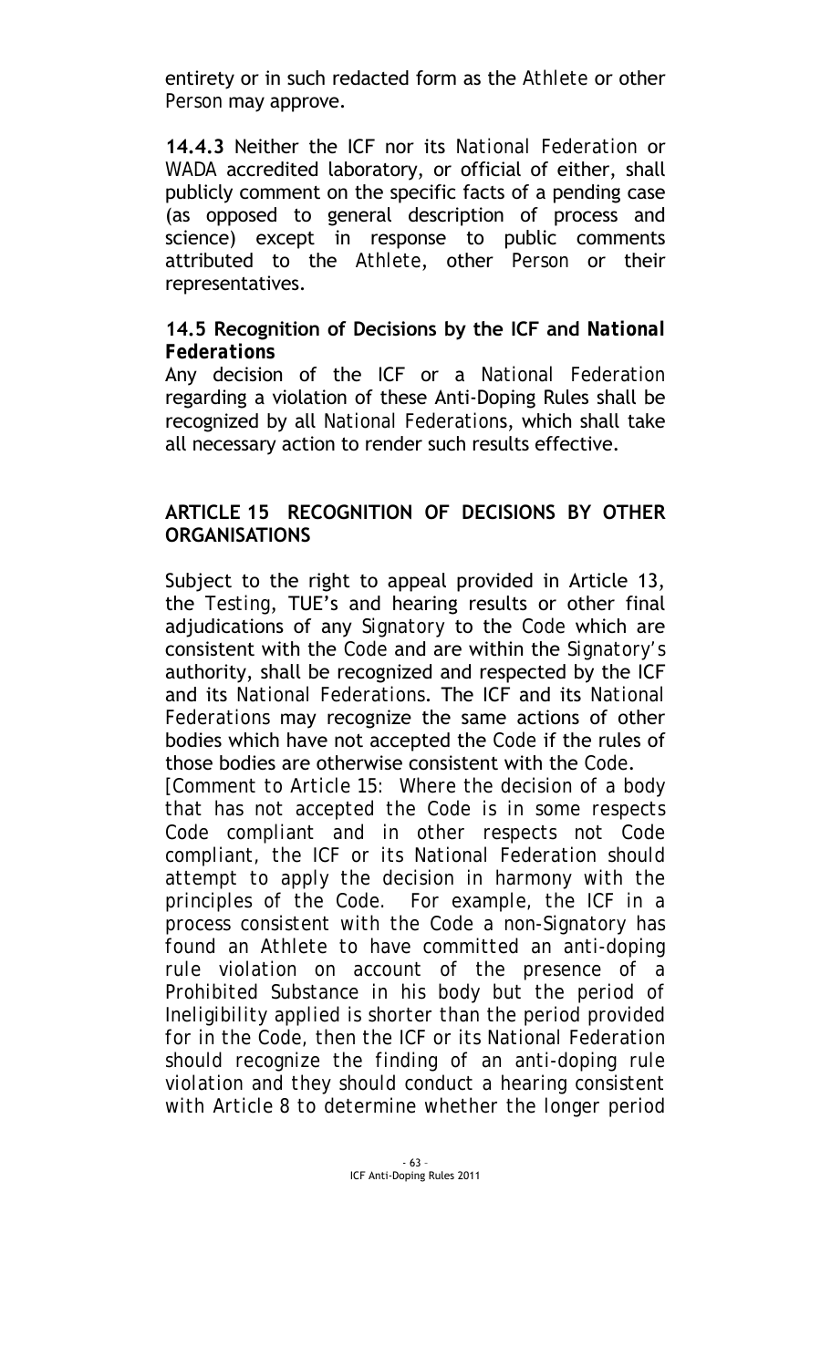entirety or in such redacted form as the *Athlete* or other *Person* may approve.

**14.4.3** Neither the ICF nor its *National Federation* or *WADA* accredited laboratory, or official of either, shall publicly comment on the specific facts of a pending case (as opposed to general description of process and science) except in response to public comments attributed to the *Athlete*, other *Person* or their representatives.

### 14.5 Recognition of Decisions by the ICF and *National Federations*

Any decision of the ICF or a *National Federation* regarding a violation of these Anti-Doping Rules shall be recognized by all *National Federations*, which shall take all necessary action to render such results effective.

## ARTICLE 15 RECOGNITION OF DECISIONS BY OTHER ORGANISATIONS

Subject to the right to appeal provided in Article 13, the *Testing*, TUE's and hearing results or other final adjudications of any *Signatory* to the *Code* which are consistent with the *Code* and are within the *Signatory's* authority, shall be recognized and respected by the ICF and its *National Federations*. The ICF and its *National Federations* may recognize the same actions of other bodies which have not accepted the *Code* if the rules of those bodies are otherwise consistent with the *Code*.

*[Comment to Article 15: Where the decision of a body that has not accepted the Code is in some respects Code compliant and in other respects not Code compliant, the ICF or its National Federation should attempt to apply the decision in harmony with the principles of the Code. For example, the ICF in a process consistent with the Code a non-Signatory has found an Athlete to have committed an anti-doping rule violation on account of the presence of a Prohibited Substance in his body but the period of Ineligibility applied is shorter than the period provided for in the Code, then the ICF or its National Federation should recognize the finding of an anti-doping rule violation and they should conduct a hearing consistent with Article 8 to determine whether the longer period*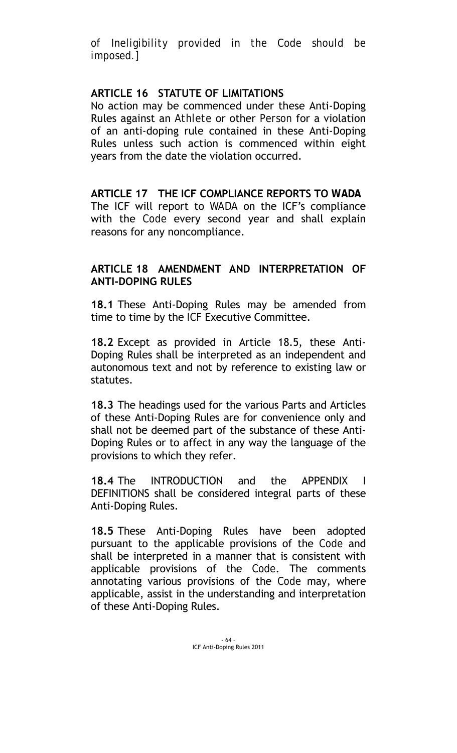*of Ineligibility provided in the Code should be imposed.]*

## ARTICLE 16 STATUTE OF LIMITATIONS

No action may be commenced under these Anti-Doping Rules against an *Athlete* or other *Person* for a violation of an anti-doping rule contained in these Anti-Doping Rules unless such action is commenced within eight years from the date the violation occurred.

## ARTICLE 17 THE ICF COMPLIANCE REPORTS TO WADA

The ICF will report to WADA on the ICF's compliance with the Code every second year and shall explain reasons for any noncompliance.

## ARTICLE 18 AMENDMENT AND INTERPRETATION OF ANTI-DOPING RULES

**18.1** These Anti-Doping Rules may be amended from time to time by the ICF Executive Committee.

**18.2** Except as provided in Article 18.5, these Anti-Doping Rules shall be interpreted as an independent and autonomous text and not by reference to existing law or statutes.

**18.3** The headings used for the various Parts and Articles of these Anti-Doping Rules are for convenience only and shall not be deemed part of the substance of these Anti-Doping Rules or to affect in any way the language of the provisions to which they refer.

**18.4** The INTRODUCTION and the APPENDIX I DEFINITIONS shall be considered integral parts of these Anti-Doping Rules.

**18.5** These Anti-Doping Rules have been adopted pursuant to the applicable provisions of the Code and shall be interpreted in a manner that is consistent with applicable provisions of the Code. The comments annotating various provisions of the Code may, where applicable, assist in the understanding and interpretation of these Anti-Doping Rules.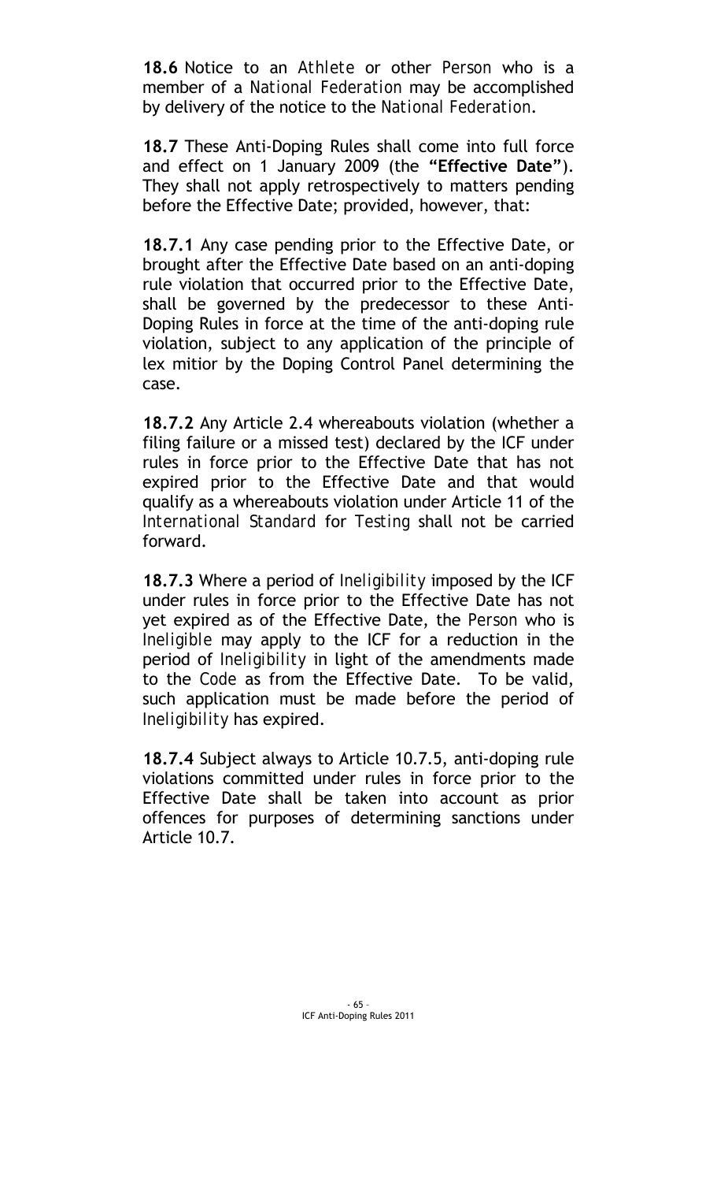**18.6** Notice to an *Athlete* or other *Person* who is a member of a *National Federation* may be accomplished by delivery of the notice to the *National Federation*.

**18.7** These Anti-Doping Rules shall come into full force and effect on 1 January 2009 (the **"Effective Date"**). They shall not apply retrospectively to matters pending before the Effective Date; provided, however, that:

**18.7.1** Any case pending prior to the Effective Date, or brought after the Effective Date based on an anti-doping rule violation that occurred prior to the Effective Date, shall be governed by the predecessor to these Anti-Doping Rules in force at the time of the anti-doping rule violation, subject to any application of the principle of lex mitior by the Doping Control Panel determining the case.

**18.7.2** Any Article 2.4 whereabouts violation (whether a filing failure or a missed test) declared by the ICF under rules in force prior to the Effective Date that has not expired prior to the Effective Date and that would qualify as a whereabouts violation under Article 11 of the *International Standard* for *Testing* shall not be carried forward.

**18.7.3** Where a period of *Ineligibility* imposed by the ICF under rules in force prior to the Effective Date has not yet expired as of the Effective Date, the *Person* who is *Ineligible* may apply to the ICF for a reduction in the period of *Ineligibility* in light of the amendments made to the *Code* as from the Effective Date. To be valid, such application must be made before the period of *Ineligibility* has expired.

**18.7.4** Subject always to Article 10.7.5, anti-doping rule violations committed under rules in force prior to the Effective Date shall be taken into account as prior offences for purposes of determining sanctions under Article 10.7.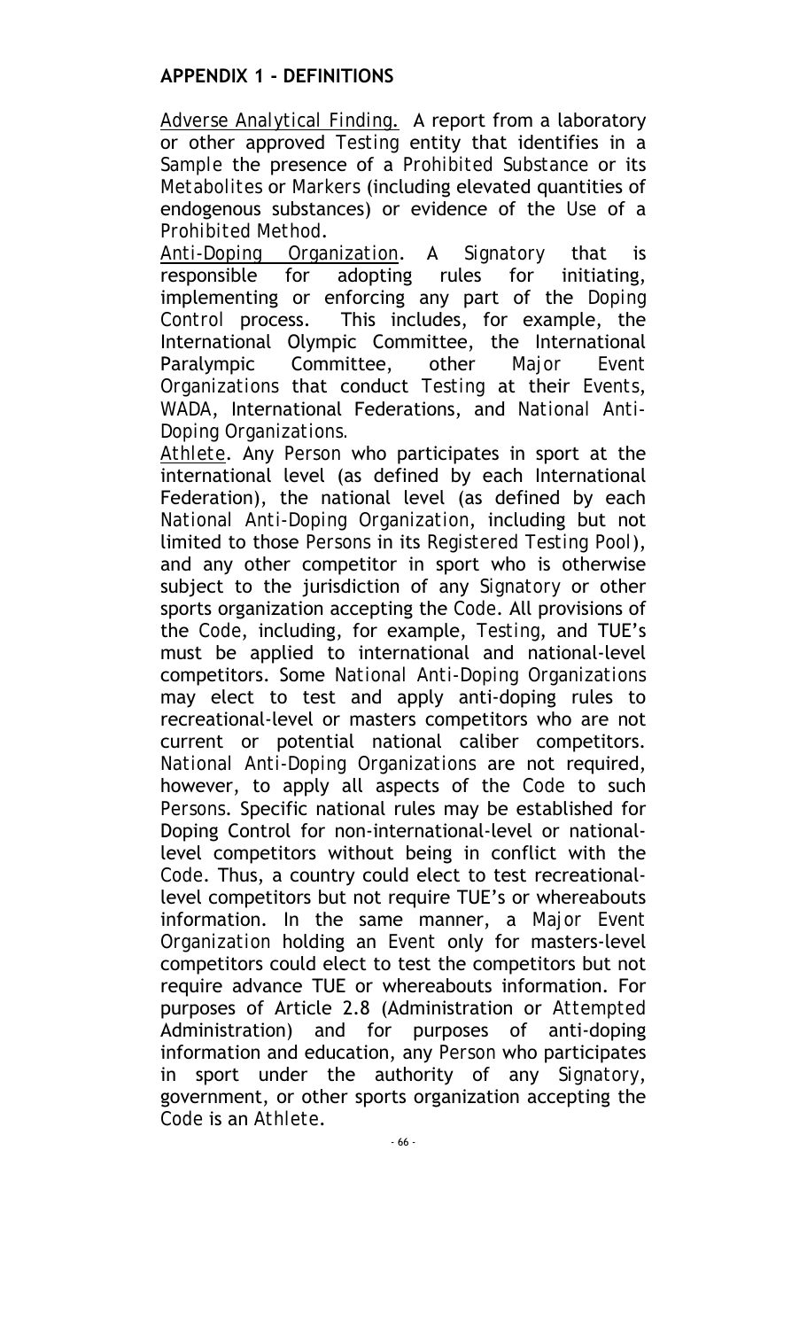## APPENDIX 1 - DEFINITIONS

Adverse Analytical Finding. A report from a laboratory or other approved *Testing* entity that identifies in a *Sample* the presence of a *Prohibited Substance* or its *Metabolites* or *Markers* (including elevated quantities of endogenous substances) or evidence of the *Use* of a *Prohibited Method*.

Anti-Doping Organization. A *Signatory* that is responsible for adopting rules for initiating, implementing or enforcing any part of the *Doping Control* process. This includes, for example, the International Olympic Committee, the International Paralympic Committee, other *Major Event Organizations* that conduct *Testing* at their *Events*, WADA, International Federations, and *National Anti-Doping Organizations.*

Athlete. Any *Person* who participates in sport at the international level (as defined by each International Federation), the national level (as defined by each *National Anti-Doping Organization*, including but not limited to those *Persons* in its *Registered Testing Pool*), and any other competitor in sport who is otherwise subject to the jurisdiction of any *Signatory* or other sports organization accepting the *Code*. All provisions of the *Code*, including, for example, *Testing*, and TUE's must be applied to international and national-level competitors. Some *National Anti-Doping Organizations* may elect to test and apply anti-doping rules to recreational-level or masters competitors who are not current or potential national caliber competitors. *National Anti-Doping Organizations* are not required, however, to apply all aspects of the *Code* to such *Persons*. Specific national rules may be established for Doping Control for non-international-level or national-level competitors without being in conflict with the *Code*. Thus, a country could elect to test recreational-level competitors but not require TUE's or whereabouts information. In the same manner, a *Major Event Organization* holding an *Event* only for masters-level competitors could elect to test the competitors but not require advance TUE or whereabouts information. For purposes of Article 2.8 (Administration or *Attempted* Administration) and for purposes of anti-doping information and education, any *Person* who participates in sport under the authority of any *Signatory*, government, or other sports organization accepting the *Code* is an *Athlete*.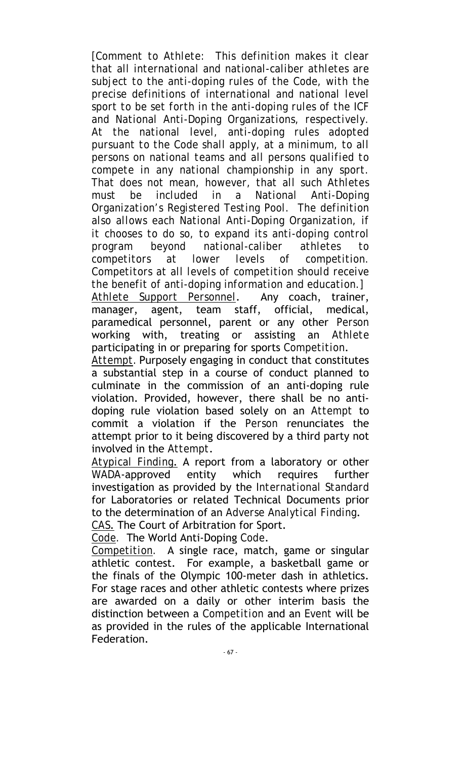*[Comment to Athlete: This definition makes it clear that all international and national-caliber athletes are subject to the anti-doping rules of the Code, with the precise definitions of international and national level sport to be set forth in the anti-doping rules of the ICF and National Anti-Doping Organizations, respectively. At the national level, anti-doping rules adopted pursuant to the Code shall apply, at a minimum, to all persons on national teams and all persons qualified to compete in any national championship in any sport. That does not mean, however, that all such Athletes must be included in a National Anti-Doping Organization's Registered Testing Pool. The definition also allows each National Anti-Doping Organization, if it chooses to do so, to expand its anti-doping control program beyond national-caliber athletes to competitors at lower levels of competition. Competitors at all levels of competition should receive the benefit of anti-doping information and education.]*

*Athlete Support Personnel*. Any coach, trainer, manager, agent, team staff, official, medical, paramedical personnel, parent or any other *Person* working with, treating or assisting an *Athlete* participating in or preparing for sports *Competition*.

*Attempt*. Purposely engaging in conduct that constitutes a substantial step in a course of conduct planned to culminate in the commission of an anti-doping rule violation. Provided, however, there shall be no anti-doping rule violation based solely on an *Attempt* to commit a violation if the *Person* renunciates the attempt prior to it being discovered by a third party not involved in the *Attempt*.

*Atypical Finding*. A report from a laboratory or other WADA-approved entity which requires further investigation as provided by the *International Standard* for Laboratories or related Technical Documents prior to the determination of an *Adverse Analytical Finding*.

CAS. The Court of Arbitration for Sport.

*Code*. The World Anti-Doping *Code*.

*Competition*. A single race, match, game or singular athletic contest. For example, a basketball game or the finals of the Olympic 100-meter dash in athletics. For stage races and other athletic contests where prizes are awarded on a daily or other interim basis the distinction between a *Competition* and an *Event* will be as provided in the rules of the applicable International Federation.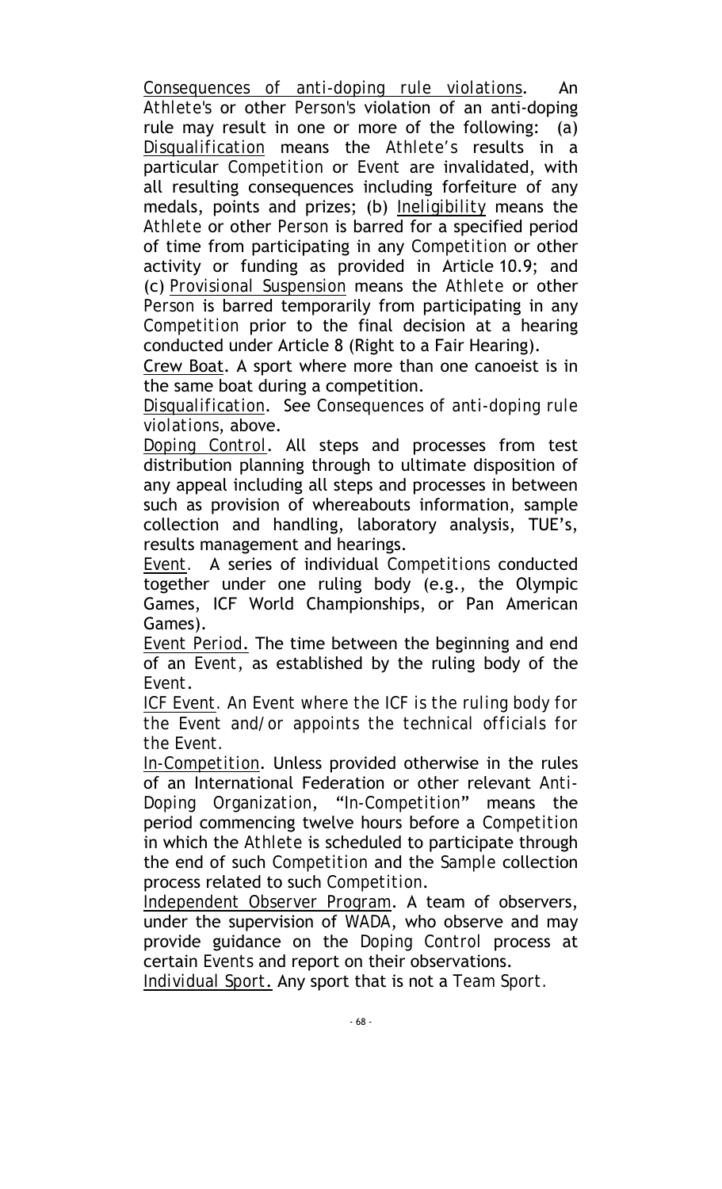Consequences of anti-doping rule violations. An *Athlete's* or other *Person's* violation of an anti-doping rule may result in one or more of the following: (a) Disqualification means the *Athlete's* results in a particular *Competition* or *Event* are invalidated, with all resulting consequences including forfeiture of any medals, points and prizes; (b) Ineligibility means the *Athlete* or other *Person* is barred for a specified period of time from participating in any *Competition* or other activity or funding as provided in Article 10.9; and (c) Provisional Suspension means the *Athlete* or other *Person* is barred temporarily from participating in any *Competition* prior to the final decision at a hearing conducted under Article 8 (Right to a Fair Hearing).

Crew Boat. A sport where more than one canoeist is in the same boat during a competition.

Disqualification. See *Consequences of anti-doping rule violations*, above.

Doping Control. All steps and processes from test distribution planning through to ultimate disposition of any appeal including all steps and processes in between such as provision of whereabouts information, sample collection and handling, laboratory analysis, TUE's, results management and hearings.

Event. A series of individual *Competitions* conducted together under one ruling body (e.g., the Olympic Games, ICF World Championships, or Pan American Games).

Event Period. The time between the beginning and end of an *Event*, as established by the ruling body of the *Event*.

*ICF Event. An Event where the ICF is the ruling body for the Event and/or appoints the technical officials for the Event.*

In-Competition. Unless provided otherwise in the rules of an International Federation or other relevant *Anti-Doping Organization*, "*In-Competition*" means the period commencing twelve hours before a *Competition* in which the *Athlete* is scheduled to participate through the end of such *Competition* and the *Sample* collection process related to such *Competition*.

Independent Observer Program. A team of observers, under the supervision of *WADA*, who observe and may provide guidance on the *Doping Control* process at certain *Events* and report on their observations.

Individual Sport. Any sport that is not a *Team Sport*.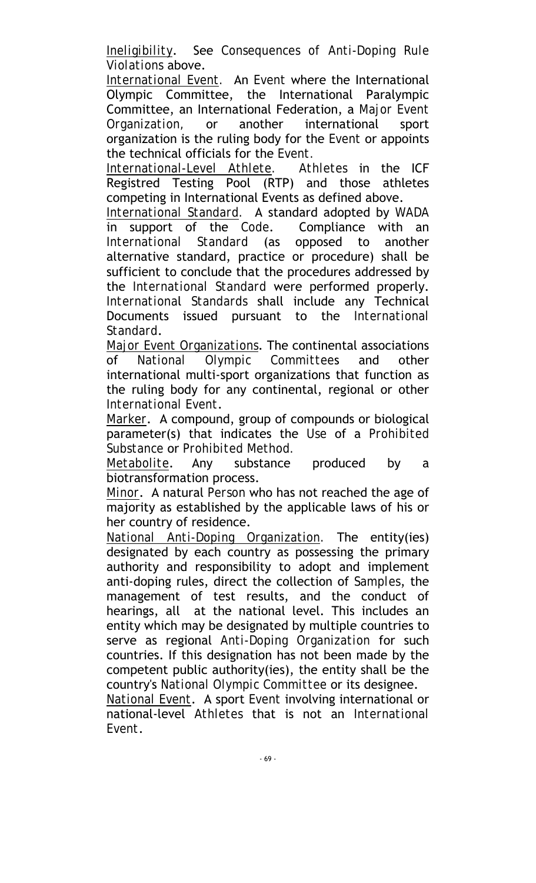<u>Ineligibility</u>. See *Consequences of Anti-Doping Rule Violations* above.

<u>International Event</u>. An *Event* where the International Olympic Committee, the International Paralympic Committee, an International Federation, a *Major Event Organization*, or another international sport organization is the ruling body for the *Event* or appoints the technical officials for the *Event*.

<u>International-Level Athlete</u>. *Athletes* in the ICF Registred Testing Pool (RTP) and those athletes competing in International Events as defined above.

<u>International Standard</u>. A standard adopted by WADA in support of the *Code*. Compliance with an *International Standard* (as opposed to another alternative standard, practice or procedure) shall be sufficient to conclude that the procedures addressed by the *International Standard* were performed properly. *International Standards* shall include any Technical Documents issued pursuant to the *International Standard*.

<u>Major Event Organizations</u>. The continental associations of *National Olympic Committees* and other international multi-sport organizations that function as the ruling body for any continental, regional or other *International Event*.

<u>Marker</u>. A compound, group of compounds or biological parameter(s) that indicates the *Use* of a *Prohibited Substance* or *Prohibited Method*.

<u>Metabolite</u>. Any substance produced by a biotransformation process.

<u>Minor</u>. A natural *Person* who has not reached the age of majority as established by the applicable laws of his or her country of residence.

<u>National Anti-Doping Organization</u>. The entity(ies) designated by each country as possessing the primary authority and responsibility to adopt and implement anti-doping rules, direct the collection of *Samples*, the management of test results, and the conduct of hearings, all at the national level. This includes an entity which may be designated by multiple countries to serve as regional *Anti-Doping Organization* for such countries. If this designation has not been made by the competent public authority(ies), the entity shall be the country's *National Olympic Committee* or its designee.

<u>National Event</u>. A sport *Event* involving international or national-level *Athletes* that is not an *International Event*.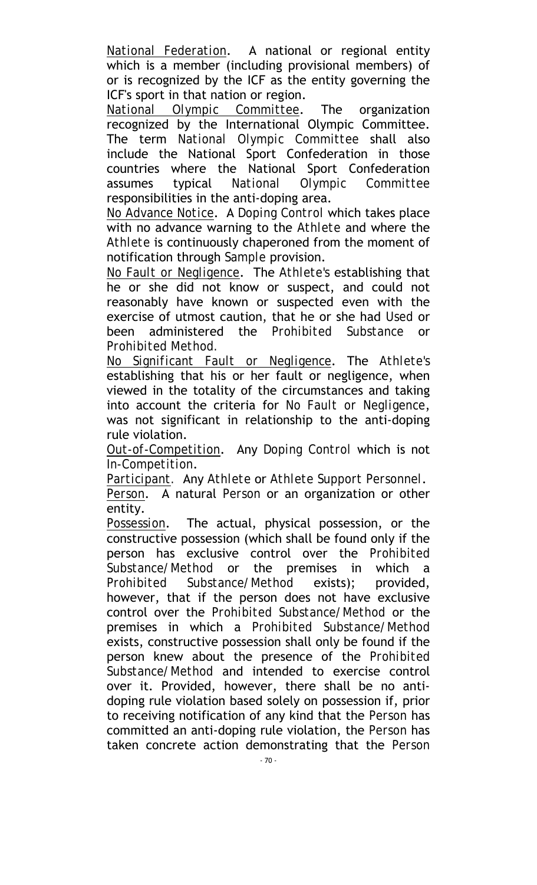<u>National Federation</u>. A national or regional entity which is a member (including provisional members) of or is recognized by the ICF as the entity governing the ICF's sport in that nation or region.

<u>National Olympic Committee</u>. The organization recognized by the International Olympic Committee. The term *National Olympic Committee* shall also include the National Sport Confederation in those countries where the National Sport Confederation assumes typical *National Olympic Committee* responsibilities in the anti-doping area.

<u>No Advance Notice</u>. A *Doping Control* which takes place with no advance warning to the *Athlete* and where the *Athlete* is continuously chaperoned from the moment of notification through *Sample* provision.

<u>No Fault or Negligence</u>. The *Athlete's* establishing that he or she did not know or suspect, and could not reasonably have known or suspected even with the exercise of utmost caution, that he or she had *Used* or been administered the *Prohibited Substance* or *Prohibited Method.*

<u>No Significant Fault or Negligence</u>. The *Athlete's* establishing that his or her fault or negligence, when viewed in the totality of the circumstances and taking into account the criteria for *No Fault or Negligence*, was not significant in relationship to the anti-doping rule violation.

<u>Out-of-Competition</u>. Any *Doping Control* which is not *In-Competition*.

<u>Participant</u>. Any *Athlete* or *Athlete Support Personnel*.

<u>Person</u>. A natural *Person* or an organization or other entity.

<u>Possession</u>. The actual, physical possession, or the constructive possession (which shall be found only if the person has exclusive control over the *Prohibited Substance/Method* or the premises in which a *Prohibited Substance/Method* exists); provided, however, that if the person does not have exclusive control over the *Prohibited Substance/Method* or the premises in which a *Prohibited Substance/Method* exists, constructive possession shall only be found if the person knew about the presence of the *Prohibited Substance/Method* and intended to exercise control over it. Provided, however, there shall be no anti-doping rule violation based solely on possession if, prior to receiving notification of any kind that the *Person* has committed an anti-doping rule violation, the *Person* has taken concrete action demonstrating that the *Person*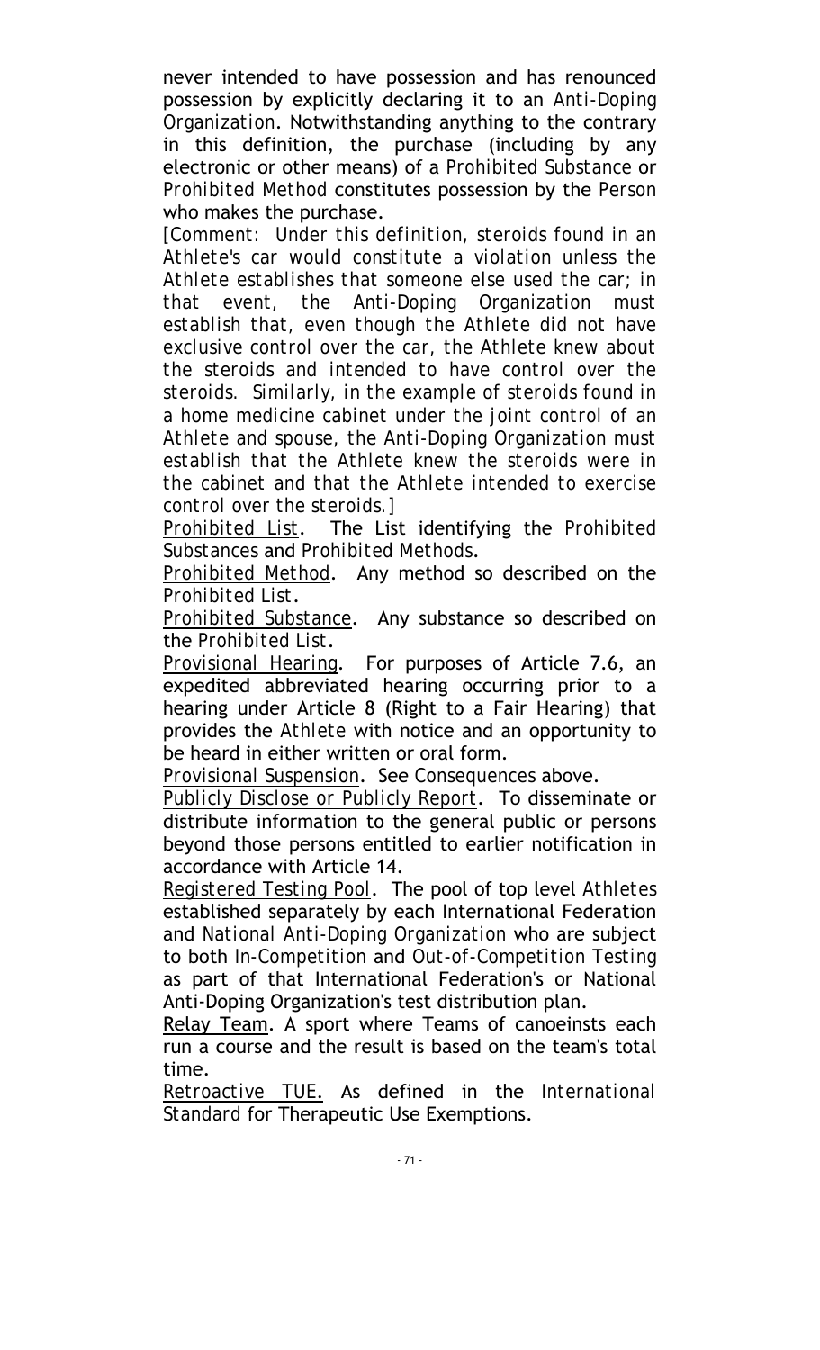never intended to have possession and has renounced possession by explicitly declaring it to an *Anti-Doping Organization*. Notwithstanding anything to the contrary in this definition, the purchase (including by any electronic or other means) of a *Prohibited Substance* or *Prohibited Method* constitutes possession by the *Person* who makes the purchase.

*[Comment: Under this definition, steroids found in an Athlete's car would constitute a violation unless the Athlete establishes that someone else used the car; in that event, the Anti-Doping Organization must establish that, even though the Athlete did not have exclusive control over the car, the Athlete knew about the steroids and intended to have control over the steroids. Similarly, in the example of steroids found in a home medicine cabinet under the joint control of an Athlete and spouse, the Anti-Doping Organization must establish that the Athlete knew the steroids were in the cabinet and that the Athlete intended to exercise control over the steroids.]*

<u>*Prohibited List*</u>. The List identifying the *Prohibited Substances* and *Prohibited Methods*.

<u>*Prohibited Method*</u>. Any method so described on the *Prohibited List*.

<u>*Prohibited Substance*</u>. Any substance so described on the *Prohibited List*.

<u>*Provisional Hearing*</u>. For purposes of Article 7.6, an expedited abbreviated hearing occurring prior to a hearing under Article 8 (Right to a Fair Hearing) that provides the *Athlete* with notice and an opportunity to be heard in either written or oral form.

<u>*Provisional Suspension*</u>. See *Consequences* above.

<u>*Publicly Disclose or Publicly Report*</u>. To disseminate or distribute information to the general public or persons beyond those persons entitled to earlier notification in accordance with Article 14.

<u>*Registered Testing Pool*</u>. The pool of top level *Athletes* established separately by each International Federation and *National Anti-Doping Organization* who are subject to both *In-Competition* and *Out-of-Competition Testing* as part of that International Federation's or National Anti-Doping Organization's test distribution plan.

<u>Relay Team</u>. A sport where Teams of canoeinsts each run a course and the result is based on the team's total time.

<u>Retroactive TUE.</u> As defined in the *International Standard* for Therapeutic Use Exemptions.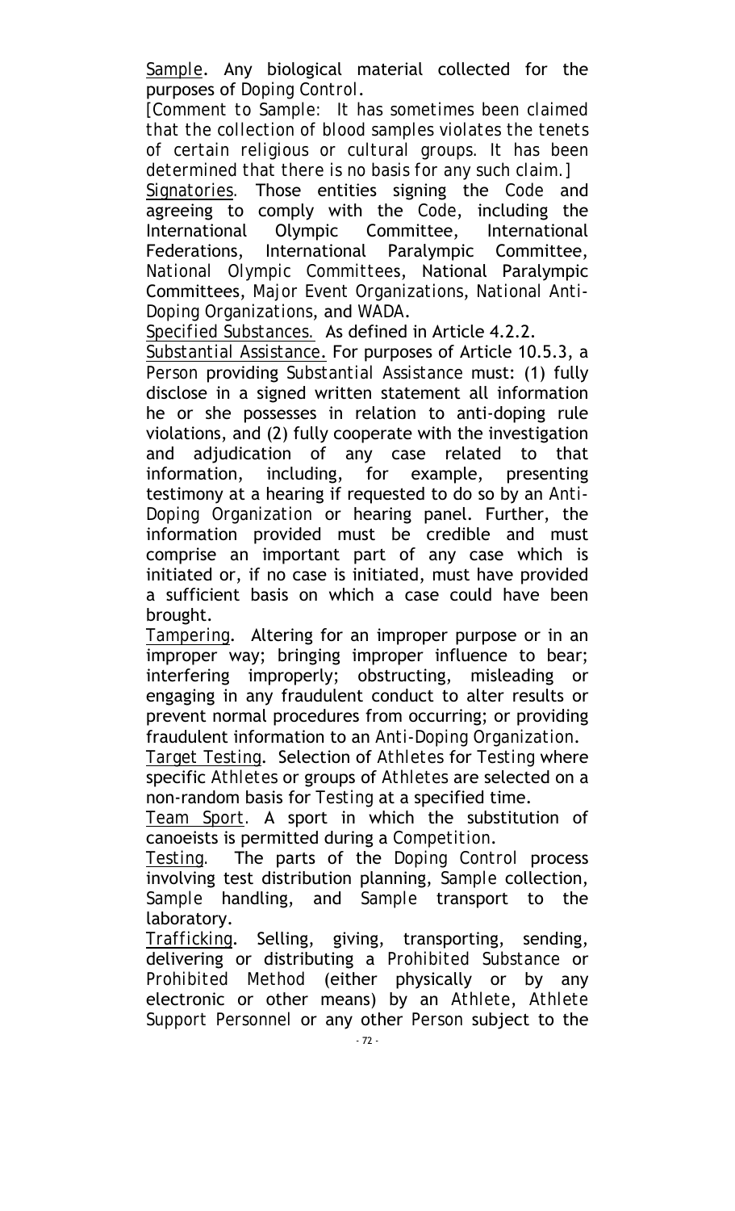Sample. Any biological material collected for the purposes of *Doping Control*.

*[Comment to Sample: It has sometimes been claimed that the collection of blood samples violates the tenets of certain religious or cultural groups. It has been determined that there is no basis for any such claim.]*

Signatories. Those entities signing the *Code* and agreeing to comply with the *Code*, including the International Olympic Committee, International Federations, International Paralympic Committee, *National Olympic Committees*, National Paralympic Committees, *Major Event Organizations*, *National Anti-Doping Organizations*, and *WADA*.

Specified Substances. As defined in Article 4.2.2.

Substantial Assistance. For purposes of Article 10.5.3, a *Person* providing *Substantial Assistance* must: (1) fully disclose in a signed written statement all information he or she possesses in relation to anti-doping rule violations, and (2) fully cooperate with the investigation and adjudication of any case related to that information, including, for example, presenting testimony at a hearing if requested to do so by an *Anti-Doping Organization* or hearing panel. Further, the information provided must be credible and must comprise an important part of any case which is initiated or, if no case is initiated, must have provided a sufficient basis on which a case could have been brought.

Tampering. Altering for an improper purpose or in an improper way; bringing improper influence to bear; interfering improperly; obstructing, misleading or engaging in any fraudulent conduct to alter results or prevent normal procedures from occurring; or providing fraudulent information to an *Anti-Doping Organization*.

Target Testing. Selection of *Athletes* for *Testing* where specific *Athletes* or groups of *Athletes* are selected on a non-random basis for *Testing* at a specified time.

Team Sport. A sport in which the substitution of canoeists is permitted during a *Competition*.

Testing. The parts of the *Doping Control* process involving test distribution planning, *Sample* collection, *Sample* handling, and *Sample* transport to the laboratory.

Trafficking. Selling, giving, transporting, sending, delivering or distributing a *Prohibited Substance* or *Prohibited Method* (either physically or by any electronic or other means) by an *Athlete*, *Athlete Support Personnel* or any other *Person* subject to the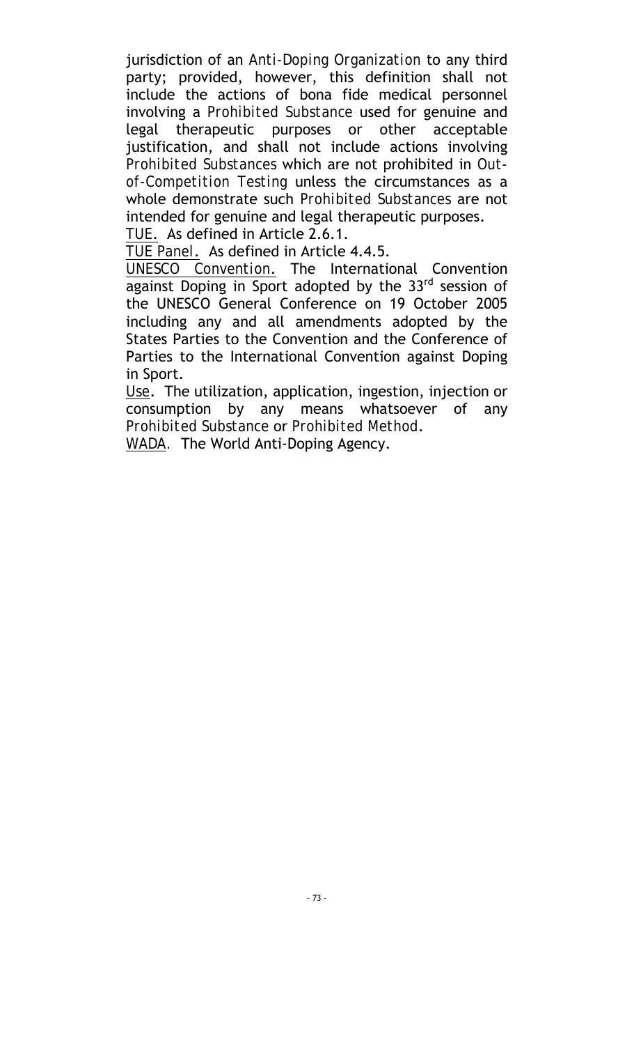jurisdiction of an *Anti-Doping Organization* to any third party; provided, however, this definition shall not include the actions of bona fide medical personnel involving a *Prohibited Substance* used for genuine and legal therapeutic purposes or other acceptable justification, and shall not include actions involving *Prohibited Substances* which are not prohibited in *Out-of-Competition Testing* unless the circumstances as a whole demonstrate such *Prohibited Substances* are not intended for genuine and legal therapeutic purposes.

TUE. As defined in Article 2.6.1.

*TUE Panel*. As defined in Article 4.4.5.

*UNESCO Convention*. The International Convention against Doping in Sport adopted by the 33rd session of the UNESCO General Conference on 19 October 2005 including any and all amendments adopted by the States Parties to the Convention and the Conference of Parties to the International Convention against Doping in Sport.

Use. The utilization, application, ingestion, injection or consumption by any means whatsoever of any *Prohibited Substance* or *Prohibited Method*.

WADA. The World Anti-Doping Agency.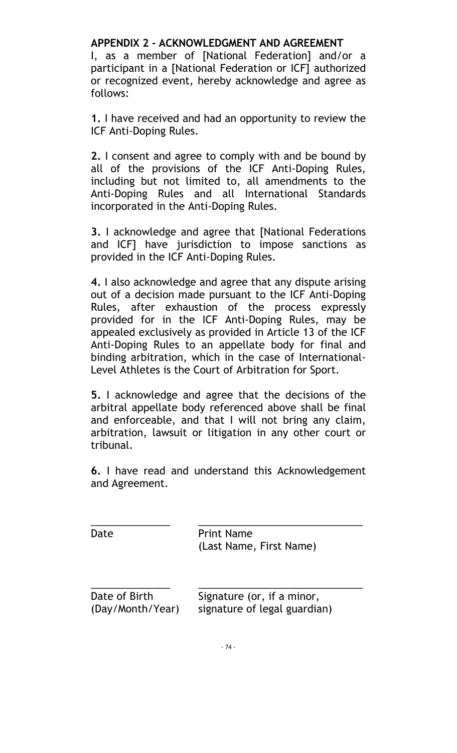## APPENDIX 2 - ACKNOWLEDGMENT AND AGREEMENT

I, as a member of [National Federation] and/or a participant in a [National Federation or ICF] authorized or recognized event, hereby acknowledge and agree as follows:

**1.** I have received and had an opportunity to review the ICF Anti-Doping Rules.

**2.** I consent and agree to comply with and be bound by all of the provisions of the ICF Anti-Doping Rules, including but not limited to, all amendments to the Anti-Doping Rules and all International Standards incorporated in the Anti-Doping Rules.

**3.** I acknowledge and agree that [National Federations and ICF] have jurisdiction to impose sanctions as provided in the ICF Anti-Doping Rules.

**4.** I also acknowledge and agree that any dispute arising out of a decision made pursuant to the ICF Anti-Doping Rules, after exhaustion of the process expressly provided for in the ICF Anti-Doping Rules, may be appealed exclusively as provided in Article 13 of the ICF Anti-Doping Rules to an appellate body for final and binding arbitration, which in the case of International-Level Athletes is the Court of Arbitration for Sport.

**5.** I acknowledge and agree that the decisions of the arbitral appellate body referenced above shall be final and enforceable, and that I will not bring any claim, arbitration, lawsuit or litigation in any other court or tribunal.

**6.** I have read and understand this Acknowledgement and Agreement.

______________ ______________________________

Date Print Name (Last Name, First Name)

______________ ______________________________

Date of Birth (Day/Month/Year) Signature (or, if a minor, signature of legal guardian)